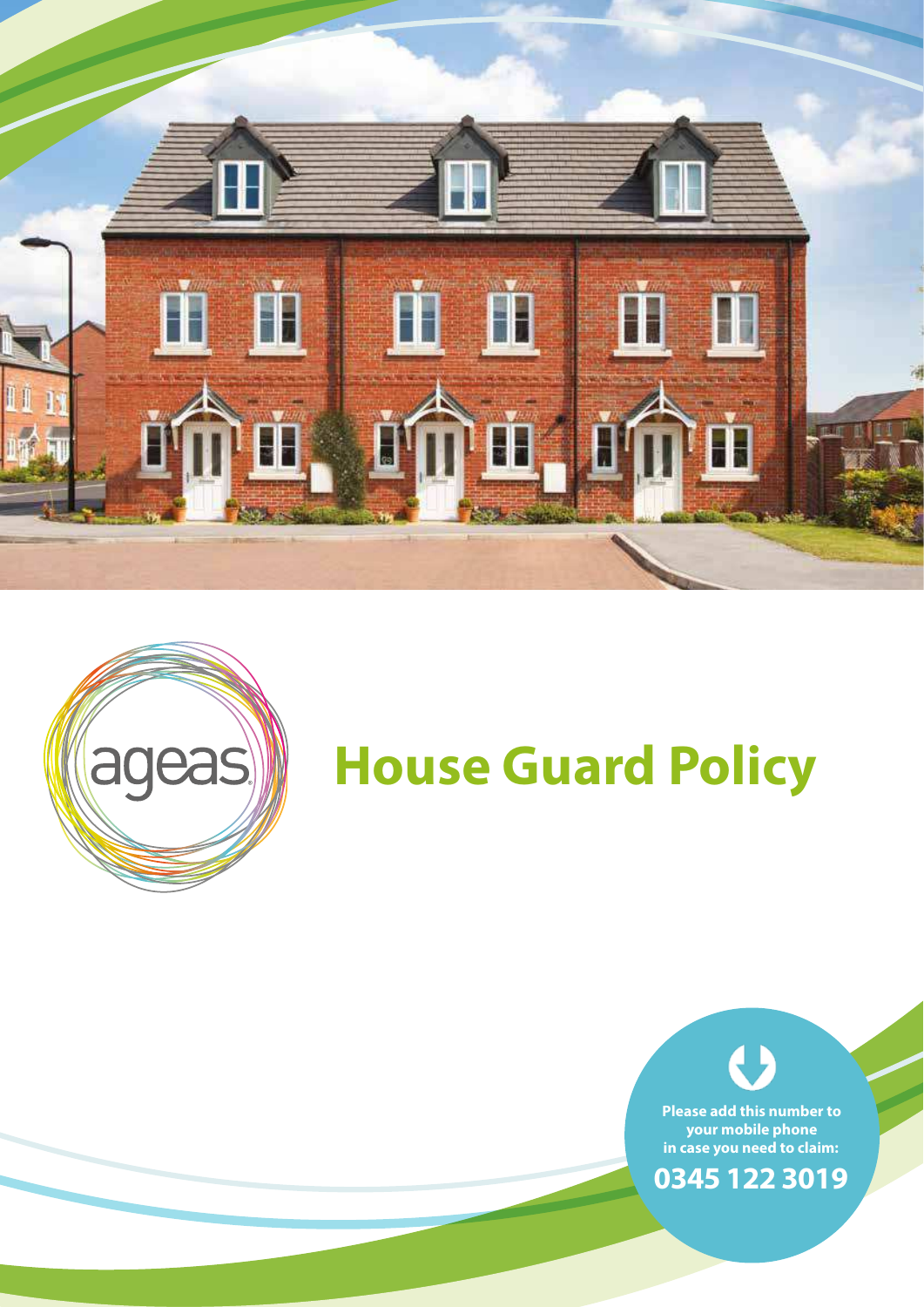ageas

# House Guard Policy

Please add this number to your mobile phone in case you need to claim:

**0345 122 3019**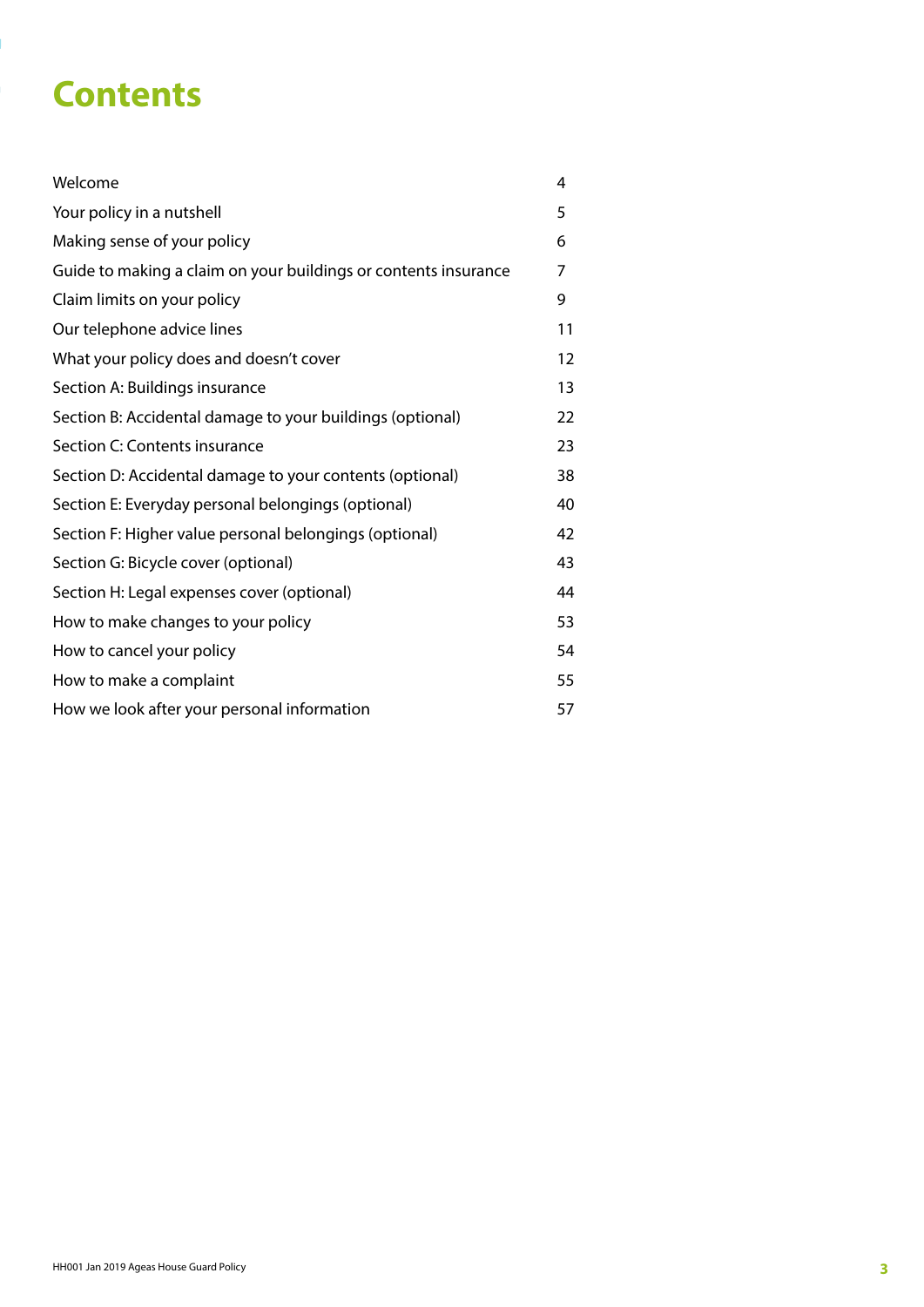# Contents

| | |
|---|---|
| Welcome | 4 |
| Your policy in a nutshell | 5 |
| Making sense of your policy | 6 |
| Guide to making a claim on your buildings or contents insurance | 7 |
| Claim limits on your policy | 9 |
| Our telephone advice lines | 11 |
| What your policy does and doesn't cover | 12 |
| Section A: Buildings insurance | 13 |
| Section B: Accidental damage to your buildings (optional) | 22 |
| Section C: Contents insurance | 23 |
| Section D: Accidental damage to your contents (optional) | 38 |
| Section E: Everyday personal belongings (optional) | 40 |
| Section F: Higher value personal belongings (optional) | 42 |
| Section G: Bicycle cover (optional) | 43 |
| Section H: Legal expenses cover (optional) | 44 |
| How to make changes to your policy | 53 |
| How to cancel your policy | 54 |
| How to make a complaint | 55 |
| How we look after your personal information | 57 |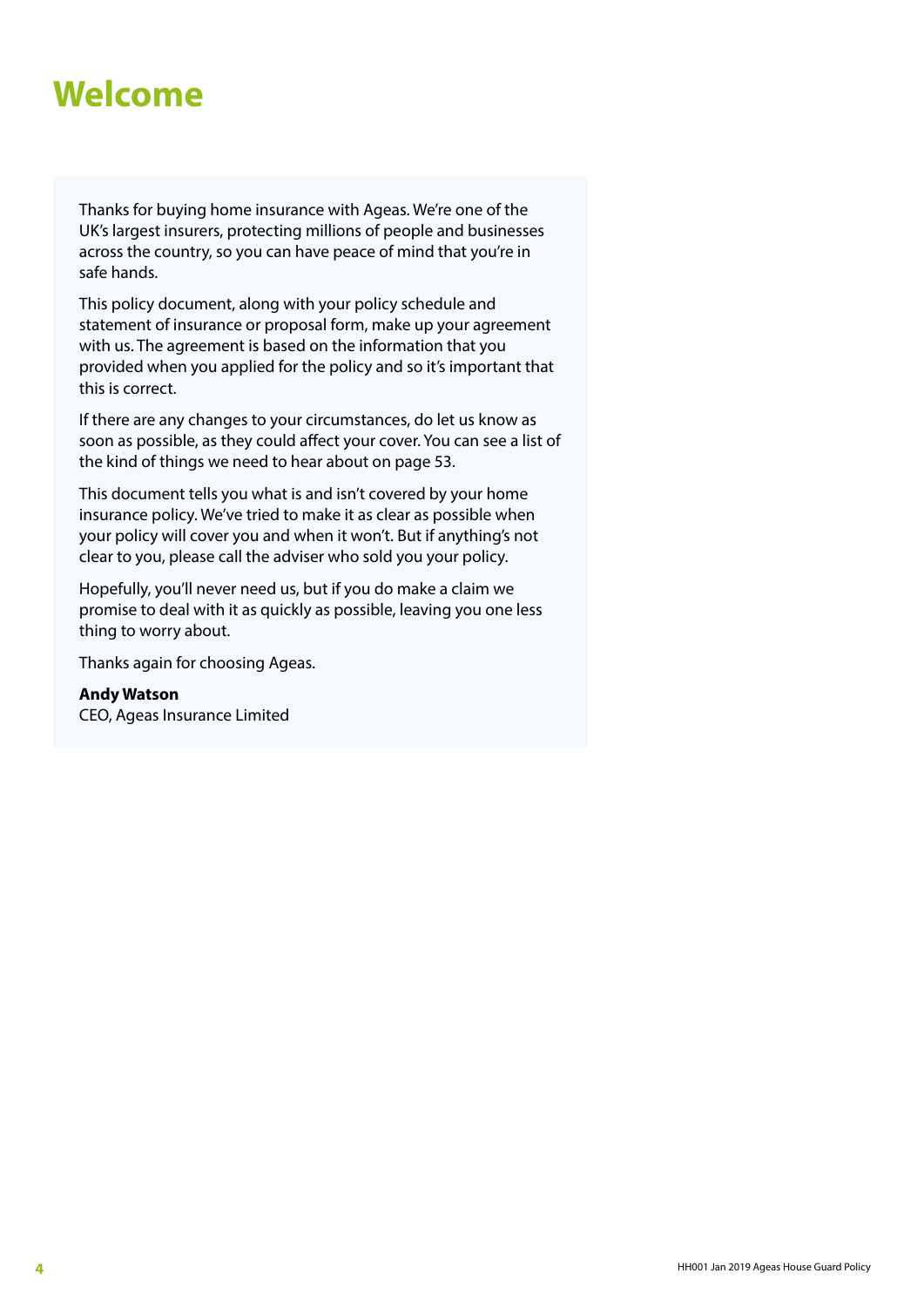# Welcome

Thanks for buying home insurance with Ageas. We're one of the UK's largest insurers, protecting millions of people and businesses across the country, so you can have peace of mind that you're in safe hands.

This policy document, along with your policy schedule and statement of insurance or proposal form, make up your agreement with us. The agreement is based on the information that you provided when you applied for the policy and so it's important that this is correct.

If there are any changes to your circumstances, do let us know as soon as possible, as they could affect your cover. You can see a list of the kind of things we need to hear about on page 53.

This document tells you what is and isn't covered by your home insurance policy. We've tried to make it as clear as possible when your policy will cover you and when it won't. But if anything's not clear to you, please call the adviser who sold you your policy.

Hopefully, you'll never need us, but if you do make a claim we promise to deal with it as quickly as possible, leaving you one less thing to worry about.

Thanks again for choosing Ageas.

**Andy Watson**
CEO, Ageas Insurance Limited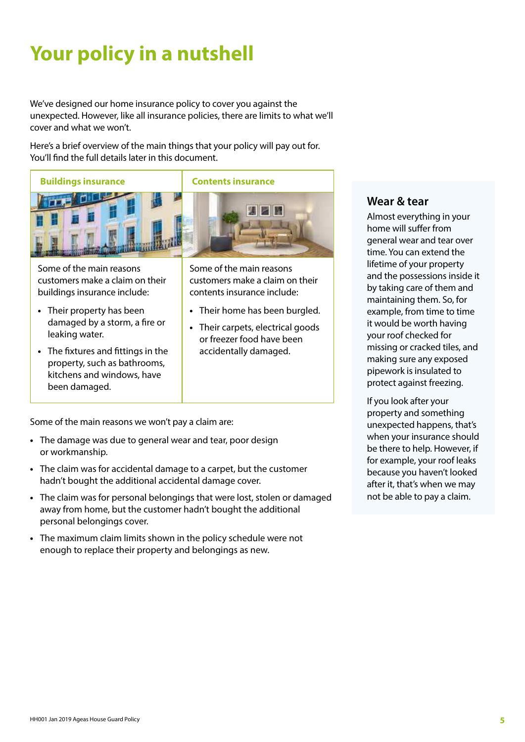# Your policy in a nutshell

We've designed our home insurance policy to cover you against the unexpected. However, like all insurance policies, there are limits to what we'll cover and what we won't.

Here's a brief overview of the main things that your policy will pay out for. You'll find the full details later in this document.

| Buildings insurance | Contents insurance |
|---|---|
| Some of the main reasons customers make a claim on their buildings insurance include:<br>• Their property has been damaged by a storm, a fire or leaking water.<br>• The fixtures and fittings in the property, such as bathrooms, kitchens and windows, have been damaged. | Some of the main reasons customers make a claim on their contents insurance include:<br>• Their home has been burgled.<br>• Their carpets, electrical goods or freezer food have been accidentally damaged. |

Some of the main reasons we won't pay a claim are:

- The damage was due to general wear and tear, poor design or workmanship.
- The claim was for accidental damage to a carpet, but the customer hadn't bought the additional accidental damage cover.
- The claim was for personal belongings that were lost, stolen or damaged away from home, but the customer hadn't bought the additional personal belongings cover.
- The maximum claim limits shown in the policy schedule were not enough to replace their property and belongings as new.

## Wear & tear

Almost everything in your home will suffer from general wear and tear over time. You can extend the lifetime of your property and the possessions inside it by taking care of them and maintaining them. So, for example, from time to time it would be worth having your roof checked for missing or cracked tiles, and making sure any exposed pipework is insulated to protect against freezing.

If you look after your property and something unexpected happens, that's when your insurance should be there to help. However, if for example, your roof leaks because you haven't looked after it, that's when we may not be able to pay a claim.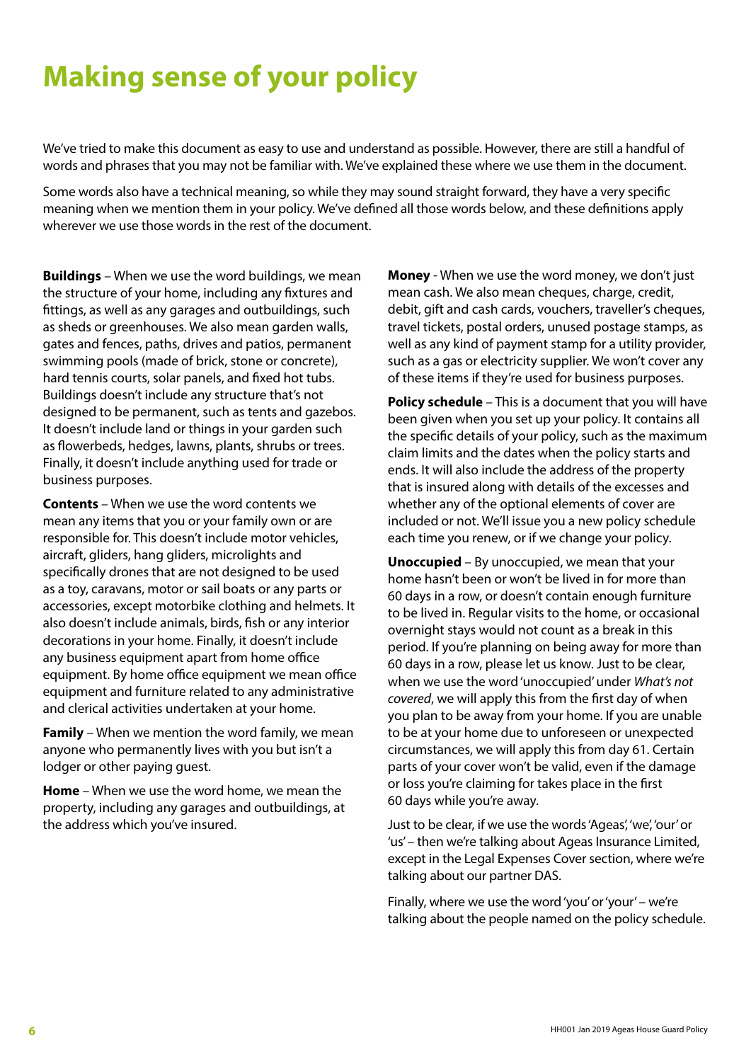# Making sense of your policy

We've tried to make this document as easy to use and understand as possible. However, there are still a handful of words and phrases that you may not be familiar with. We've explained these where we use them in the document.

Some words also have a technical meaning, so while they may sound straight forward, they have a very specific meaning when we mention them in your policy. We've defined all those words below, and these definitions apply wherever we use those words in the rest of the document.

**Buildings** – When we use the word buildings, we mean the structure of your home, including any fixtures and fittings, as well as any garages and outbuildings, such as sheds or greenhouses. We also mean garden walls, gates and fences, paths, drives and patios, permanent swimming pools (made of brick, stone or concrete), hard tennis courts, solar panels, and fixed hot tubs. Buildings doesn't include any structure that's not designed to be permanent, such as tents and gazebos. It doesn't include land or things in your garden such as flowerbeds, hedges, lawns, plants, shrubs or trees. Finally, it doesn't include anything used for trade or business purposes.

**Contents** – When we use the word contents we mean any items that you or your family own or are responsible for. This doesn't include motor vehicles, aircraft, gliders, hang gliders, microlights and specifically drones that are not designed to be used as a toy, caravans, motor or sail boats or any parts or accessories, except motorbike clothing and helmets. It also doesn't include animals, birds, fish or any interior decorations in your home. Finally, it doesn't include any business equipment apart from home office equipment. By home office equipment we mean office equipment and furniture related to any administrative and clerical activities undertaken at your home.

**Family** – When we mention the word family, we mean anyone who permanently lives with you but isn't a lodger or other paying guest.

**Home** – When we use the word home, we mean the property, including any garages and outbuildings, at the address which you've insured.

**Money** - When we use the word money, we don't just mean cash. We also mean cheques, charge, credit, debit, gift and cash cards, vouchers, traveller's cheques, travel tickets, postal orders, unused postage stamps, as well as any kind of payment stamp for a utility provider, such as a gas or electricity supplier. We won't cover any of these items if they're used for business purposes.

**Policy schedule** – This is a document that you will have been given when you set up your policy. It contains all the specific details of your policy, such as the maximum claim limits and the dates when the policy starts and ends. It will also include the address of the property that is insured along with details of the excesses and whether any of the optional elements of cover are included or not. We'll issue you a new policy schedule each time you renew, or if we change your policy.

**Unoccupied** – By unoccupied, we mean that your home hasn't been or won't be lived in for more than 60 days in a row, or doesn't contain enough furniture to be lived in. Regular visits to the home, or occasional overnight stays would not count as a break in this period. If you're planning on being away for more than 60 days in a row, please let us know. Just to be clear, when we use the word 'unoccupied' under *What's not covered*, we will apply this from the first day of when you plan to be away from your home. If you are unable to be at your home due to unforeseen or unexpected circumstances, we will apply this from day 61. Certain parts of your cover won't be valid, even if the damage or loss you're claiming for takes place in the first 60 days while you're away.

Just to be clear, if we use the words 'Ageas', 'we', 'our' or 'us' – then we're talking about Ageas Insurance Limited, except in the Legal Expenses Cover section, where we're talking about our partner DAS.

Finally, where we use the word 'you' or 'your' – we're talking about the people named on the policy schedule.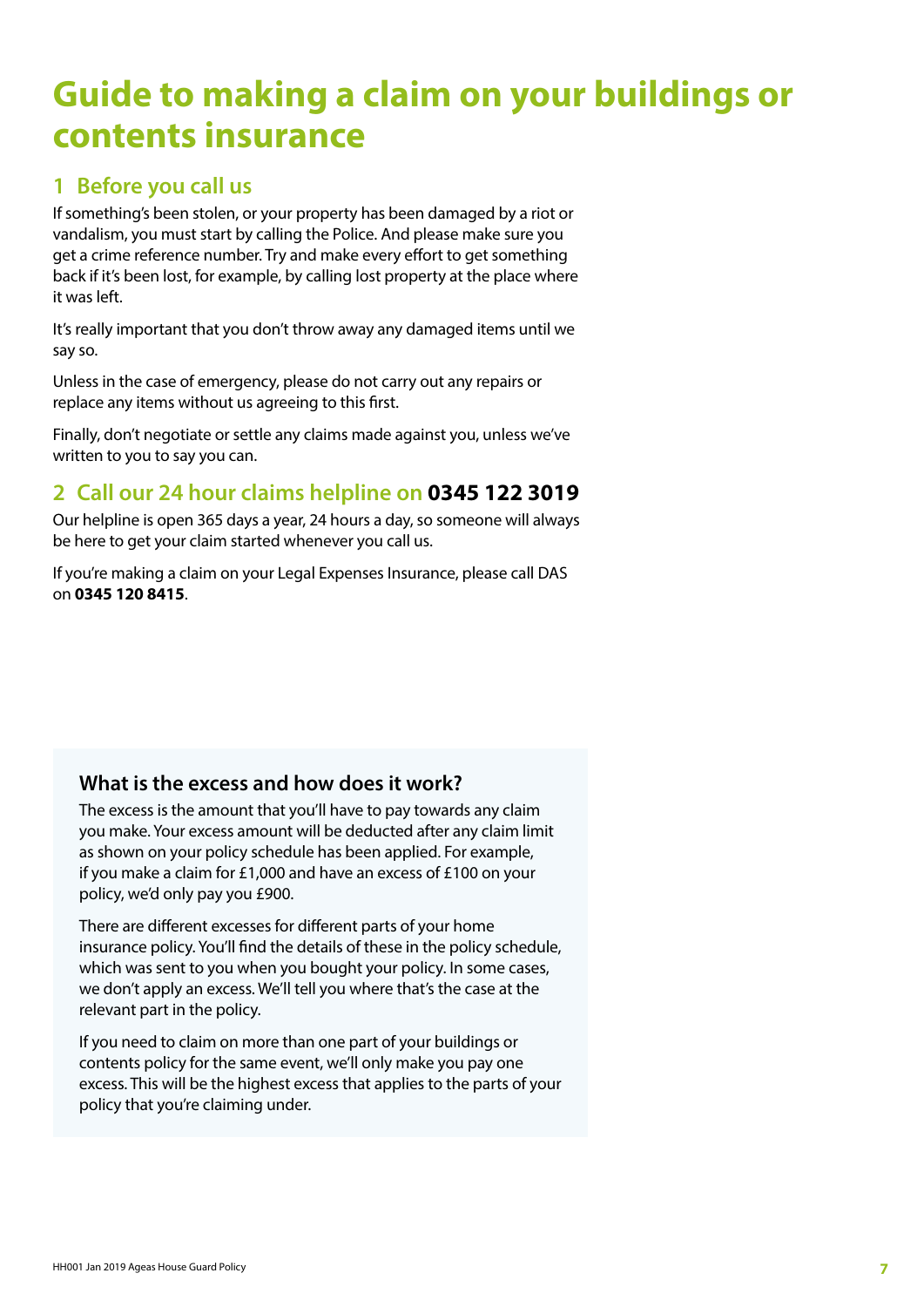# Guide to making a claim on your buildings or contents insurance

## 1 Before you call us

If something's been stolen, or your property has been damaged by a riot or vandalism, you must start by calling the Police. And please make sure you get a crime reference number. Try and make every effort to get something back if it's been lost, for example, by calling lost property at the place where it was left.

It's really important that you don't throw away any damaged items until we say so.

Unless in the case of emergency, please do not carry out any repairs or replace any items without us agreeing to this first.

Finally, don't negotiate or settle any claims made against you, unless we've written to you to say you can.

## 2 Call our 24 hour claims helpline on **0345 122 3019**

Our helpline is open 365 days a year, 24 hours a day, so someone will always be here to get your claim started whenever you call us.

If you're making a claim on your Legal Expenses Insurance, please call DAS on **0345 120 8415**.

### What is the excess and how does it work?

The excess is the amount that you'll have to pay towards any claim you make. Your excess amount will be deducted after any claim limit as shown on your policy schedule has been applied. For example, if you make a claim for £1,000 and have an excess of £100 on your policy, we'd only pay you £900.

There are different excesses for different parts of your home insurance policy. You'll find the details of these in the policy schedule, which was sent to you when you bought your policy. In some cases, we don't apply an excess. We'll tell you where that's the case at the relevant part in the policy.

If you need to claim on more than one part of your buildings or contents policy for the same event, we'll only make you pay one excess. This will be the highest excess that applies to the parts of your policy that you're claiming under.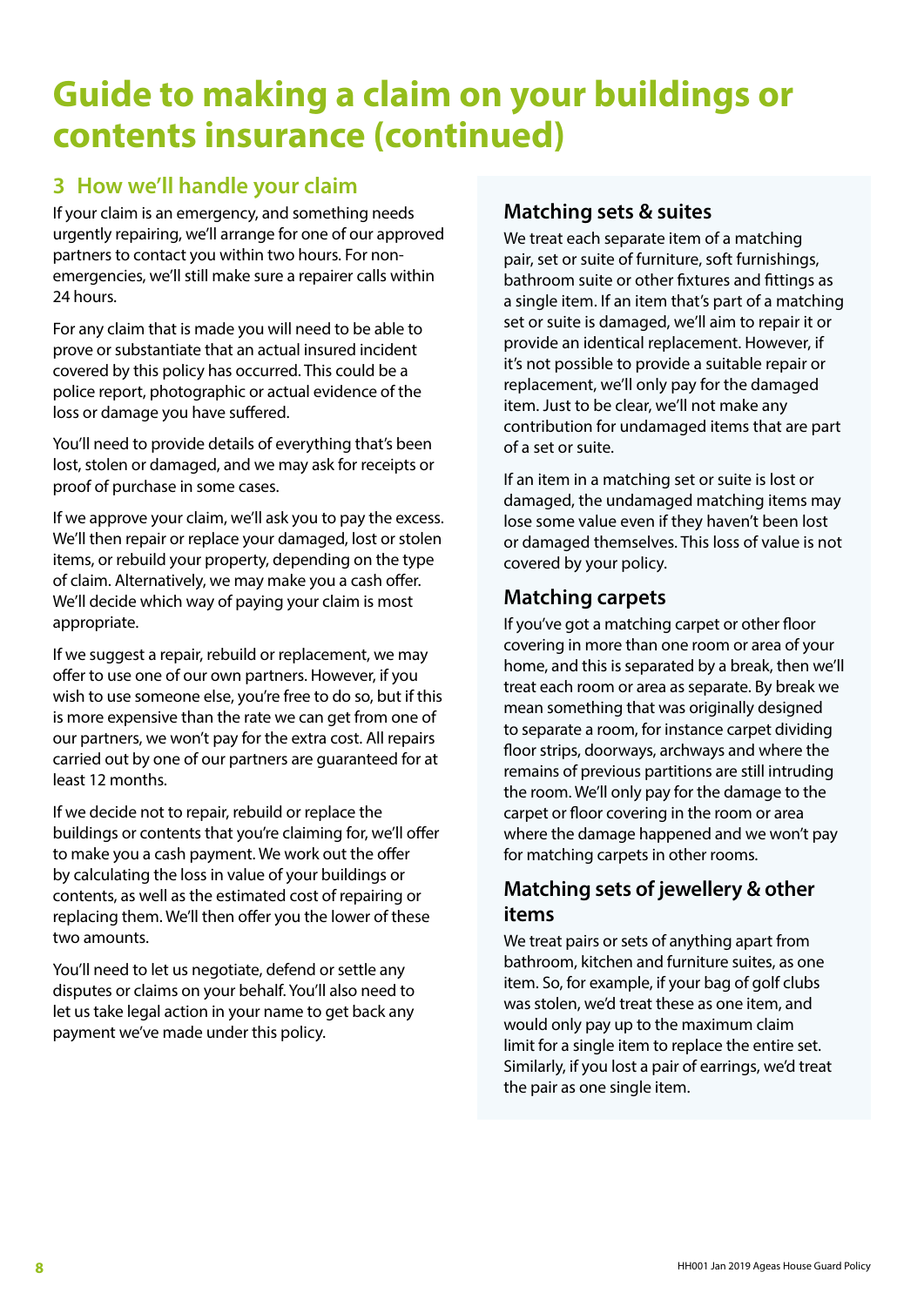# Guide to making a claim on your buildings or contents insurance (continued)

## 3 How we'll handle your claim

If your claim is an emergency, and something needs urgently repairing, we'll arrange for one of our approved partners to contact you within two hours. For non-emergencies, we'll still make sure a repairer calls within 24 hours.

For any claim that is made you will need to be able to prove or substantiate that an actual insured incident covered by this policy has occurred. This could be a police report, photographic or actual evidence of the loss or damage you have suffered.

You'll need to provide details of everything that's been lost, stolen or damaged, and we may ask for receipts or proof of purchase in some cases.

If we approve your claim, we'll ask you to pay the excess. We'll then repair or replace your damaged, lost or stolen items, or rebuild your property, depending on the type of claim. Alternatively, we may make you a cash offer. We'll decide which way of paying your claim is most appropriate.

If we suggest a repair, rebuild or replacement, we may offer to use one of our own partners. However, if you wish to use someone else, you're free to do so, but if this is more expensive than the rate we can get from one of our partners, we won't pay for the extra cost. All repairs carried out by one of our partners are guaranteed for at least 12 months.

If we decide not to repair, rebuild or replace the buildings or contents that you're claiming for, we'll offer to make you a cash payment. We work out the offer by calculating the loss in value of your buildings or contents, as well as the estimated cost of repairing or replacing them. We'll then offer you the lower of these two amounts.

You'll need to let us negotiate, defend or settle any disputes or claims on your behalf. You'll also need to let us take legal action in your name to get back any payment we've made under this policy.

### Matching sets & suites

We treat each separate item of a matching pair, set or suite of furniture, soft furnishings, bathroom suite or other fixtures and fittings as a single item. If an item that's part of a matching set or suite is damaged, we'll aim to repair it or provide an identical replacement. However, if it's not possible to provide a suitable repair or replacement, we'll only pay for the damaged item. Just to be clear, we'll not make any contribution for undamaged items that are part of a set or suite.

If an item in a matching set or suite is lost or damaged, the undamaged matching items may lose some value even if they haven't been lost or damaged themselves. This loss of value is not covered by your policy.

### Matching carpets

If you've got a matching carpet or other floor covering in more than one room or area of your home, and this is separated by a break, then we'll treat each room or area as separate. By break we mean something that was originally designed to separate a room, for instance carpet dividing floor strips, doorways, archways and where the remains of previous partitions are still intruding the room. We'll only pay for the damage to the carpet or floor covering in the room or area where the damage happened and we won't pay for matching carpets in other rooms.

### Matching sets of jewellery & other items

We treat pairs or sets of anything apart from bathroom, kitchen and furniture suites, as one item. So, for example, if your bag of golf clubs was stolen, we'd treat these as one item, and would only pay up to the maximum claim limit for a single item to replace the entire set. Similarly, if you lost a pair of earrings, we'd treat the pair as one single item.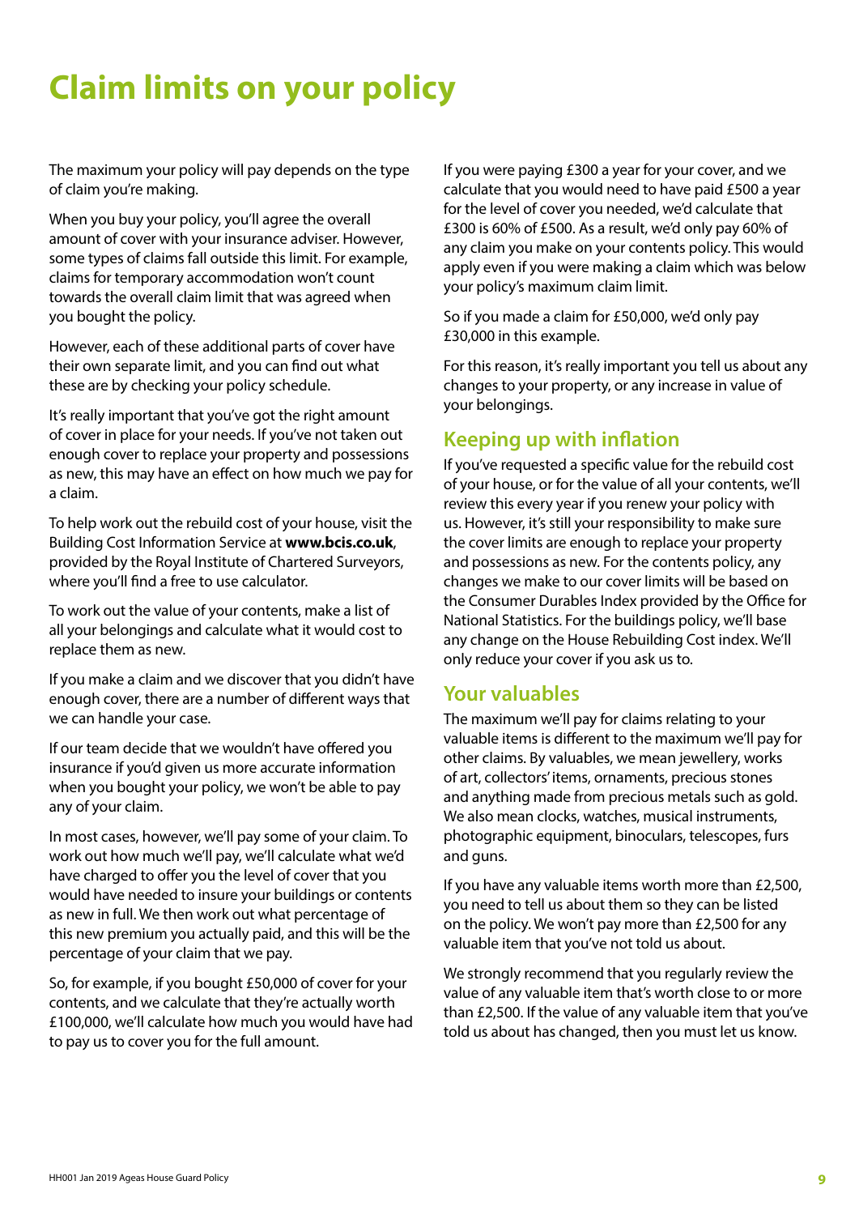# Claim limits on your policy

The maximum your policy will pay depends on the type of claim you're making.

When you buy your policy, you'll agree the overall amount of cover with your insurance adviser. However, some types of claims fall outside this limit. For example, claims for temporary accommodation won't count towards the overall claim limit that was agreed when you bought the policy.

However, each of these additional parts of cover have their own separate limit, and you can find out what these are by checking your policy schedule.

It's really important that you've got the right amount of cover in place for your needs. If you've not taken out enough cover to replace your property and possessions as new, this may have an effect on how much we pay for a claim.

To help work out the rebuild cost of your house, visit the Building Cost Information Service at **www.bcis.co.uk**, provided by the Royal Institute of Chartered Surveyors, where you'll find a free to use calculator.

To work out the value of your contents, make a list of all your belongings and calculate what it would cost to replace them as new.

If you make a claim and we discover that you didn't have enough cover, there are a number of different ways that we can handle your case.

If our team decide that we wouldn't have offered you insurance if you'd given us more accurate information when you bought your policy, we won't be able to pay any of your claim.

In most cases, however, we'll pay some of your claim. To work out how much we'll pay, we'll calculate what we'd have charged to offer you the level of cover that you would have needed to insure your buildings or contents as new in full. We then work out what percentage of this new premium you actually paid, and this will be the percentage of your claim that we pay.

So, for example, if you bought £50,000 of cover for your contents, and we calculate that they're actually worth £100,000, we'll calculate how much you would have had to pay us to cover you for the full amount.

If you were paying £300 a year for your cover, and we calculate that you would need to have paid £500 a year for the level of cover you needed, we'd calculate that £300 is 60% of £500. As a result, we'd only pay 60% of any claim you make on your contents policy. This would apply even if you were making a claim which was below your policy's maximum claim limit.

So if you made a claim for £50,000, we'd only pay £30,000 in this example.

For this reason, it's really important you tell us about any changes to your property, or any increase in value of your belongings.

## Keeping up with inflation

If you've requested a specific value for the rebuild cost of your house, or for the value of all your contents, we'll review this every year if you renew your policy with us. However, it's still your responsibility to make sure the cover limits are enough to replace your property and possessions as new. For the contents policy, any changes we make to our cover limits will be based on the Consumer Durables Index provided by the Office for National Statistics. For the buildings policy, we'll base any change on the House Rebuilding Cost index. We'll only reduce your cover if you ask us to.

## Your valuables

The maximum we'll pay for claims relating to your valuable items is different to the maximum we'll pay for other claims. By valuables, we mean jewellery, works of art, collectors' items, ornaments, precious stones and anything made from precious metals such as gold. We also mean clocks, watches, musical instruments, photographic equipment, binoculars, telescopes, furs and guns.

If you have any valuable items worth more than £2,500, you need to tell us about them so they can be listed on the policy. We won't pay more than £2,500 for any valuable item that you've not told us about.

We strongly recommend that you regularly review the value of any valuable item that's worth close to or more than £2,500. If the value of any valuable item that you've told us about has changed, then you must let us know.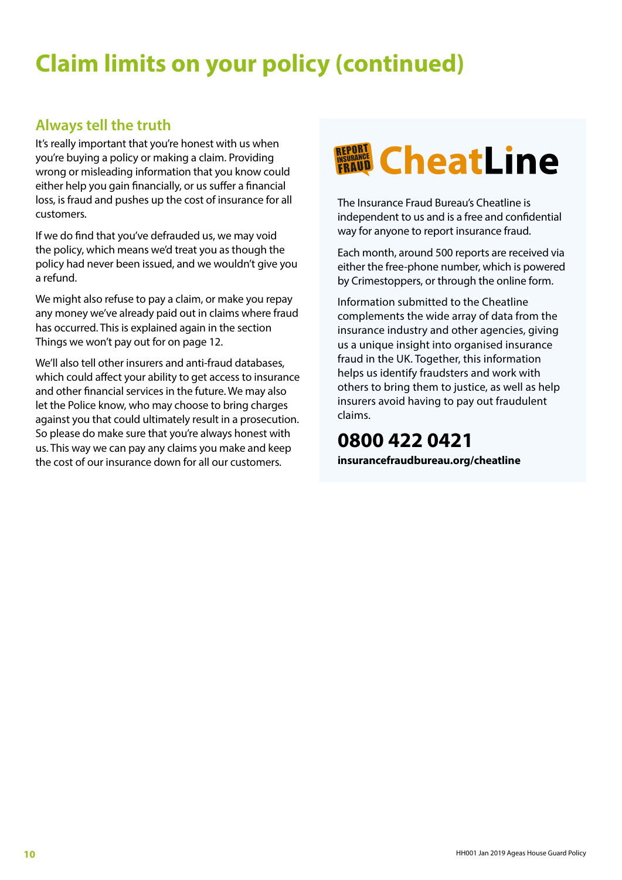# Claim limits on your policy (continued)

## Always tell the truth

It's really important that you're honest with us when you're buying a policy or making a claim. Providing wrong or misleading information that you know could either help you gain financially, or us suffer a financial loss, is fraud and pushes up the cost of insurance for all customers.

If we do find that you've defrauded us, we may void the policy, which means we'd treat you as though the policy had never been issued, and we wouldn't give you a refund.

We might also refuse to pay a claim, or make you repay any money we've already paid out in claims where fraud has occurred. This is explained again in the section Things we won't pay out for on page 12.

We'll also tell other insurers and anti-fraud databases, which could affect your ability to get access to insurance and other financial services in the future. We may also let the Police know, who may choose to bring charges against you that could ultimately result in a prosecution. So please do make sure that you're always honest with us. This way we can pay any claims you make and keep the cost of our insurance down for all our customers.

## REPORT INSURANCE FRAUD CheatLine

The Insurance Fraud Bureau's Cheatline is independent to us and is a free and confidential way for anyone to report insurance fraud.

Each month, around 500 reports are received via either the free-phone number, which is powered by Crimestoppers, or through the online form.

Information submitted to the Cheatline complements the wide array of data from the insurance industry and other agencies, giving us a unique insight into organised insurance fraud in the UK. Together, this information helps us identify fraudsters and work with others to bring them to justice, as well as help insurers avoid having to pay out fraudulent claims.

**0800 422 0421**

**insurancefraudbureau.org/cheatline**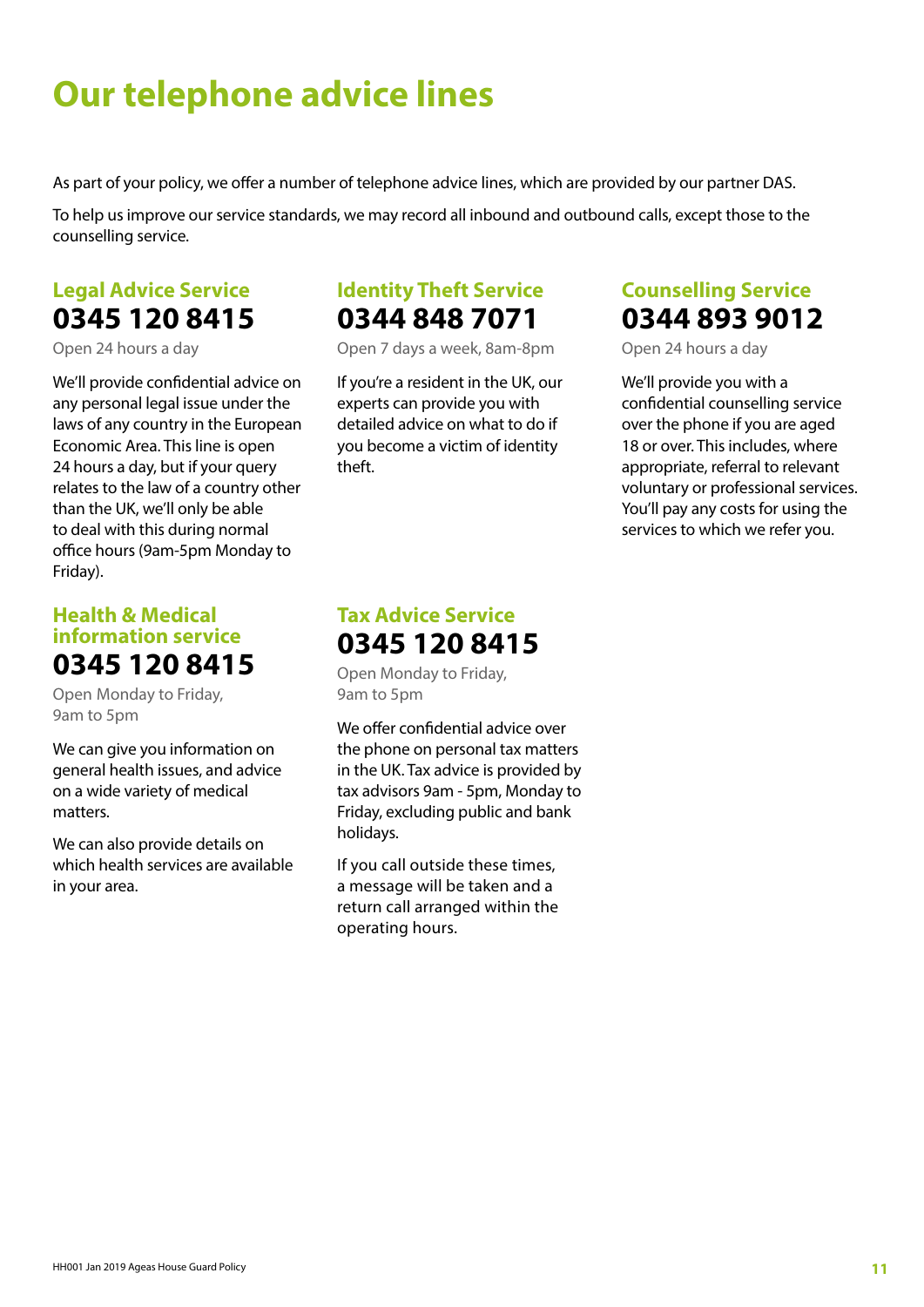# Our telephone advice lines

As part of your policy, we offer a number of telephone advice lines, which are provided by our partner DAS.

To help us improve our service standards, we may record all inbound and outbound calls, except those to the counselling service.

## Legal Advice Service

**0345 120 8415**

Open 24 hours a day

We'll provide confidential advice on any personal legal issue under the laws of any country in the European Economic Area. This line is open 24 hours a day, but if your query relates to the law of a country other than the UK, we'll only be able to deal with this during normal office hours (9am-5pm Monday to Friday).

## Health & Medical information service

**0345 120 8415**

Open Monday to Friday, 9am to 5pm

We can give you information on general health issues, and advice on a wide variety of medical matters.

We can also provide details on which health services are available in your area.

## Identity Theft Service

**0344 848 7071**

Open 7 days a week, 8am-8pm

If you're a resident in the UK, our experts can provide you with detailed advice on what to do if you become a victim of identity theft.

## Tax Advice Service

**0345 120 8415**

Open Monday to Friday, 9am to 5pm

We offer confidential advice over the phone on personal tax matters in the UK. Tax advice is provided by tax advisors 9am - 5pm, Monday to Friday, excluding public and bank holidays.

If you call outside these times, a message will be taken and a return call arranged within the operating hours.

## Counselling Service

**0344 893 9012**

Open 24 hours a day

We'll provide you with a confidential counselling service over the phone if you are aged 18 or over. This includes, where appropriate, referral to relevant voluntary or professional services. You'll pay any costs for using the services to which we refer you.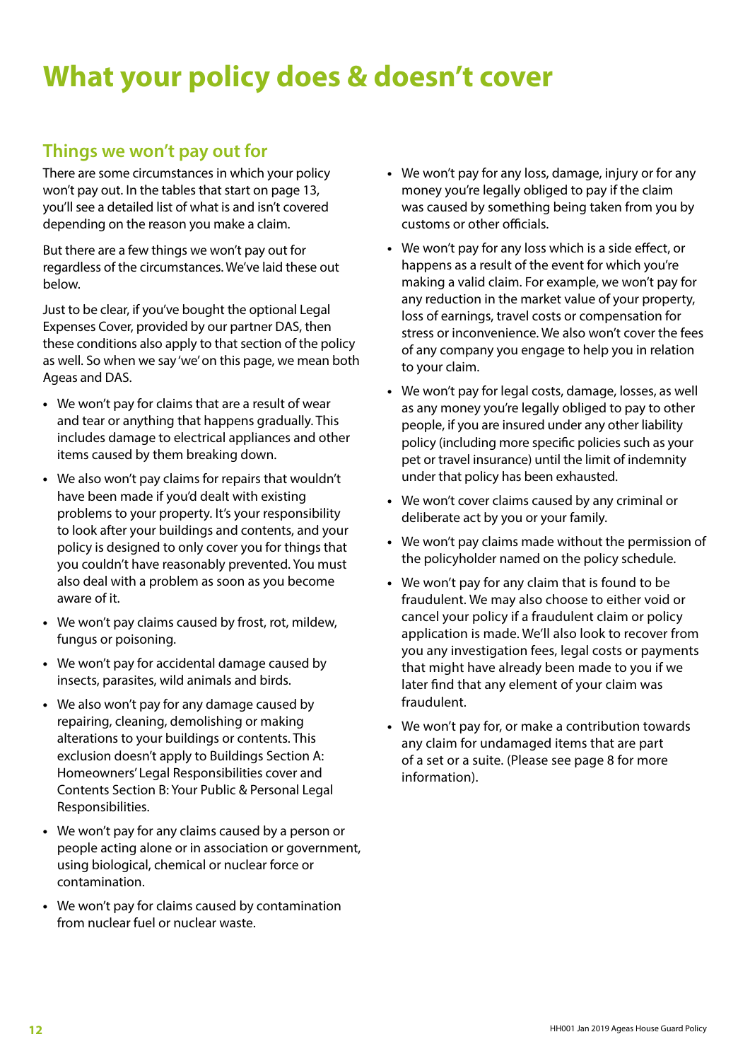# What your policy does & doesn't cover

## Things we won't pay out for

There are some circumstances in which your policy won't pay out. In the tables that start on page 13, you'll see a detailed list of what is and isn't covered depending on the reason you make a claim.

But there are a few things we won't pay out for regardless of the circumstances. We've laid these out below.

Just to be clear, if you've bought the optional Legal Expenses Cover, provided by our partner DAS, then these conditions also apply to that section of the policy as well. So when we say 'we' on this page, we mean both Ageas and DAS.

- We won't pay for claims that are a result of wear and tear or anything that happens gradually. This includes damage to electrical appliances and other items caused by them breaking down.
- We also won't pay claims for repairs that wouldn't have been made if you'd dealt with existing problems to your property. It's your responsibility to look after your buildings and contents, and your policy is designed to only cover you for things that you couldn't have reasonably prevented. You must also deal with a problem as soon as you become aware of it.
- We won't pay claims caused by frost, rot, mildew, fungus or poisoning.
- We won't pay for accidental damage caused by insects, parasites, wild animals and birds.
- We also won't pay for any damage caused by repairing, cleaning, demolishing or making alterations to your buildings or contents. This exclusion doesn't apply to Buildings Section A: Homeowners' Legal Responsibilities cover and Contents Section B: Your Public & Personal Legal Responsibilities.
- We won't pay for any claims caused by a person or people acting alone or in association or government, using biological, chemical or nuclear force or contamination.
- We won't pay for claims caused by contamination from nuclear fuel or nuclear waste.
- We won't pay for any loss, damage, injury or for any money you're legally obliged to pay if the claim was caused by something being taken from you by customs or other officials.
- We won't pay for any loss which is a side effect, or happens as a result of the event for which you're making a valid claim. For example, we won't pay for any reduction in the market value of your property, loss of earnings, travel costs or compensation for stress or inconvenience. We also won't cover the fees of any company you engage to help you in relation to your claim.
- We won't pay for legal costs, damage, losses, as well as any money you're legally obliged to pay to other people, if you are insured under any other liability policy (including more specific policies such as your pet or travel insurance) until the limit of indemnity under that policy has been exhausted.
- We won't cover claims caused by any criminal or deliberate act by you or your family.
- We won't pay claims made without the permission of the policyholder named on the policy schedule.
- We won't pay for any claim that is found to be fraudulent. We may also choose to either void or cancel your policy if a fraudulent claim or policy application is made. We'll also look to recover from you any investigation fees, legal costs or payments that might have already been made to you if we later find that any element of your claim was fraudulent.
- We won't pay for, or make a contribution towards any claim for undamaged items that are part of a set or a suite. (Please see page 8 for more information).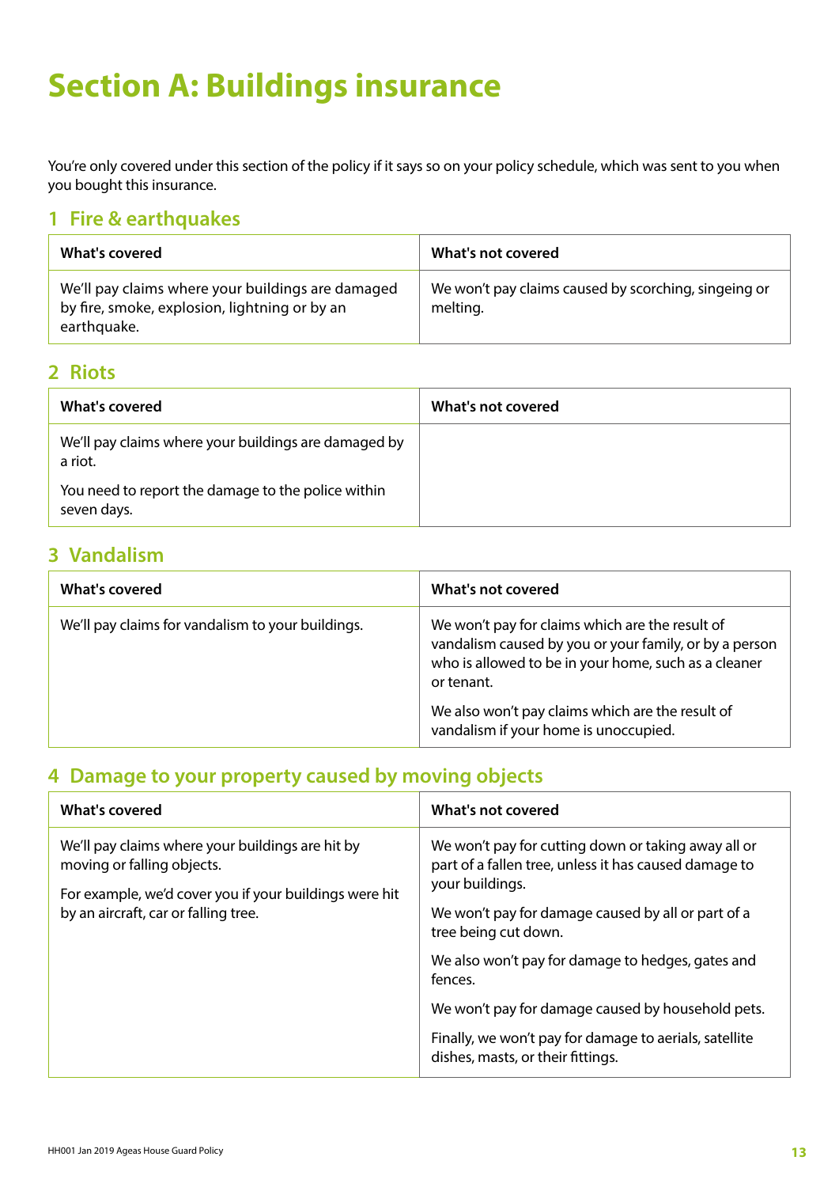# Section A: Buildings insurance

You're only covered under this section of the policy if it says so on your policy schedule, which was sent to you when you bought this insurance.

## 1 Fire & earthquakes

| What's covered | What's not covered |
|---|---|
| We'll pay claims where your buildings are damaged by fire, smoke, explosion, lightning or by an earthquake. | We won't pay claims caused by scorching, singeing or melting. |

## 2 Riots

| What's covered | What's not covered |
|---|---|
| We'll pay claims where your buildings are damaged by a riot.<br><br>You need to report the damage to the police within seven days. | |

## 3 Vandalism

| What's covered | What's not covered |
|---|---|
| We'll pay claims for vandalism to your buildings. | We won't pay for claims which are the result of vandalism caused by you or your family, or by a person who is allowed to be in your home, such as a cleaner or tenant.<br><br>We also won't pay claims which are the result of vandalism if your home is unoccupied. |

## 4 Damage to your property caused by moving objects

| What's covered | What's not covered |
|---|---|
| We'll pay claims where your buildings are hit by moving or falling objects.<br><br>For example, we'd cover you if your buildings were hit by an aircraft, car or falling tree. | We won't pay for cutting down or taking away all or part of a fallen tree, unless it has caused damage to your buildings.<br><br>We won't pay for damage caused by all or part of a tree being cut down.<br><br>We also won't pay for damage to hedges, gates and fences.<br><br>We won't pay for damage caused by household pets.<br><br>Finally, we won't pay for damage to aerials, satellite dishes, masts, or their fittings. |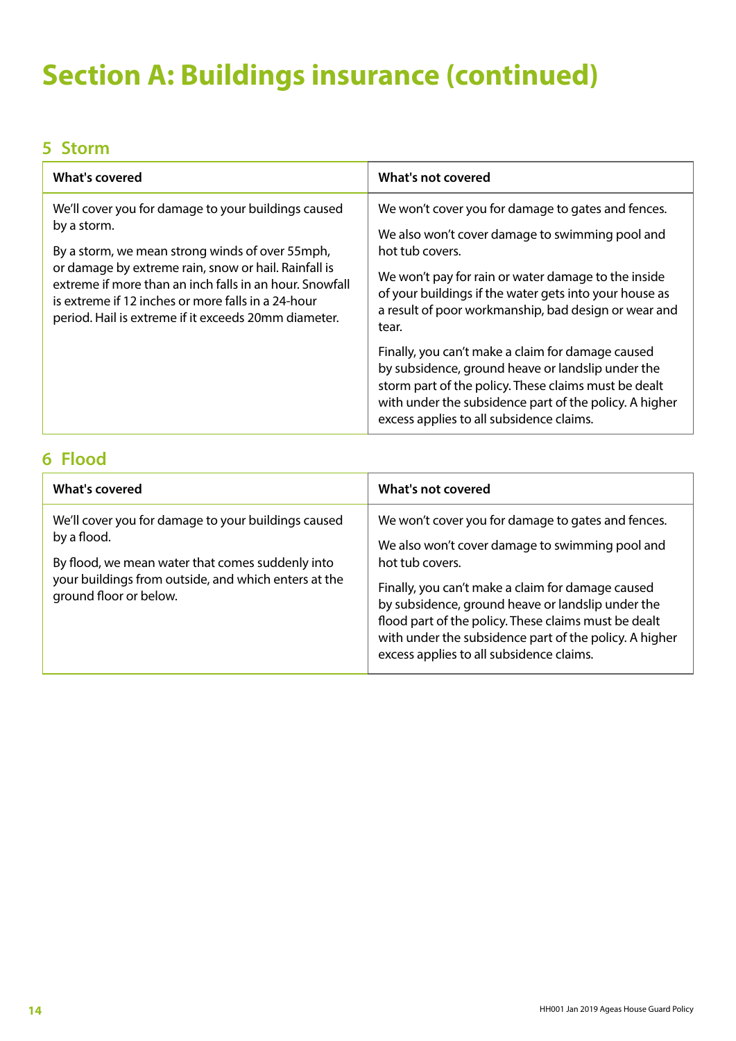# Section A: Buildings insurance (continued)

## 5 Storm

| What's covered | What's not covered |
| --- | --- |
| We'll cover you for damage to your buildings caused by a storm.<br><br>By a storm, we mean strong winds of over 55mph, or damage by extreme rain, snow or hail. Rainfall is extreme if more than an inch falls in an hour. Snowfall is extreme if 12 inches or more falls in a 24-hour period. Hail is extreme if it exceeds 20mm diameter. | We won't cover you for damage to gates and fences.<br><br>We also won't cover damage to swimming pool and hot tub covers.<br><br>We won't pay for rain or water damage to the inside of your buildings if the water gets into your house as a result of poor workmanship, bad design or wear and tear.<br><br>Finally, you can't make a claim for damage caused by subsidence, ground heave or landslip under the storm part of the policy. These claims must be dealt with under the subsidence part of the policy. A higher excess applies to all subsidence claims. |

## 6 Flood

| What's covered | What's not covered |
| --- | --- |
| We'll cover you for damage to your buildings caused by a flood.<br><br>By flood, we mean water that comes suddenly into your buildings from outside, and which enters at the ground floor or below. | We won't cover you for damage to gates and fences.<br><br>We also won't cover damage to swimming pool and hot tub covers.<br><br>Finally, you can't make a claim for damage caused by subsidence, ground heave or landslip under the flood part of the policy. These claims must be dealt with under the subsidence part of the policy. A higher excess applies to all subsidence claims. |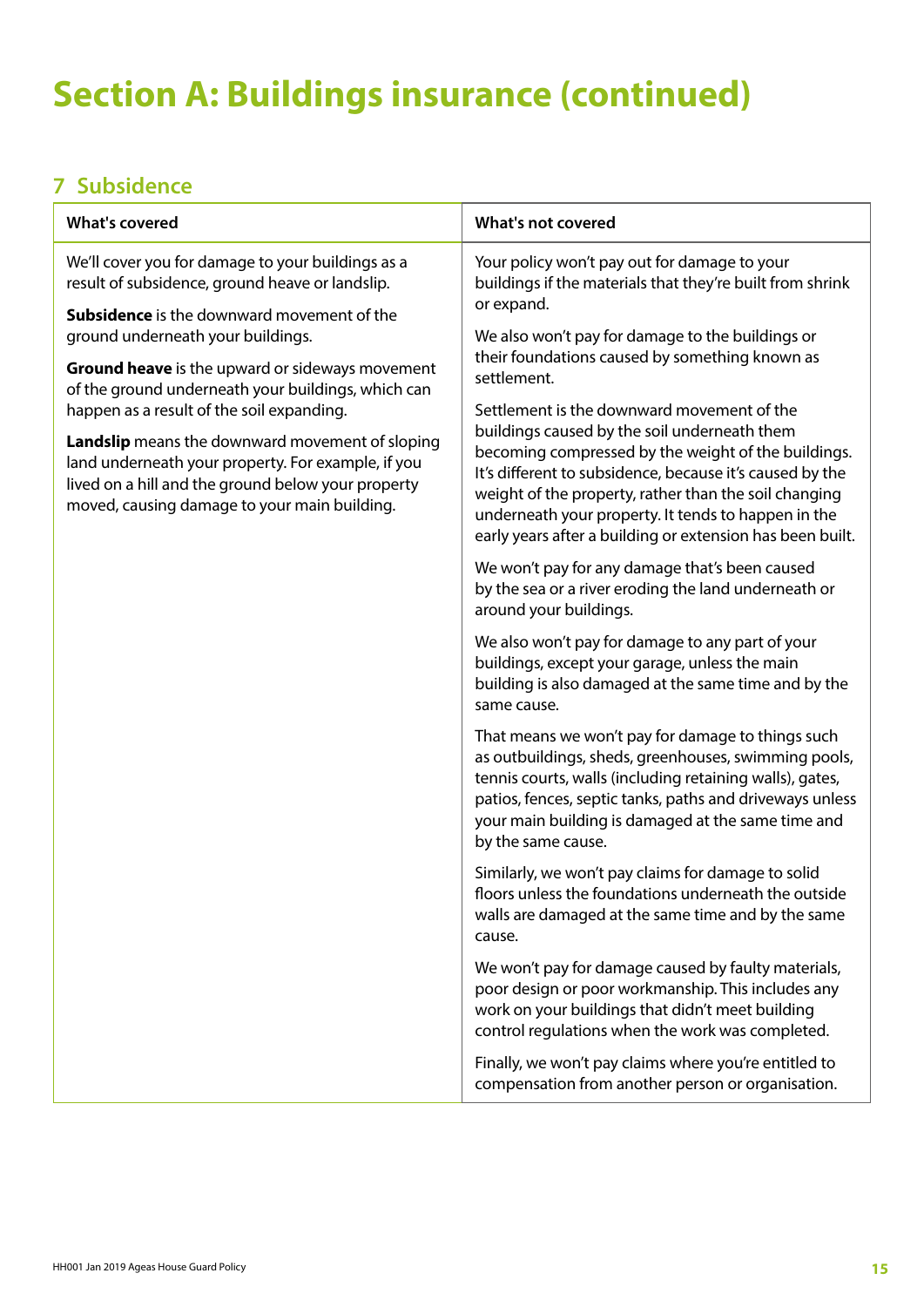# Section A: Buildings insurance (continued)

## 7 Subsidence

| What's covered | What's not covered |
|---|---|
| We'll cover you for damage to your buildings as a result of subsidence, ground heave or landslip.<br><br>**Subsidence** is the downward movement of the ground underneath your buildings.<br><br>**Ground heave** is the upward or sideways movement of the ground underneath your buildings, which can happen as a result of the soil expanding.<br><br>**Landslip** means the downward movement of sloping land underneath your property. For example, if you lived on a hill and the ground below your property moved, causing damage to your main building. | Your policy won't pay out for damage to your buildings if the materials that they're built from shrink or expand.<br><br>We also won't pay for damage to the buildings or their foundations caused by something known as settlement.<br><br>Settlement is the downward movement of the buildings caused by the soil underneath them becoming compressed by the weight of the buildings. It's different to subsidence, because it's caused by the weight of the property, rather than the soil changing underneath your property. It tends to happen in the early years after a building or extension has been built.<br><br>We won't pay for any damage that's been caused by the sea or a river eroding the land underneath or around your buildings.<br><br>We also won't pay for damage to any part of your buildings, except your garage, unless the main building is also damaged at the same time and by the same cause.<br><br>That means we won't pay for damage to things such as outbuildings, sheds, greenhouses, swimming pools, tennis courts, walls (including retaining walls), gates, patios, fences, septic tanks, paths and driveways unless your main building is damaged at the same time and by the same cause.<br><br>Similarly, we won't pay claims for damage to solid floors unless the foundations underneath the outside walls are damaged at the same time and by the same cause.<br><br>We won't pay for damage caused by faulty materials, poor design or poor workmanship. This includes any work on your buildings that didn't meet building control regulations when the work was completed.<br><br>Finally, we won't pay claims where you're entitled to compensation from another person or organisation. |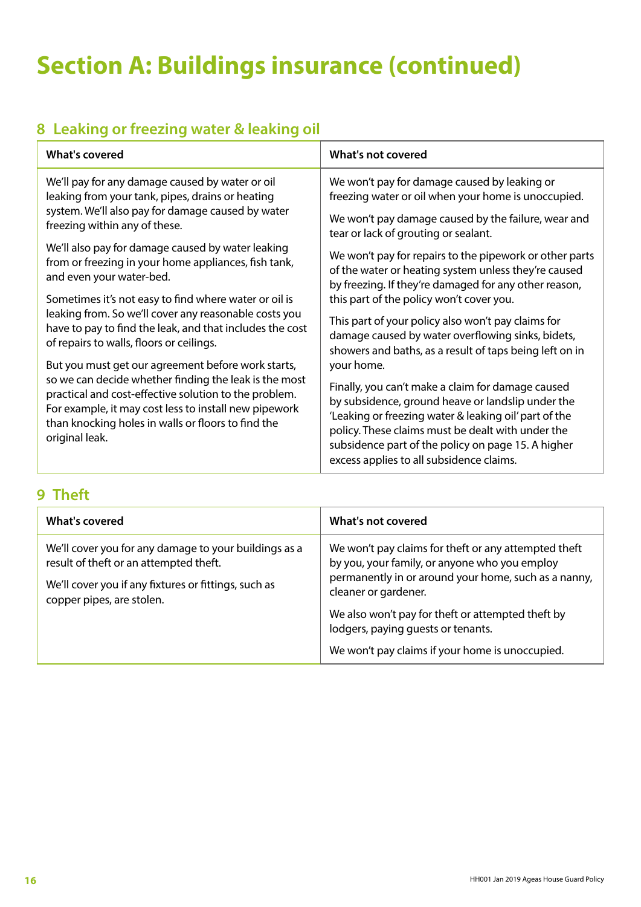# Section A: Buildings insurance (continued)

## 8 Leaking or freezing water & leaking oil

| What's covered | What's not covered |
|---|---|
| We'll pay for any damage caused by water or oil leaking from your tank, pipes, drains or heating system. We'll also pay for damage caused by water freezing within any of these.<br><br>We'll also pay for damage caused by water leaking from or freezing in your home appliances, fish tank, and even your water-bed.<br><br>Sometimes it's not easy to find where water or oil is leaking from. So we'll cover any reasonable costs you have to pay to find the leak, and that includes the cost of repairs to walls, floors or ceilings.<br><br>But you must get our agreement before work starts, so we can decide whether finding the leak is the most practical and cost-effective solution to the problem. For example, it may cost less to install new pipework than knocking holes in walls or floors to find the original leak. | We won't pay for damage caused by leaking or freezing water or oil when your home is unoccupied.<br><br>We won't pay damage caused by the failure, wear and tear or lack of grouting or sealant.<br><br>We won't pay for repairs to the pipework or other parts of the water or heating system unless they're caused by freezing. If they're damaged for any other reason, this part of the policy won't cover you.<br><br>This part of your policy also won't pay claims for damage caused by water overflowing sinks, bidets, showers and baths, as a result of taps being left on in your home.<br><br>Finally, you can't make a claim for damage caused by subsidence, ground heave or landslip under the 'Leaking or freezing water & leaking oil' part of the policy. These claims must be dealt with under the subsidence part of the policy on page 15. A higher excess applies to all subsidence claims. |

## 9 Theft

| What's covered | What's not covered |
|---|---|
| We'll cover you for any damage to your buildings as a result of theft or an attempted theft.<br><br>We'll cover you if any fixtures or fittings, such as copper pipes, are stolen. | We won't pay claims for theft or any attempted theft by you, your family, or anyone who you employ permanently in or around your home, such as a nanny, cleaner or gardener.<br><br>We also won't pay for theft or attempted theft by lodgers, paying guests or tenants.<br><br>We won't pay claims if your home is unoccupied. |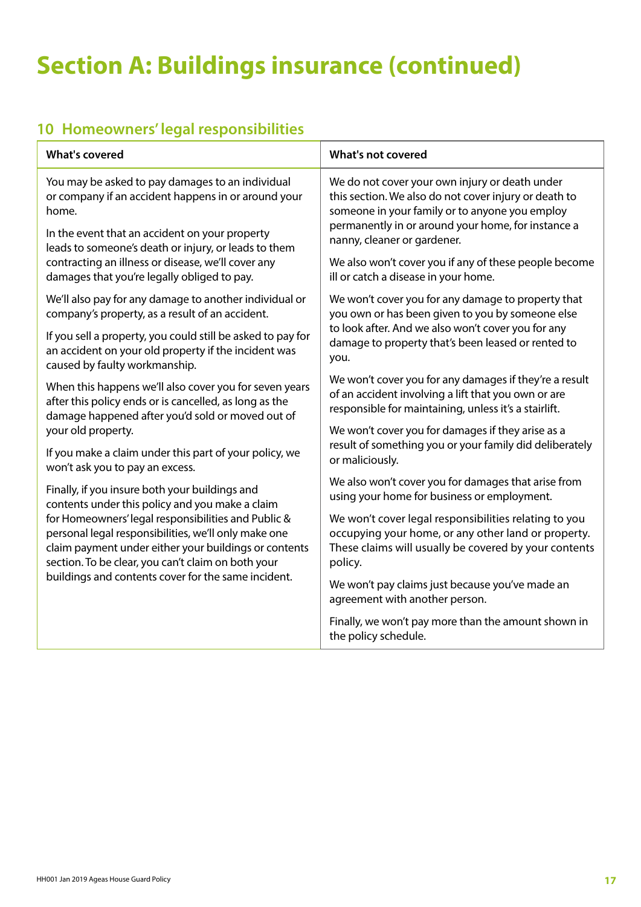# Section A: Buildings insurance (continued)

## 10 Homeowners' legal responsibilities

| What's covered | What's not covered |
| --- | --- |
| You may be asked to pay damages to an individual or company if an accident happens in or around your home.<br><br>In the event that an accident on your property leads to someone's death or injury, or leads to them contracting an illness or disease, we'll cover any damages that you're legally obliged to pay.<br><br>We'll also pay for any damage to another individual or company's property, as a result of an accident.<br><br>If you sell a property, you could still be asked to pay for an accident on your old property if the incident was caused by faulty workmanship.<br><br>When this happens we'll also cover you for seven years after this policy ends or is cancelled, as long as the damage happened after you'd sold or moved out of your old property.<br><br>If you make a claim under this part of your policy, we won't ask you to pay an excess.<br><br>Finally, if you insure both your buildings and contents under this policy and you make a claim for Homeowners' legal responsibilities and Public & personal legal responsibilities, we'll only make one claim payment under either your buildings or contents section. To be clear, you can't claim on both your buildings and contents cover for the same incident. | We do not cover your own injury or death under this section. We also do not cover injury or death to someone in your family or to anyone you employ permanently in or around your home, for instance a nanny, cleaner or gardener.<br><br>We also won't cover you if any of these people become ill or catch a disease in your home.<br><br>We won't cover you for any damage to property that you own or has been given to you by someone else to look after. And we also won't cover you for any damage to property that's been leased or rented to you.<br><br>We won't cover you for any damages if they're a result of an accident involving a lift that you own or are responsible for maintaining, unless it's a stairlift.<br><br>We won't cover you for damages if they arise as a result of something you or your family did deliberately or maliciously.<br><br>We also won't cover you for damages that arise from using your home for business or employment.<br><br>We won't cover legal responsibilities relating to you occupying your home, or any other land or property. These claims will usually be covered by your contents policy.<br><br>We won't pay claims just because you've made an agreement with another person.<br><br>Finally, we won't pay more than the amount shown in the policy schedule. |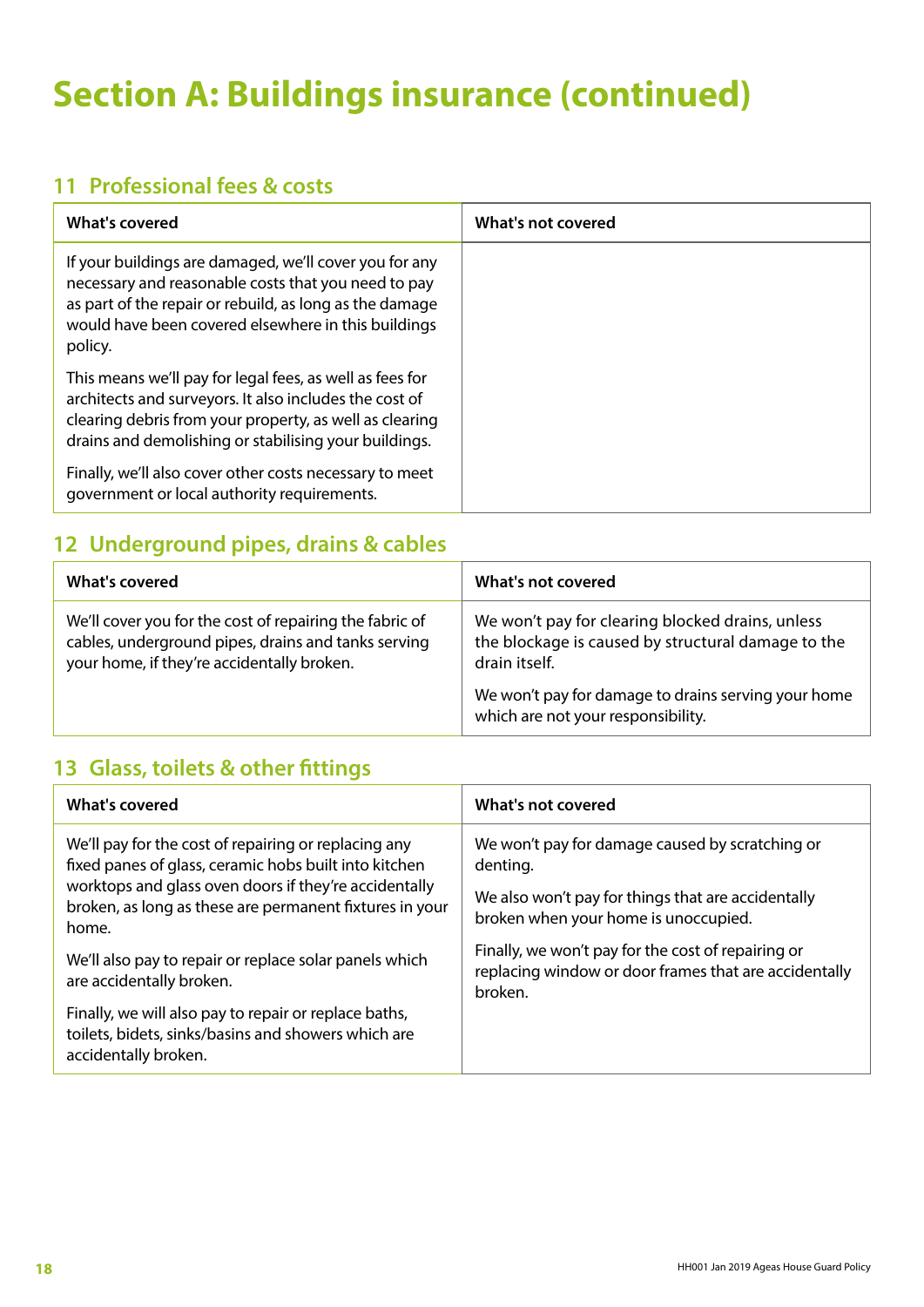# Section A: Buildings insurance (continued)

## 11 Professional fees & costs

| What's covered | What's not covered |
|---|---|
| If your buildings are damaged, we'll cover you for any necessary and reasonable costs that you need to pay as part of the repair or rebuild, as long as the damage would have been covered elsewhere in this buildings policy.<br><br>This means we'll pay for legal fees, as well as fees for architects and surveyors. It also includes the cost of clearing debris from your property, as well as clearing drains and demolishing or stabilising your buildings.<br><br>Finally, we'll also cover other costs necessary to meet government or local authority requirements. | |

## 12 Underground pipes, drains & cables

| What's covered | What's not covered |
|---|---|
| We'll cover you for the cost of repairing the fabric of cables, underground pipes, drains and tanks serving your home, if they're accidentally broken. | We won't pay for clearing blocked drains, unless the blockage is caused by structural damage to the drain itself.<br><br>We won't pay for damage to drains serving your home which are not your responsibility. |

## 13 Glass, toilets & other fittings

| What's covered | What's not covered |
|---|---|
| We'll pay for the cost of repairing or replacing any fixed panes of glass, ceramic hobs built into kitchen worktops and glass oven doors if they're accidentally broken, as long as these are permanent fixtures in your home.<br><br>We'll also pay to repair or replace solar panels which are accidentally broken.<br><br>Finally, we will also pay to repair or replace baths, toilets, bidets, sinks/basins and showers which are accidentally broken. | We won't pay for damage caused by scratching or denting.<br><br>We also won't pay for things that are accidentally broken when your home is unoccupied.<br><br>Finally, we won't pay for the cost of repairing or replacing window or door frames that are accidentally broken. |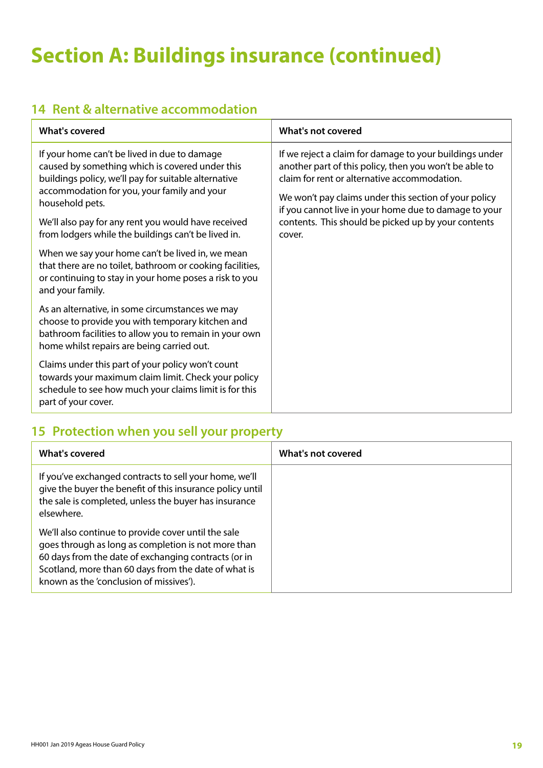# Section A: Buildings insurance (continued)

## 14 Rent & alternative accommodation

| What's covered | What's not covered |
|---|---|
| If your home can't be lived in due to damage caused by something which is covered under this buildings policy, we'll pay for suitable alternative accommodation for you, your family and your household pets.<br><br>We'll also pay for any rent you would have received from lodgers while the buildings can't be lived in.<br><br>When we say your home can't be lived in, we mean that there are no toilet, bathroom or cooking facilities, or continuing to stay in your home poses a risk to you and your family.<br><br>As an alternative, in some circumstances we may choose to provide you with temporary kitchen and bathroom facilities to allow you to remain in your own home whilst repairs are being carried out.<br><br>Claims under this part of your policy won't count towards your maximum claim limit. Check your policy schedule to see how much your claims limit is for this part of your cover. | If we reject a claim for damage to your buildings under another part of this policy, then you won't be able to claim for rent or alternative accommodation.<br><br>We won't pay claims under this section of your policy if you cannot live in your home due to damage to your contents. This should be picked up by your contents cover. |

## 15 Protection when you sell your property

| What's covered | What's not covered |
|---|---|
| If you've exchanged contracts to sell your home, we'll give the buyer the benefit of this insurance policy until the sale is completed, unless the buyer has insurance elsewhere.<br><br>We'll also continue to provide cover until the sale goes through as long as completion is not more than 60 days from the date of exchanging contracts (or in Scotland, more than 60 days from the date of what is known as the 'conclusion of missives'). | |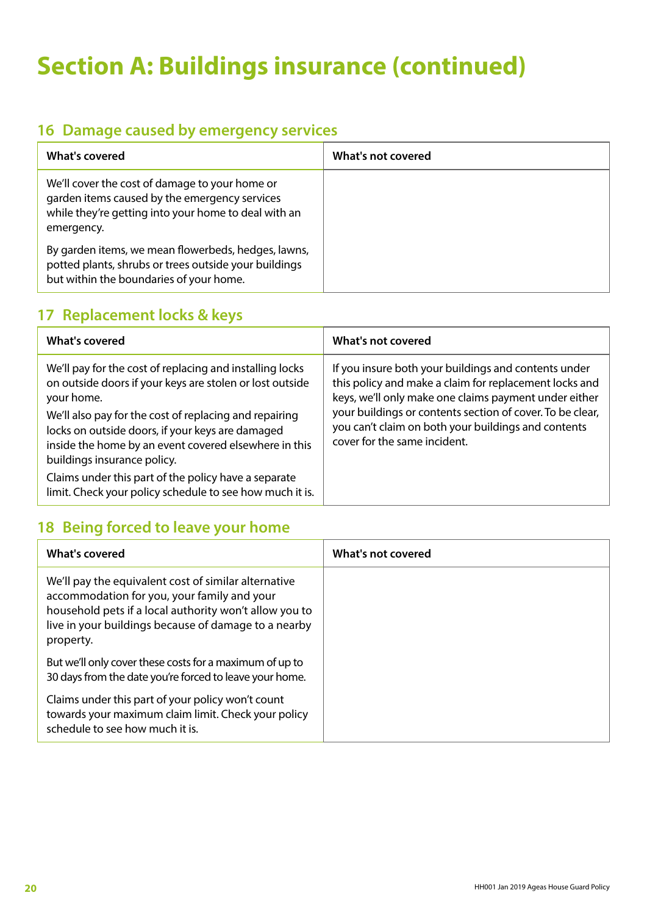# Section A: Buildings insurance (continued)

## 16 Damage caused by emergency services

| What's covered | What's not covered |
|---|---|
| We'll cover the cost of damage to your home or garden items caused by the emergency services while they're getting into your home to deal with an emergency.<br><br>By garden items, we mean flowerbeds, hedges, lawns, potted plants, shrubs or trees outside your buildings but within the boundaries of your home. | |

## 17 Replacement locks & keys

| What's covered | What's not covered |
|---|---|
| We'll pay for the cost of replacing and installing locks on outside doors if your keys are stolen or lost outside your home.<br><br>We'll also pay for the cost of replacing and repairing locks on outside doors, if your keys are damaged inside the home by an event covered elsewhere in this buildings insurance policy.<br><br>Claims under this part of the policy have a separate limit. Check your policy schedule to see how much it is. | If you insure both your buildings and contents under this policy and make a claim for replacement locks and keys, we'll only make one claims payment under either your buildings or contents section of cover. To be clear, you can't claim on both your buildings and contents cover for the same incident. |

## 18 Being forced to leave your home

| What's covered | What's not covered |
|---|---|
| We'll pay the equivalent cost of similar alternative accommodation for you, your family and your household pets if a local authority won't allow you to live in your buildings because of damage to a nearby property.<br><br>But we'll only cover these costs for a maximum of up to 30 days from the date you're forced to leave your home.<br><br>Claims under this part of your policy won't count towards your maximum claim limit. Check your policy schedule to see how much it is. | |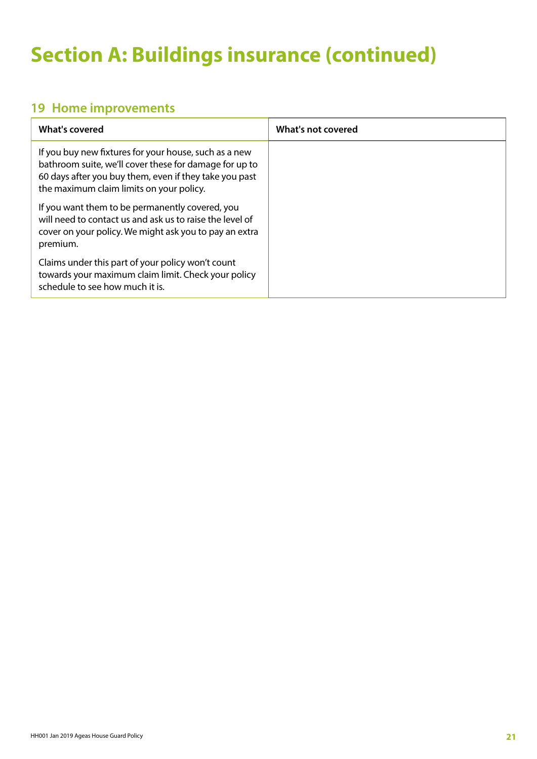# Section A: Buildings insurance (continued)

## 19 Home improvements

| What's covered | What's not covered |
|---|---|
| If you buy new fixtures for your house, such as a new bathroom suite, we'll cover these for damage for up to 60 days after you buy them, even if they take you past the maximum claim limits on your policy.<br><br>If you want them to be permanently covered, you will need to contact us and ask us to raise the level of cover on your policy. We might ask you to pay an extra premium.<br><br>Claims under this part of your policy won't count towards your maximum claim limit. Check your policy schedule to see how much it is. | |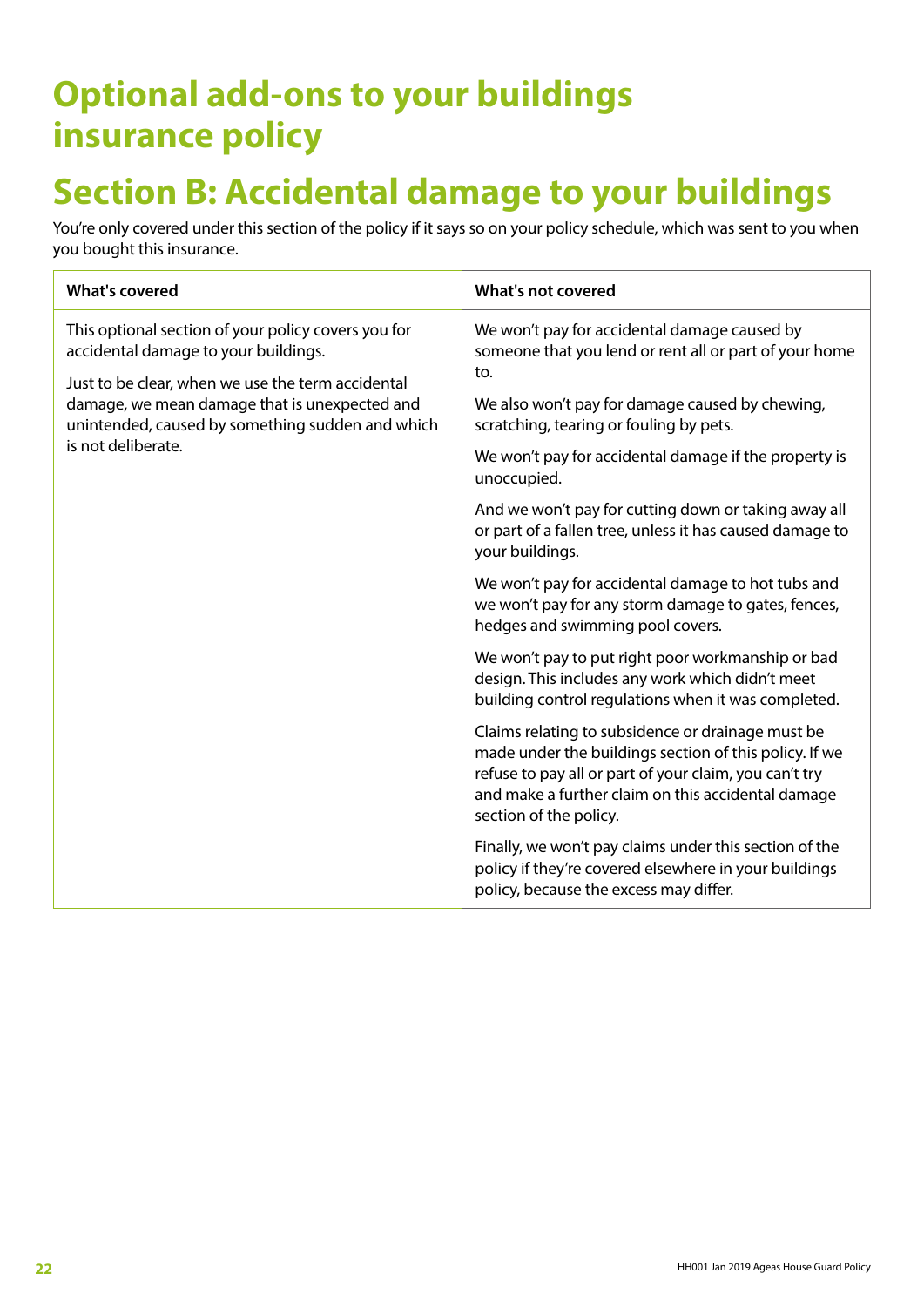# Optional add-ons to your buildings insurance policy

# Section B: Accidental damage to your buildings

You're only covered under this section of the policy if it says so on your policy schedule, which was sent to you when you bought this insurance.

| What's covered | What's not covered |
|---|---|
| This optional section of your policy covers you for accidental damage to your buildings.<br><br>Just to be clear, when we use the term accidental damage, we mean damage that is unexpected and unintended, caused by something sudden and which is not deliberate. | We won't pay for accidental damage caused by someone that you lend or rent all or part of your home to.<br><br>We also won't pay for damage caused by chewing, scratching, tearing or fouling by pets.<br><br>We won't pay for accidental damage if the property is unoccupied.<br><br>And we won't pay for cutting down or taking away all or part of a fallen tree, unless it has caused damage to your buildings.<br><br>We won't pay for accidental damage to hot tubs and we won't pay for any storm damage to gates, fences, hedges and swimming pool covers.<br><br>We won't pay to put right poor workmanship or bad design. This includes any work which didn't meet building control regulations when it was completed.<br><br>Claims relating to subsidence or drainage must be made under the buildings section of this policy. If we refuse to pay all or part of your claim, you can't try and make a further claim on this accidental damage section of the policy.<br><br>Finally, we won't pay claims under this section of the policy if they're covered elsewhere in your buildings policy, because the excess may differ. |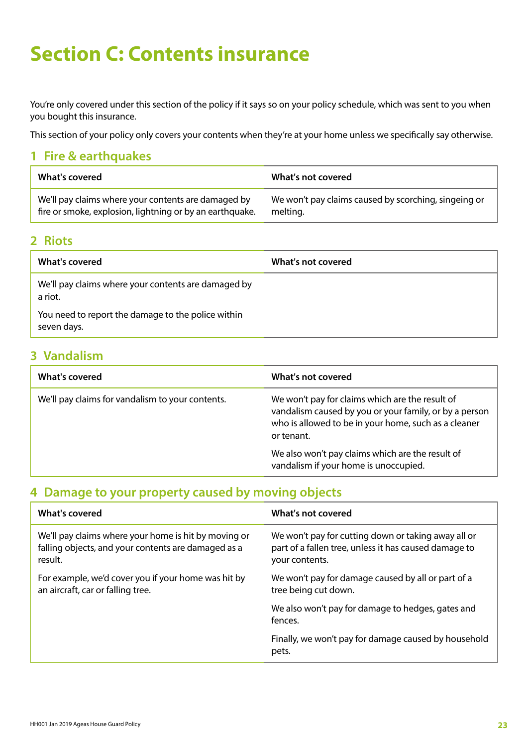# Section C: Contents insurance

You're only covered under this section of the policy if it says so on your policy schedule, which was sent to you when you bought this insurance.

This section of your policy only covers your contents when they're at your home unless we specifically say otherwise.

## 1 Fire & earthquakes

| What's covered | What's not covered |
| --- | --- |
| We'll pay claims where your contents are damaged by fire or smoke, explosion, lightning or by an earthquake. | We won't pay claims caused by scorching, singeing or melting. |

## 2 Riots

| What's covered | What's not covered |
| --- | --- |
| We'll pay claims where your contents are damaged by a riot.<br><br>You need to report the damage to the police within seven days. | |

## 3 Vandalism

| What's covered | What's not covered |
| --- | --- |
| We'll pay claims for vandalism to your contents. | We won't pay for claims which are the result of vandalism caused by you or your family, or by a person who is allowed to be in your home, such as a cleaner or tenant.<br><br>We also won't pay claims which are the result of vandalism if your home is unoccupied. |

## 4 Damage to your property caused by moving objects

| What's covered | What's not covered |
| --- | --- |
| We'll pay claims where your home is hit by moving or falling objects, and your contents are damaged as a result.<br><br>For example, we'd cover you if your home was hit by an aircraft, car or falling tree. | We won't pay for cutting down or taking away all or part of a fallen tree, unless it has caused damage to your contents.<br><br>We won't pay for damage caused by all or part of a tree being cut down.<br><br>We also won't pay for damage to hedges, gates and fences.<br><br>Finally, we won't pay for damage caused by household pets. |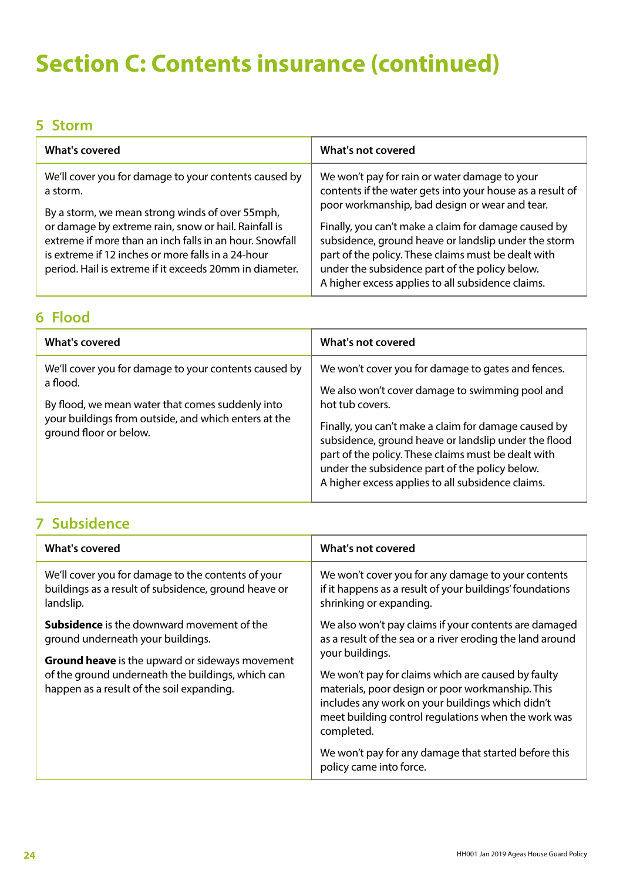# Section C: Contents insurance (continued)

## 5 Storm

| What's covered | What's not covered |
|---|---|
| We'll cover you for damage to your contents caused by a storm.<br><br>By a storm, we mean strong winds of over 55mph, or damage by extreme rain, snow or hail. Rainfall is extreme if more than an inch falls in an hour. Snowfall is extreme if 12 inches or more falls in a 24-hour period. Hail is extreme if it exceeds 20mm in diameter. | We won't pay for rain or water damage to your contents if the water gets into your house as a result of poor workmanship, bad design or wear and tear.<br><br>Finally, you can't make a claim for damage caused by subsidence, ground heave or landslip under the storm part of the policy. These claims must be dealt with under the subsidence part of the policy below. A higher excess applies to all subsidence claims. |

## 6 Flood

| What's covered | What's not covered |
|---|---|
| We'll cover you for damage to your contents caused by a flood.<br><br>By flood, we mean water that comes suddenly into your buildings from outside, and which enters at the ground floor or below. | We won't cover you for damage to gates and fences.<br><br>We also won't cover damage to swimming pool and hot tub covers.<br><br>Finally, you can't make a claim for damage caused by subsidence, ground heave or landslip under the flood part of the policy. These claims must be dealt with under the subsidence part of the policy below. A higher excess applies to all subsidence claims. |

## 7 Subsidence

| What's covered | What's not covered |
|---|---|
| We'll cover you for damage to the contents of your buildings as a result of subsidence, ground heave or landslip.<br><br>**Subsidence** is the downward movement of the ground underneath your buildings.<br><br>**Ground heave** is the upward or sideways movement of the ground underneath the buildings, which can happen as a result of the soil expanding. | We won't cover you for any damage to your contents if it happens as a result of your buildings' foundations shrinking or expanding.<br><br>We also won't pay claims if your contents are damaged as a result of the sea or a river eroding the land around your buildings.<br><br>We won't pay for claims which are caused by faulty materials, poor design or poor workmanship. This includes any work on your buildings which didn't meet building control regulations when the work was completed.<br><br>We won't pay for any damage that started before this policy came into force. |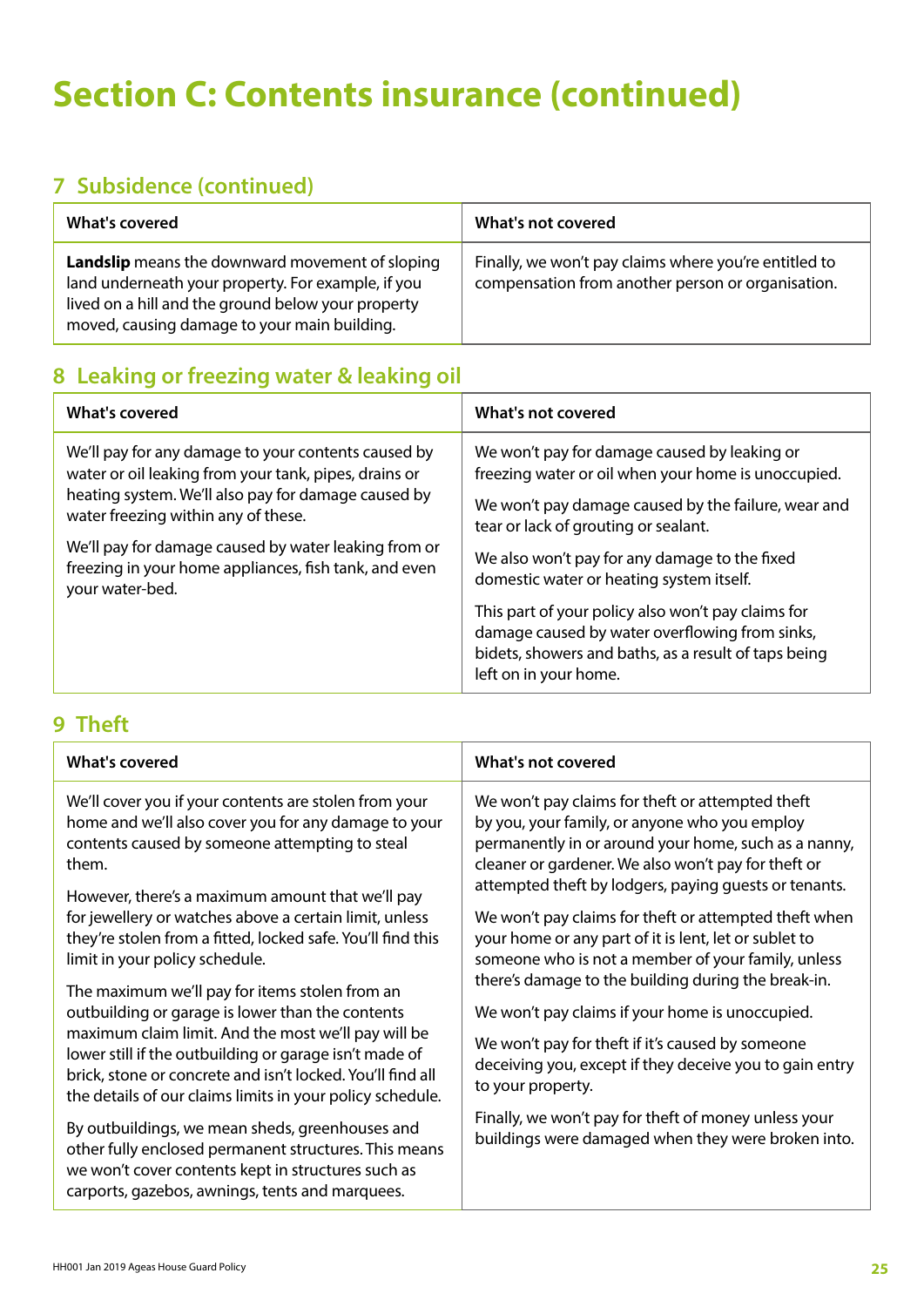# Section C: Contents insurance (continued)

## 7 Subsidence (continued)

| What's covered | What's not covered |
|---|---|
| **Landslip** means the downward movement of sloping land underneath your property. For example, if you lived on a hill and the ground below your property moved, causing damage to your main building. | Finally, we won't pay claims where you're entitled to compensation from another person or organisation. |

## 8 Leaking or freezing water & leaking oil

| What's covered | What's not covered |
|---|---|
| We'll pay for any damage to your contents caused by water or oil leaking from your tank, pipes, drains or heating system. We'll also pay for damage caused by water freezing within any of these.<br><br>We'll pay for damage caused by water leaking from or freezing in your home appliances, fish tank, and even your water-bed. | We won't pay for damage caused by leaking or freezing water or oil when your home is unoccupied.<br><br>We won't pay damage caused by the failure, wear and tear or lack of grouting or sealant.<br><br>We also won't pay for any damage to the fixed domestic water or heating system itself.<br><br>This part of your policy also won't pay claims for damage caused by water overflowing from sinks, bidets, showers and baths, as a result of taps being left on in your home. |

## 9 Theft

| What's covered | What's not covered |
|---|---|
| We'll cover you if your contents are stolen from your home and we'll also cover you for any damage to your contents caused by someone attempting to steal them.<br><br>However, there's a maximum amount that we'll pay for jewellery or watches above a certain limit, unless they're stolen from a fitted, locked safe. You'll find this limit in your policy schedule.<br><br>The maximum we'll pay for items stolen from an outbuilding or garage is lower than the contents maximum claim limit. And the most we'll pay will be lower still if the outbuilding or garage isn't made of brick, stone or concrete and isn't locked. You'll find all the details of our claims limits in your policy schedule.<br><br>By outbuildings, we mean sheds, greenhouses and other fully enclosed permanent structures. This means we won't cover contents kept in structures such as carports, gazebos, awnings, tents and marquees. | We won't pay claims for theft or attempted theft by you, your family, or anyone who you employ permanently in or around your home, such as a nanny, cleaner or gardener. We also won't pay for theft or attempted theft by lodgers, paying guests or tenants.<br><br>We won't pay claims for theft or attempted theft when your home or any part of it is lent, let or sublet to someone who is not a member of your family, unless there's damage to the building during the break-in.<br><br>We won't pay claims if your home is unoccupied.<br><br>We won't pay for theft if it's caused by someone deceiving you, except if they deceive you to gain entry to your property.<br><br>Finally, we won't pay for theft of money unless your buildings were damaged when they were broken into. |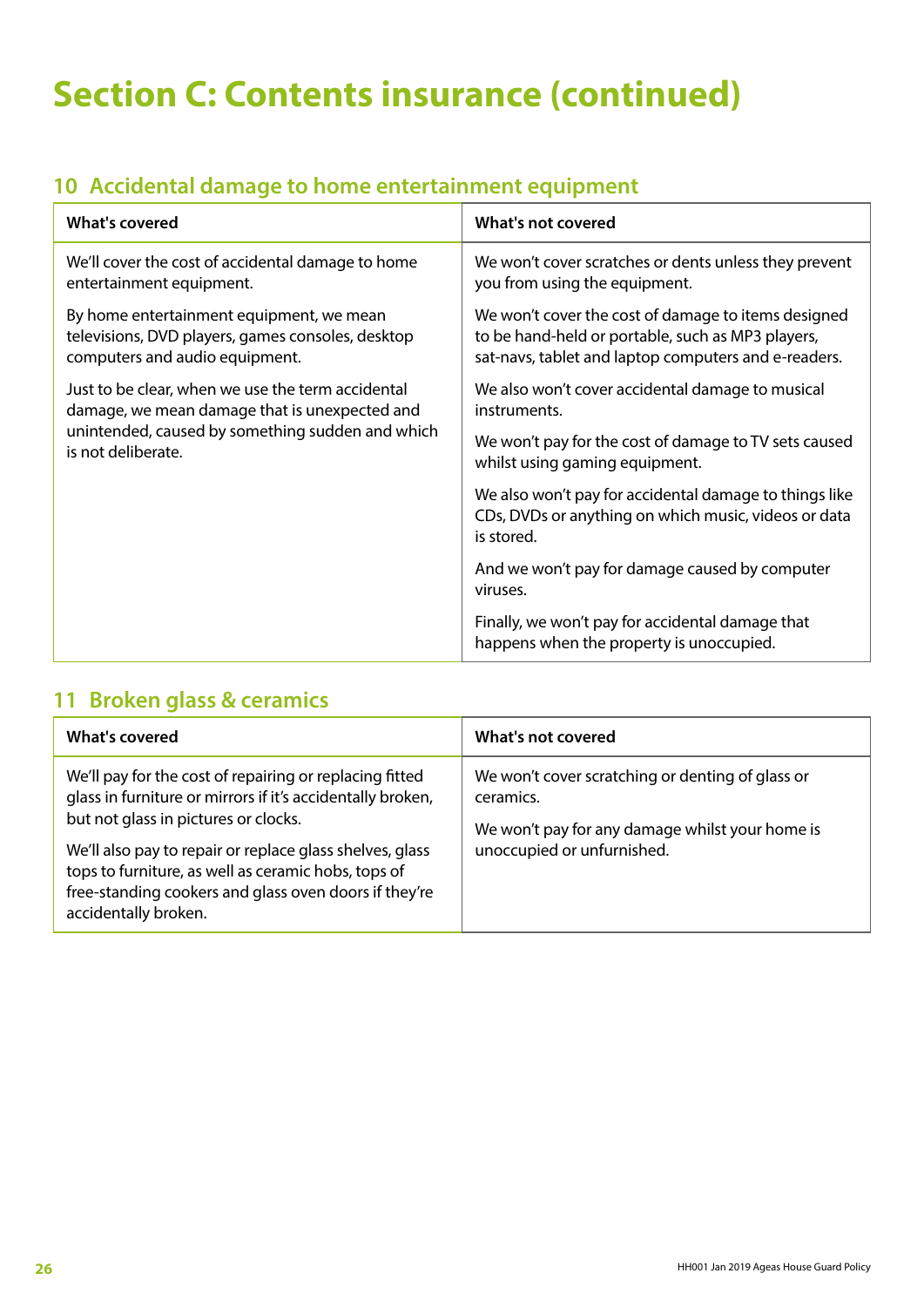# Section C: Contents insurance (continued)

## 10 Accidental damage to home entertainment equipment

| What's covered | What's not covered |
|---|---|
| We'll cover the cost of accidental damage to home entertainment equipment.<br><br>By home entertainment equipment, we mean televisions, DVD players, games consoles, desktop computers and audio equipment.<br><br>Just to be clear, when we use the term accidental damage, we mean damage that is unexpected and unintended, caused by something sudden and which is not deliberate. | We won't cover scratches or dents unless they prevent you from using the equipment.<br><br>We won't cover the cost of damage to items designed to be hand-held or portable, such as MP3 players, sat-navs, tablet and laptop computers and e-readers.<br><br>We also won't cover accidental damage to musical instruments.<br><br>We won't pay for the cost of damage to TV sets caused whilst using gaming equipment.<br><br>We also won't pay for accidental damage to things like CDs, DVDs or anything on which music, videos or data is stored.<br><br>And we won't pay for damage caused by computer viruses.<br><br>Finally, we won't pay for accidental damage that happens when the property is unoccupied. |

## 11 Broken glass & ceramics

| What's covered | What's not covered |
|---|---|
| We'll pay for the cost of repairing or replacing fitted glass in furniture or mirrors if it's accidentally broken, but not glass in pictures or clocks.<br><br>We'll also pay to repair or replace glass shelves, glass tops to furniture, as well as ceramic hobs, tops of free-standing cookers and glass oven doors if they're accidentally broken. | We won't cover scratching or denting of glass or ceramics.<br><br>We won't pay for any damage whilst your home is unoccupied or unfurnished. |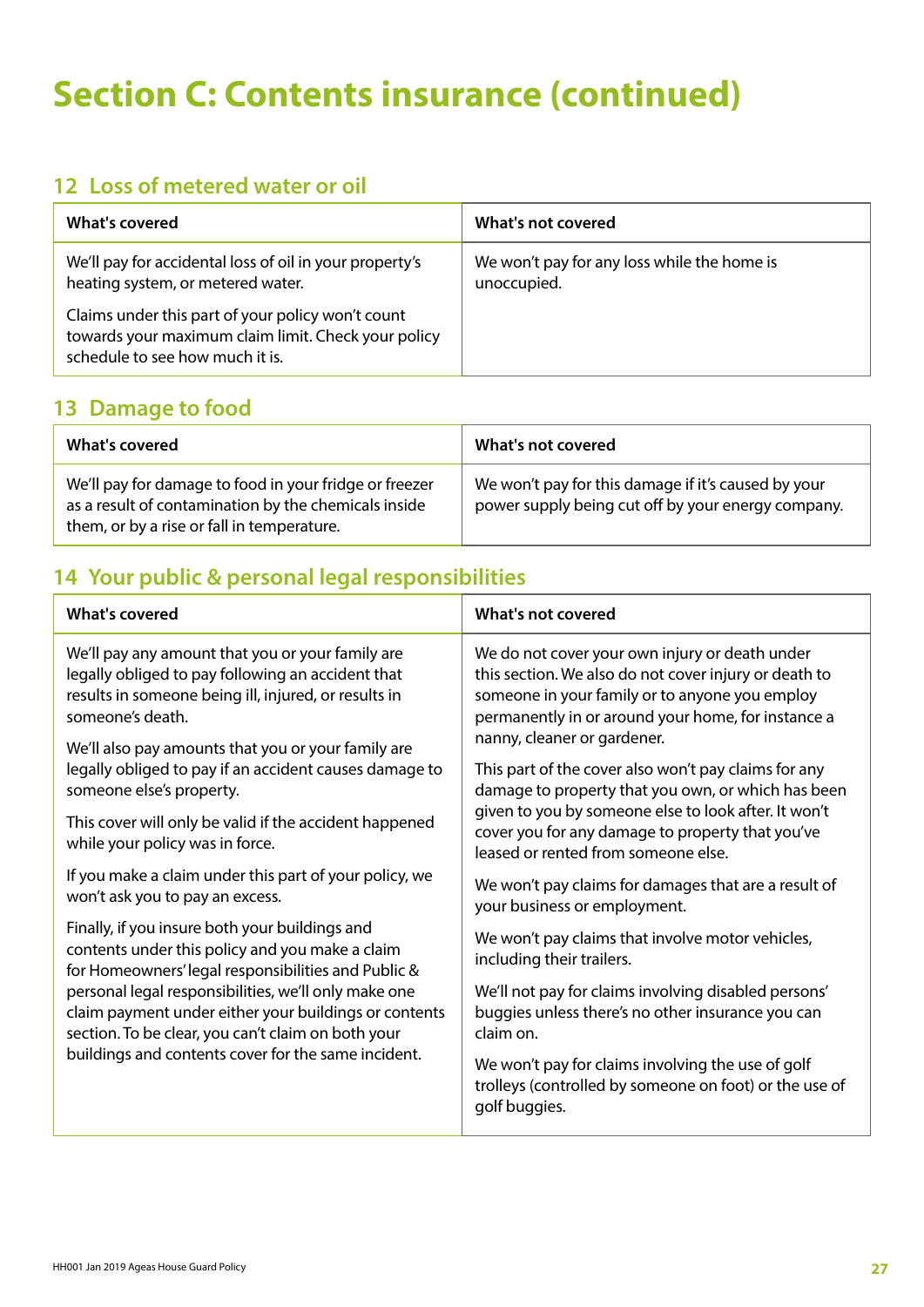# Section C: Contents insurance (continued)

## 12 Loss of metered water or oil

| What's covered | What's not covered |
|---|---|
| We'll pay for accidental loss of oil in your property's heating system, or metered water.<br><br>Claims under this part of your policy won't count towards your maximum claim limit. Check your policy schedule to see how much it is. | We won't pay for any loss while the home is unoccupied. |

## 13 Damage to food

| What's covered | What's not covered |
|---|---|
| We'll pay for damage to food in your fridge or freezer as a result of contamination by the chemicals inside them, or by a rise or fall in temperature. | We won't pay for this damage if it's caused by your power supply being cut off by your energy company. |

## 14 Your public & personal legal responsibilities

| What's covered | What's not covered |
|---|---|
| We'll pay any amount that you or your family are legally obliged to pay following an accident that results in someone being ill, injured, or results in someone's death.<br><br>We'll also pay amounts that you or your family are legally obliged to pay if an accident causes damage to someone else's property.<br><br>This cover will only be valid if the accident happened while your policy was in force.<br><br>If you make a claim under this part of your policy, we won't ask you to pay an excess.<br><br>Finally, if you insure both your buildings and contents under this policy and you make a claim for Homeowners' legal responsibilities and Public & personal legal responsibilities, we'll only make one claim payment under either your buildings or contents section. To be clear, you can't claim on both your buildings and contents cover for the same incident. | We do not cover your own injury or death under this section. We also do not cover injury or death to someone in your family or to anyone you employ permanently in or around your home, for instance a nanny, cleaner or gardener.<br><br>This part of the cover also won't pay claims for any damage to property that you own, or which has been given to you by someone else to look after. It won't cover you for any damage to property that you've leased or rented from someone else.<br><br>We won't pay claims for damages that are a result of your business or employment.<br><br>We won't pay claims that involve motor vehicles, including their trailers.<br><br>We'll not pay for claims involving disabled persons' buggies unless there's no other insurance you can claim on.<br><br>We won't pay for claims involving the use of golf trolleys (controlled by someone on foot) or the use of golf buggies. |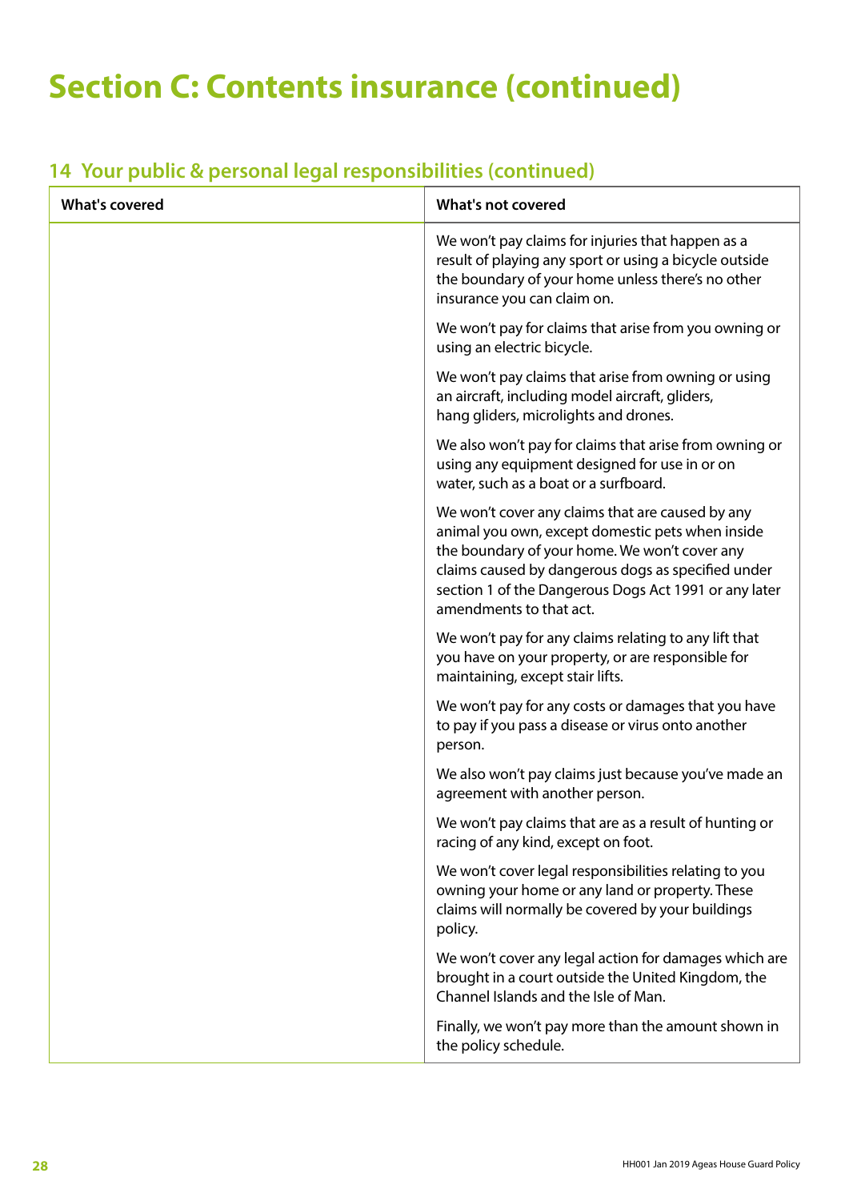# Section C: Contents insurance (continued)

## 14 Your public & personal legal responsibilities (continued)

| What's covered | What's not covered |
|---|---|
| | We won't pay claims for injuries that happen as a result of playing any sport or using a bicycle outside the boundary of your home unless there's no other insurance you can claim on.<br><br>We won't pay for claims that arise from you owning or using an electric bicycle.<br><br>We won't pay claims that arise from owning or using an aircraft, including model aircraft, gliders, hang gliders, microlights and drones.<br><br>We also won't pay for claims that arise from owning or using any equipment designed for use in or on water, such as a boat or a surfboard.<br><br>We won't cover any claims that are caused by any animal you own, except domestic pets when inside the boundary of your home. We won't cover any claims caused by dangerous dogs as specified under section 1 of the Dangerous Dogs Act 1991 or any later amendments to that act.<br><br>We won't pay for any claims relating to any lift that you have on your property, or are responsible for maintaining, except stair lifts.<br><br>We won't pay for any costs or damages that you have to pay if you pass a disease or virus onto another person.<br><br>We also won't pay claims just because you've made an agreement with another person.<br><br>We won't pay claims that are as a result of hunting or racing of any kind, except on foot.<br><br>We won't cover legal responsibilities relating to you owning your home or any land or property. These claims will normally be covered by your buildings policy.<br><br>We won't cover any legal action for damages which are brought in a court outside the United Kingdom, the Channel Islands and the Isle of Man.<br><br>Finally, we won't pay more than the amount shown in the policy schedule. |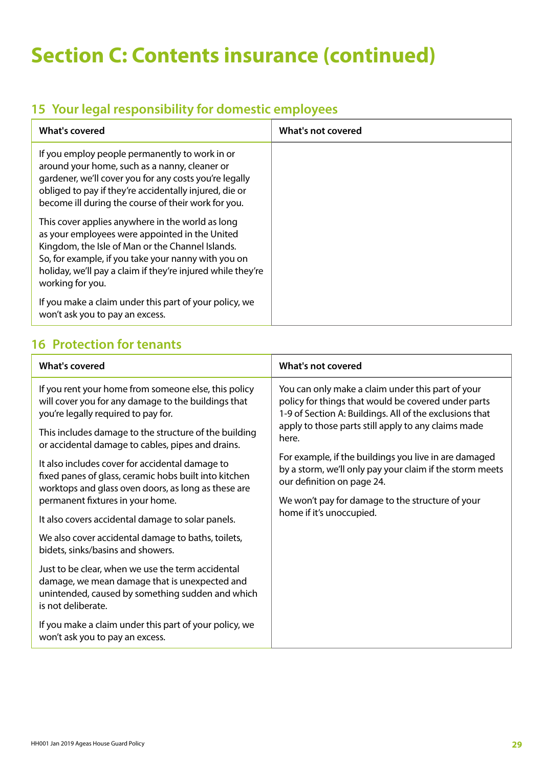# Section C: Contents insurance (continued)

## 15 Your legal responsibility for domestic employees

| What's covered | What's not covered |
|---|---|
| If you employ people permanently to work in or around your home, such as a nanny, cleaner or gardener, we'll cover you for any costs you're legally obliged to pay if they're accidentally injured, die or become ill during the course of their work for you.<br><br>This cover applies anywhere in the world as long as your employees were appointed in the United Kingdom, the Isle of Man or the Channel Islands. So, for example, if you take your nanny with you on holiday, we'll pay a claim if they're injured while they're working for you.<br><br>If you make a claim under this part of your policy, we won't ask you to pay an excess. | |

## 16 Protection for tenants

| What's covered | What's not covered |
|---|---|
| If you rent your home from someone else, this policy will cover you for any damage to the buildings that you're legally required to pay for.<br><br>This includes damage to the structure of the building or accidental damage to cables, pipes and drains.<br><br>It also includes cover for accidental damage to fixed panes of glass, ceramic hobs built into kitchen worktops and glass oven doors, as long as these are permanent fixtures in your home.<br><br>It also covers accidental damage to solar panels.<br><br>We also cover accidental damage to baths, toilets, bidets, sinks/basins and showers.<br><br>Just to be clear, when we use the term accidental damage, we mean damage that is unexpected and unintended, caused by something sudden and which is not deliberate.<br><br>If you make a claim under this part of your policy, we won't ask you to pay an excess. | You can only make a claim under this part of your policy for things that would be covered under parts 1-9 of Section A: Buildings. All of the exclusions that apply to those parts still apply to any claims made here.<br><br>For example, if the buildings you live in are damaged by a storm, we'll only pay your claim if the storm meets our definition on page 24.<br><br>We won't pay for damage to the structure of your home if it's unoccupied. |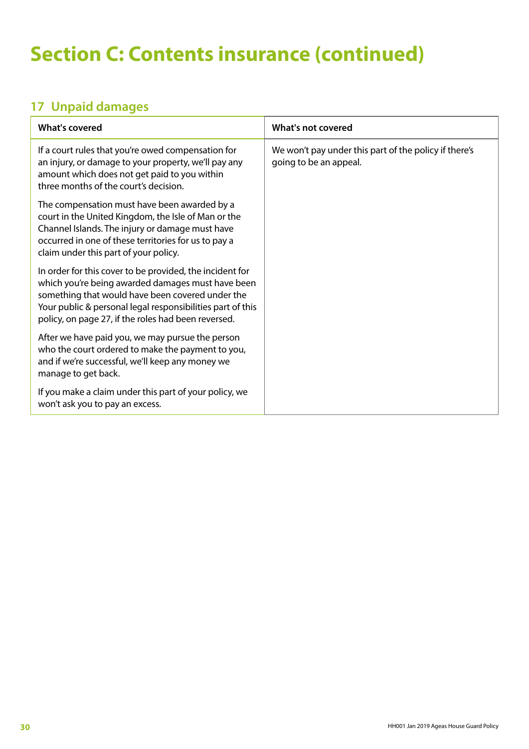# Section C: Contents insurance (continued)

## 17 Unpaid damages

| What's covered | What's not covered |
|---|---|
| If a court rules that you're owed compensation for an injury, or damage to your property, we'll pay any amount which does not get paid to you within three months of the court's decision.<br><br>The compensation must have been awarded by a court in the United Kingdom, the Isle of Man or the Channel Islands. The injury or damage must have occurred in one of these territories for us to pay a claim under this part of your policy.<br><br>In order for this cover to be provided, the incident for which you're being awarded damages must have been something that would have been covered under the Your public & personal legal responsibilities part of this policy, on page 27, if the roles had been reversed.<br><br>After we have paid you, we may pursue the person who the court ordered to make the payment to you, and if we're successful, we'll keep any money we manage to get back.<br><br>If you make a claim under this part of your policy, we won't ask you to pay an excess. | We won't pay under this part of the policy if there's going to be an appeal. |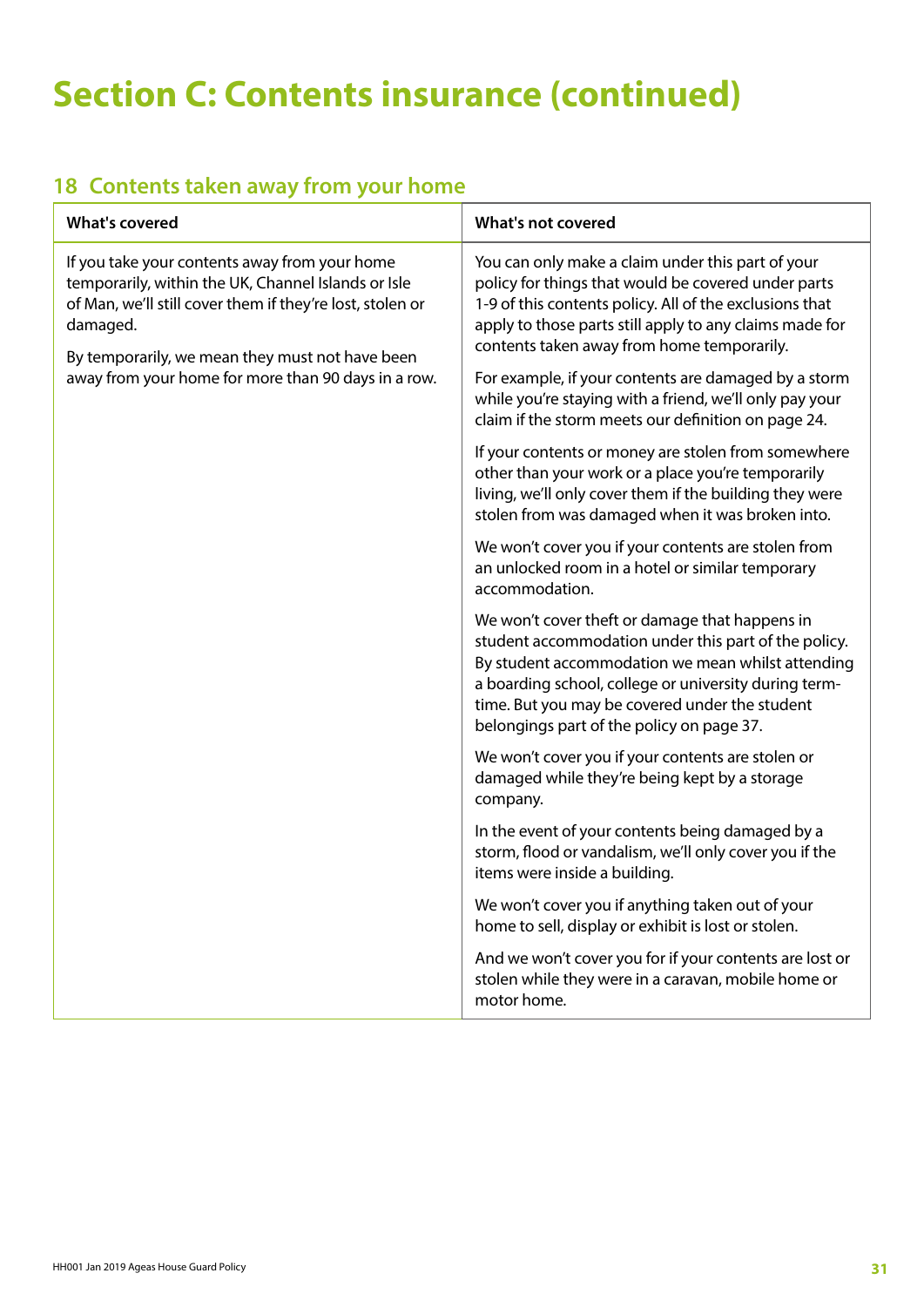# Section C: Contents insurance (continued)

## 18 Contents taken away from your home

| What's covered | What's not covered |
|---|---|
| If you take your contents away from your home temporarily, within the UK, Channel Islands or Isle of Man, we'll still cover them if they're lost, stolen or damaged.<br><br>By temporarily, we mean they must not have been away from your home for more than 90 days in a row. | You can only make a claim under this part of your policy for things that would be covered under parts 1-9 of this contents policy. All of the exclusions that apply to those parts still apply to any claims made for contents taken away from home temporarily.<br><br>For example, if your contents are damaged by a storm while you're staying with a friend, we'll only pay your claim if the storm meets our definition on page 24.<br><br>If your contents or money are stolen from somewhere other than your work or a place you're temporarily living, we'll only cover them if the building they were stolen from was damaged when it was broken into.<br><br>We won't cover you if your contents are stolen from an unlocked room in a hotel or similar temporary accommodation.<br><br>We won't cover theft or damage that happens in student accommodation under this part of the policy. By student accommodation we mean whilst attending a boarding school, college or university during term-time. But you may be covered under the student belongings part of the policy on page 37.<br><br>We won't cover you if your contents are stolen or damaged while they're being kept by a storage company.<br><br>In the event of your contents being damaged by a storm, flood or vandalism, we'll only cover you if the items were inside a building.<br><br>We won't cover you if anything taken out of your home to sell, display or exhibit is lost or stolen.<br><br>And we won't cover you for if your contents are lost or stolen while they were in a caravan, mobile home or motor home. |

HH001 Jan 2019 Ageas House Guard Policy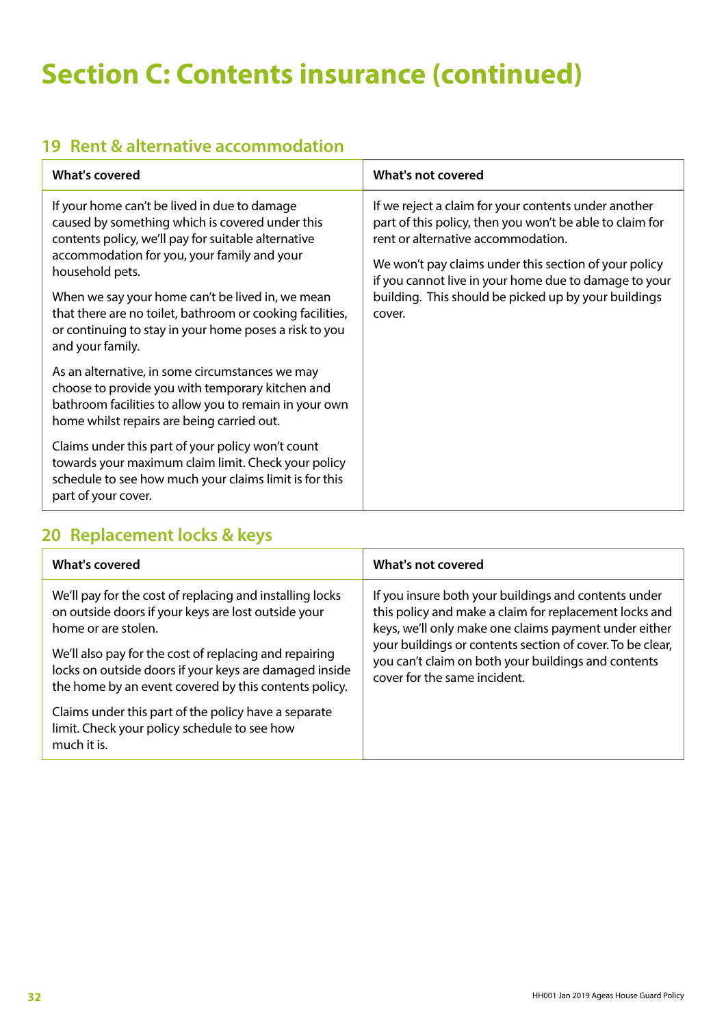# Section C: Contents insurance (continued)

## 19 Rent & alternative accommodation

| What's covered | What's not covered |
|---|---|
| If your home can't be lived in due to damage caused by something which is covered under this contents policy, we'll pay for suitable alternative accommodation for you, your family and your household pets.<br><br>When we say your home can't be lived in, we mean that there are no toilet, bathroom or cooking facilities, or continuing to stay in your home poses a risk to you and your family.<br><br>As an alternative, in some circumstances we may choose to provide you with temporary kitchen and bathroom facilities to allow you to remain in your own home whilst repairs are being carried out.<br><br>Claims under this part of your policy won't count towards your maximum claim limit. Check your policy schedule to see how much your claims limit is for this part of your cover. | If we reject a claim for your contents under another part of this policy, then you won't be able to claim for rent or alternative accommodation.<br><br>We won't pay claims under this section of your policy if you cannot live in your home due to damage to your building. This should be picked up by your buildings cover. |

## 20 Replacement locks & keys

| What's covered | What's not covered |
|---|---|
| We'll pay for the cost of replacing and installing locks on outside doors if your keys are lost outside your home or are stolen.<br><br>We'll also pay for the cost of replacing and repairing locks on outside doors if your keys are damaged inside the home by an event covered by this contents policy.<br><br>Claims under this part of the policy have a separate limit. Check your policy schedule to see how much it is. | If you insure both your buildings and contents under this policy and make a claim for replacement locks and keys, we'll only make one claims payment under either your buildings or contents section of cover. To be clear, you can't claim on both your buildings and contents cover for the same incident. |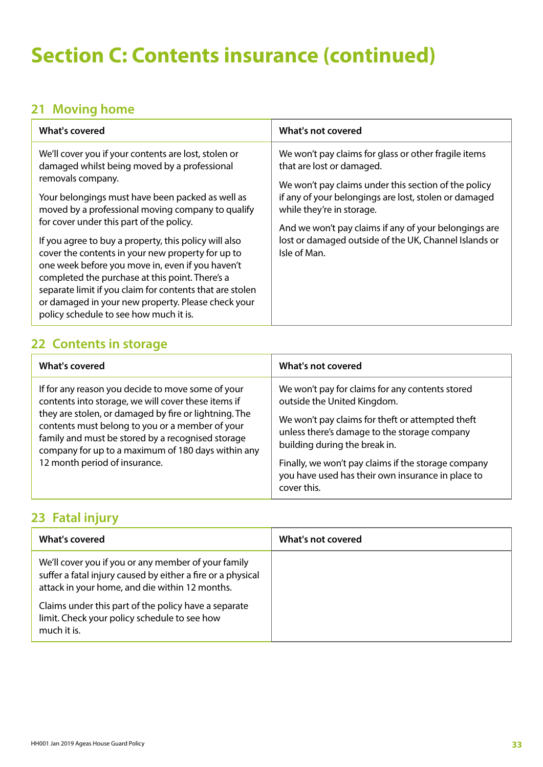# Section C: Contents insurance (continued)

## 21 Moving home

| What's covered | What's not covered |
|---|---|
| We'll cover you if your contents are lost, stolen or damaged whilst being moved by a professional removals company.<br><br>Your belongings must have been packed as well as moved by a professional moving company to qualify for cover under this part of the policy.<br><br>If you agree to buy a property, this policy will also cover the contents in your new property for up to one week before you move in, even if you haven't completed the purchase at this point. There's a separate limit if you claim for contents that are stolen or damaged in your new property. Please check your policy schedule to see how much it is. | We won't pay claims for glass or other fragile items that are lost or damaged.<br><br>We won't pay claims under this section of the policy if any of your belongings are lost, stolen or damaged while they're in storage.<br><br>And we won't pay claims if any of your belongings are lost or damaged outside of the UK, Channel Islands or Isle of Man. |

## 22 Contents in storage

| What's covered | What's not covered |
|---|---|
| If for any reason you decide to move some of your contents into storage, we will cover these items if they are stolen, or damaged by fire or lightning. The contents must belong to you or a member of your family and must be stored by a recognised storage company for up to a maximum of 180 days within any 12 month period of insurance. | We won't pay for claims for any contents stored outside the United Kingdom.<br><br>We won't pay claims for theft or attempted theft unless there's damage to the storage company building during the break in.<br><br>Finally, we won't pay claims if the storage company you have used has their own insurance in place to cover this. |

## 23 Fatal injury

| What's covered | What's not covered |
|---|---|
| We'll cover you if you or any member of your family suffer a fatal injury caused by either a fire or a physical attack in your home, and die within 12 months.<br><br>Claims under this part of the policy have a separate limit. Check your policy schedule to see how much it is. | |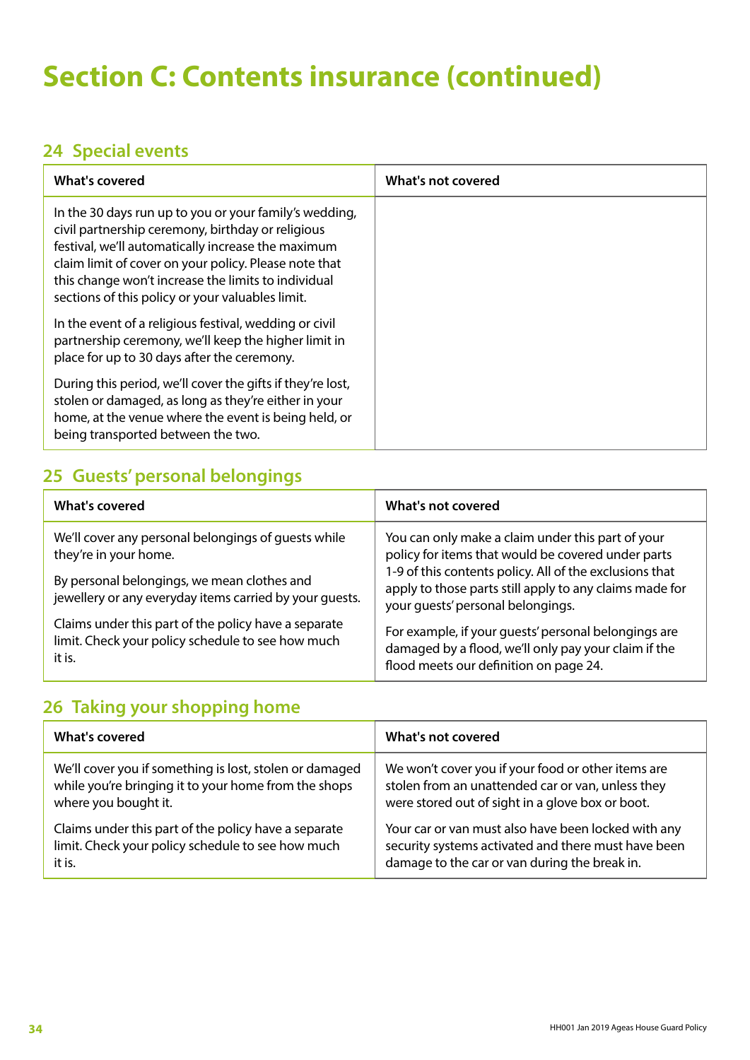# Section C: Contents insurance (continued)

## 24 Special events

| What's covered | What's not covered |
|---|---|
| In the 30 days run up to you or your family's wedding, civil partnership ceremony, birthday or religious festival, we'll automatically increase the maximum claim limit of cover on your policy. Please note that this change won't increase the limits to individual sections of this policy or your valuables limit.<br><br>In the event of a religious festival, wedding or civil partnership ceremony, we'll keep the higher limit in place for up to 30 days after the ceremony.<br><br>During this period, we'll cover the gifts if they're lost, stolen or damaged, as long as they're either in your home, at the venue where the event is being held, or being transported between the two. | |

## 25 Guests' personal belongings

| What's covered | What's not covered |
|---|---|
| We'll cover any personal belongings of guests while they're in your home.<br><br>By personal belongings, we mean clothes and jewellery or any everyday items carried by your guests.<br><br>Claims under this part of the policy have a separate limit. Check your policy schedule to see how much it is. | You can only make a claim under this part of your policy for items that would be covered under parts 1-9 of this contents policy. All of the exclusions that apply to those parts still apply to any claims made for your guests' personal belongings.<br><br>For example, if your guests' personal belongings are damaged by a flood, we'll only pay your claim if the flood meets our definition on page 24. |

## 26 Taking your shopping home

| What's covered | What's not covered |
|---|---|
| We'll cover you if something is lost, stolen or damaged while you're bringing it to your home from the shops where you bought it.<br><br>Claims under this part of the policy have a separate limit. Check your policy schedule to see how much it is. | We won't cover you if your food or other items are stolen from an unattended car or van, unless they were stored out of sight in a glove box or boot.<br><br>Your car or van must also have been locked with any security systems activated and there must have been damage to the car or van during the break in. |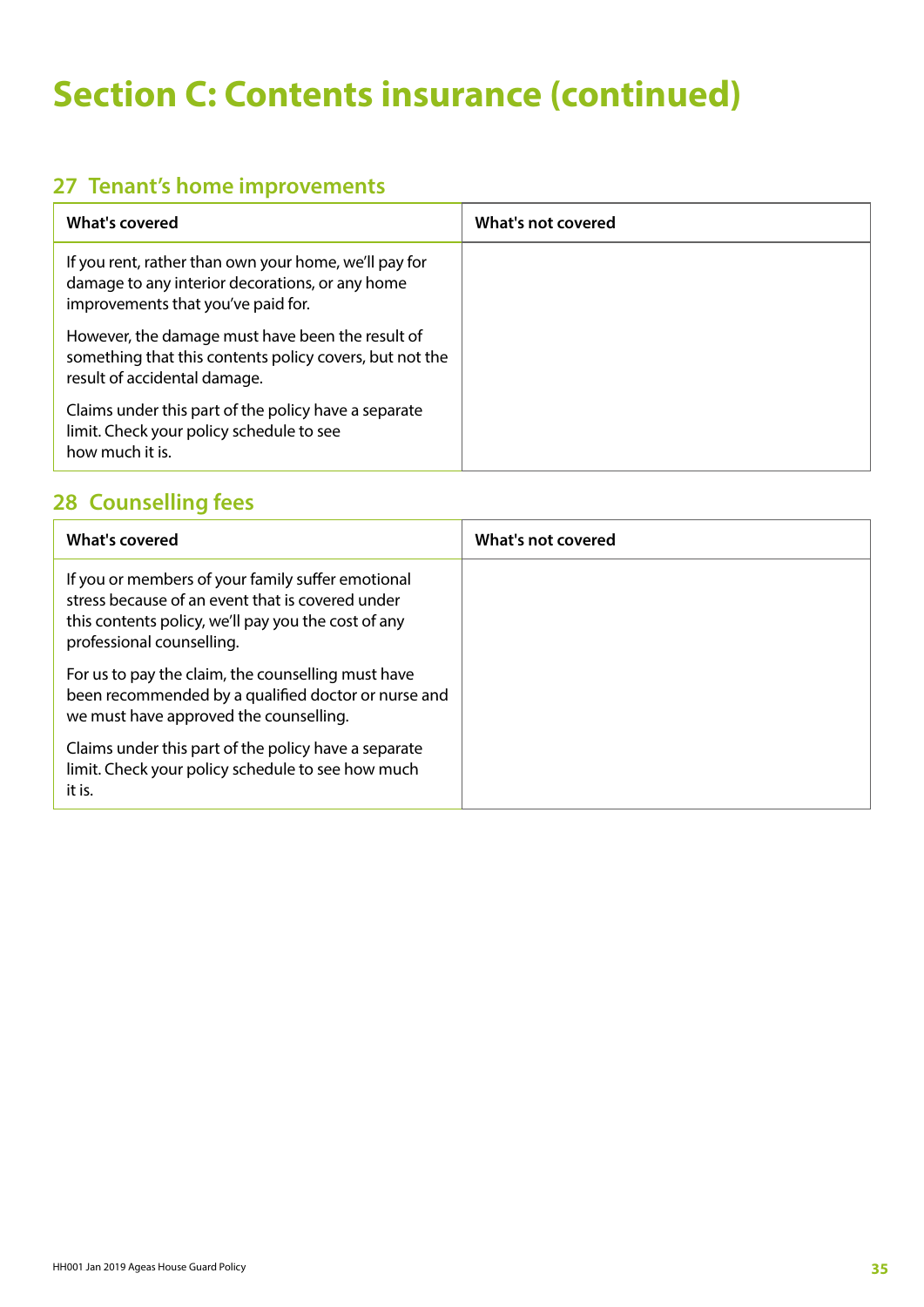# Section C: Contents insurance (continued)

## 27 Tenant's home improvements

| What's covered | What's not covered |
|---|---|
| If you rent, rather than own your home, we'll pay for damage to any interior decorations, or any home improvements that you've paid for.<br><br>However, the damage must have been the result of something that this contents policy covers, but not the result of accidental damage.<br><br>Claims under this part of the policy have a separate limit. Check your policy schedule to see how much it is. | |

## 28 Counselling fees

| What's covered | What's not covered |
|---|---|
| If you or members of your family suffer emotional stress because of an event that is covered under this contents policy, we'll pay you the cost of any professional counselling.<br><br>For us to pay the claim, the counselling must have been recommended by a qualified doctor or nurse and we must have approved the counselling.<br><br>Claims under this part of the policy have a separate limit. Check your policy schedule to see how much it is. | |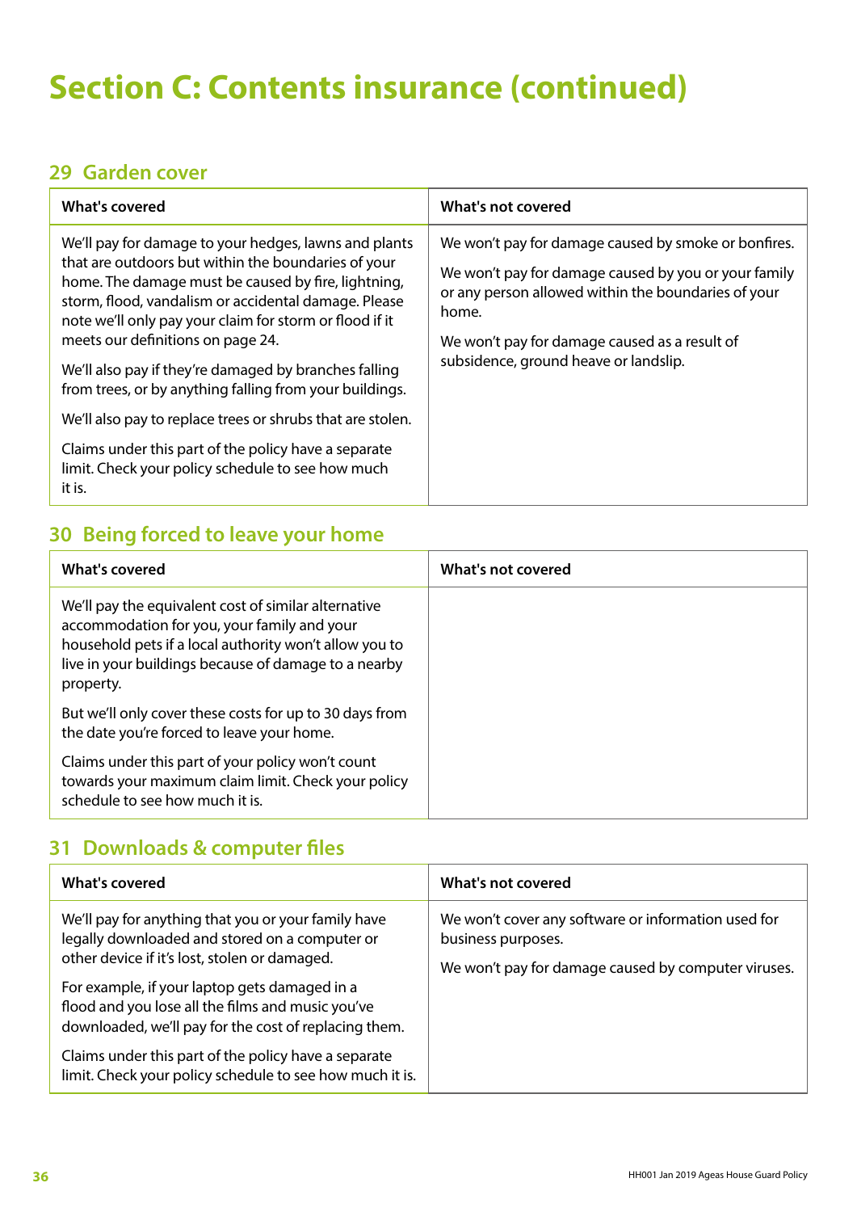# Section C: Contents insurance (continued)

## 29 Garden cover

| What's covered | What's not covered |
|---|---|
| We'll pay for damage to your hedges, lawns and plants that are outdoors but within the boundaries of your home. The damage must be caused by fire, lightning, storm, flood, vandalism or accidental damage. Please note we'll only pay your claim for storm or flood if it meets our definitions on page 24.<br><br>We'll also pay if they're damaged by branches falling from trees, or by anything falling from your buildings.<br><br>We'll also pay to replace trees or shrubs that are stolen.<br><br>Claims under this part of the policy have a separate limit. Check your policy schedule to see how much it is. | We won't pay for damage caused by smoke or bonfires.<br><br>We won't pay for damage caused by you or your family or any person allowed within the boundaries of your home.<br><br>We won't pay for damage caused as a result of subsidence, ground heave or landslip. |

## 30 Being forced to leave your home

| What's covered | What's not covered |
|---|---|
| We'll pay the equivalent cost of similar alternative accommodation for you, your family and your household pets if a local authority won't allow you to live in your buildings because of damage to a nearby property.<br><br>But we'll only cover these costs for up to 30 days from the date you're forced to leave your home.<br><br>Claims under this part of your policy won't count towards your maximum claim limit. Check your policy schedule to see how much it is. | |

## 31 Downloads & computer files

| What's covered | What's not covered |
|---|---|
| We'll pay for anything that you or your family have legally downloaded and stored on a computer or other device if it's lost, stolen or damaged.<br><br>For example, if your laptop gets damaged in a flood and you lose all the films and music you've downloaded, we'll pay for the cost of replacing them.<br><br>Claims under this part of the policy have a separate limit. Check your policy schedule to see how much it is. | We won't cover any software or information used for business purposes.<br><br>We won't pay for damage caused by computer viruses. |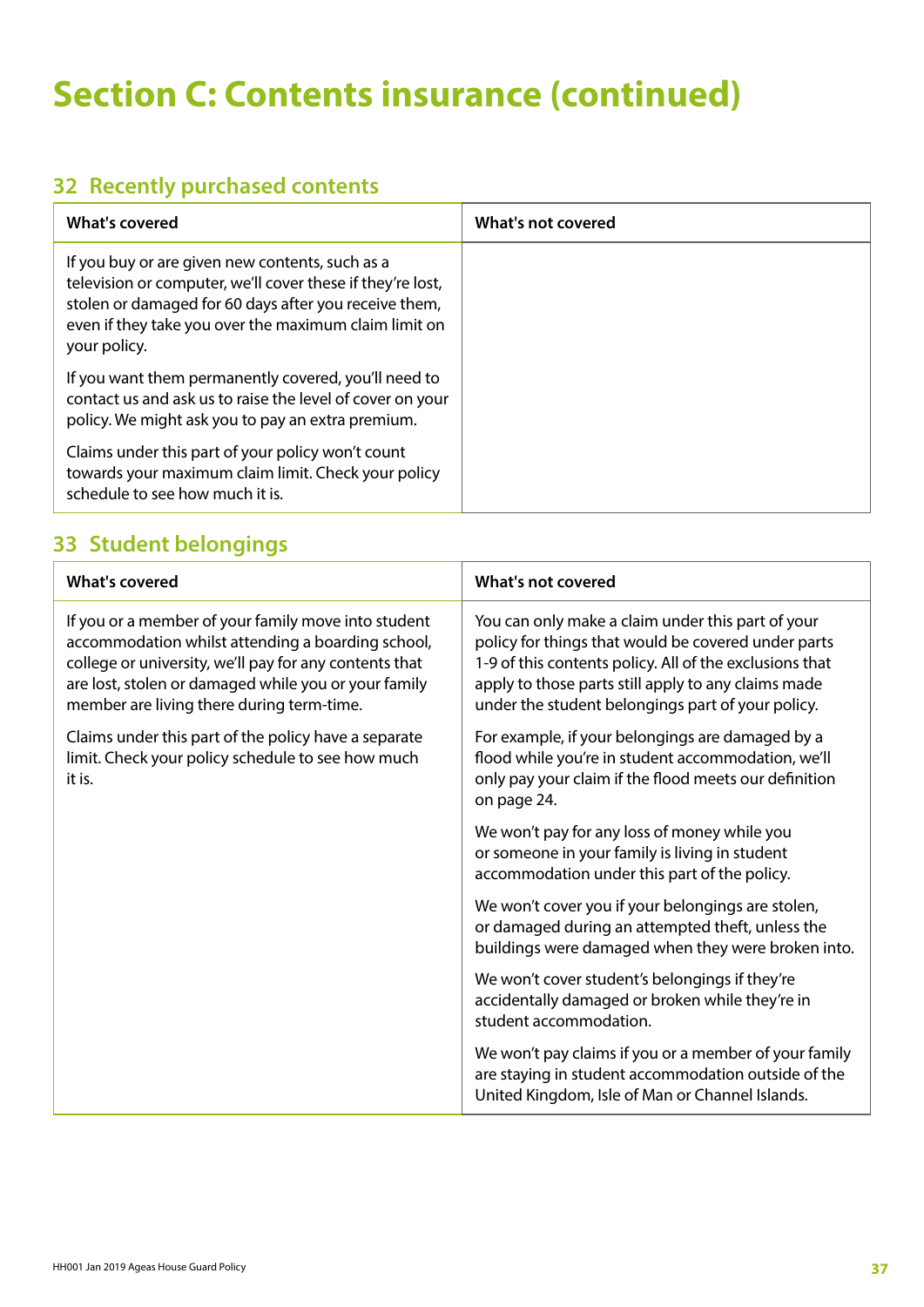# Section C: Contents insurance (continued)

## 32 Recently purchased contents

| What's covered | What's not covered |
|---|---|
| If you buy or are given new contents, such as a television or computer, we'll cover these if they're lost, stolen or damaged for 60 days after you receive them, even if they take you over the maximum claim limit on your policy.<br><br>If you want them permanently covered, you'll need to contact us and ask us to raise the level of cover on your policy. We might ask you to pay an extra premium.<br><br>Claims under this part of your policy won't count towards your maximum claim limit. Check your policy schedule to see how much it is. | |

## 33 Student belongings

| What's covered | What's not covered |
|---|---|
| If you or a member of your family move into student accommodation whilst attending a boarding school, college or university, we'll pay for any contents that are lost, stolen or damaged while you or your family member are living there during term-time.<br><br>Claims under this part of the policy have a separate limit. Check your policy schedule to see how much it is. | You can only make a claim under this part of your policy for things that would be covered under parts 1-9 of this contents policy. All of the exclusions that apply to those parts still apply to any claims made under the student belongings part of your policy.<br><br>For example, if your belongings are damaged by a flood while you're in student accommodation, we'll only pay your claim if the flood meets our definition on page 24.<br><br>We won't pay for any loss of money while you or someone in your family is living in student accommodation under this part of the policy.<br><br>We won't cover you if your belongings are stolen, or damaged during an attempted theft, unless the buildings were damaged when they were broken into.<br><br>We won't cover student's belongings if they're accidentally damaged or broken while they're in student accommodation.<br><br>We won't pay claims if you or a member of your family are staying in student accommodation outside of the United Kingdom, Isle of Man or Channel Islands. |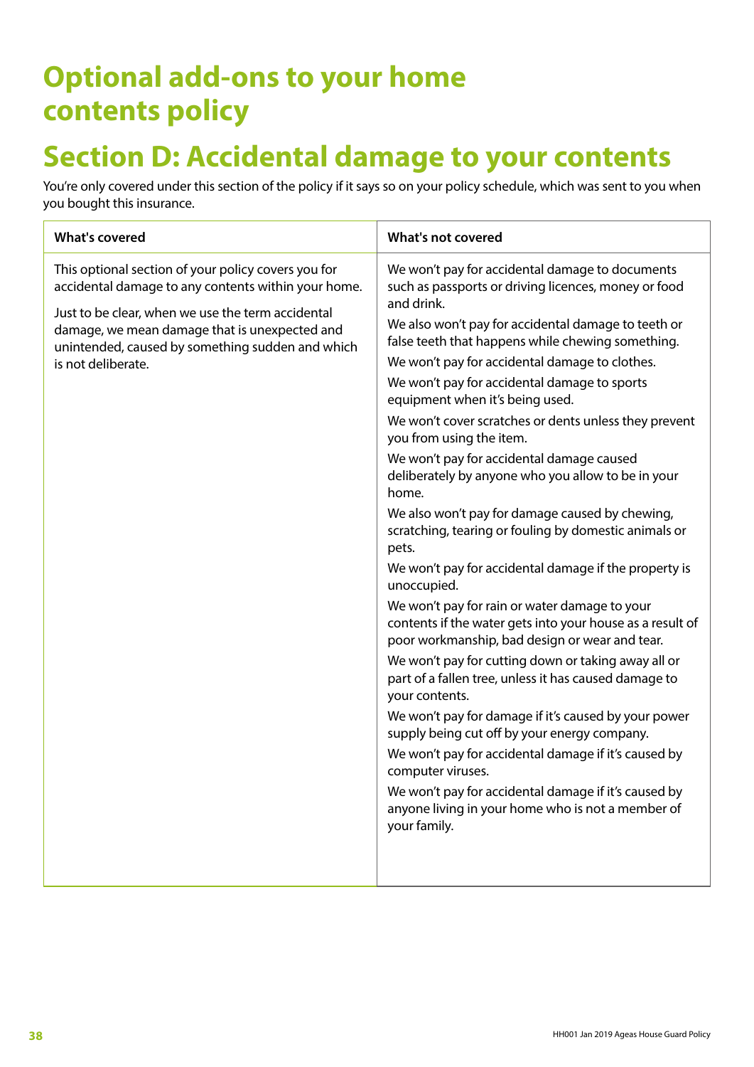# Optional add-ons to your home contents policy

## Section D: Accidental damage to your contents

You're only covered under this section of the policy if it says so on your policy schedule, which was sent to you when you bought this insurance.

| What's covered | What's not covered |
|---|---|
| This optional section of your policy covers you for accidental damage to any contents within your home.<br><br>Just to be clear, when we use the term accidental damage, we mean damage that is unexpected and unintended, caused by something sudden and which is not deliberate. | We won't pay for accidental damage to documents such as passports or driving licences, money or food and drink.<br><br>We also won't pay for accidental damage to teeth or false teeth that happens while chewing something.<br><br>We won't pay for accidental damage to clothes.<br><br>We won't pay for accidental damage to sports equipment when it's being used.<br><br>We won't cover scratches or dents unless they prevent you from using the item.<br><br>We won't pay for accidental damage caused deliberately by anyone who you allow to be in your home.<br><br>We also won't pay for damage caused by chewing, scratching, tearing or fouling by domestic animals or pets.<br><br>We won't pay for accidental damage if the property is unoccupied.<br><br>We won't pay for rain or water damage to your contents if the water gets into your house as a result of poor workmanship, bad design or wear and tear.<br><br>We won't pay for cutting down or taking away all or part of a fallen tree, unless it has caused damage to your contents.<br><br>We won't pay for damage if it's caused by your power supply being cut off by your energy company.<br><br>We won't pay for accidental damage if it's caused by computer viruses.<br><br>We won't pay for accidental damage if it's caused by anyone living in your home who is not a member of your family. |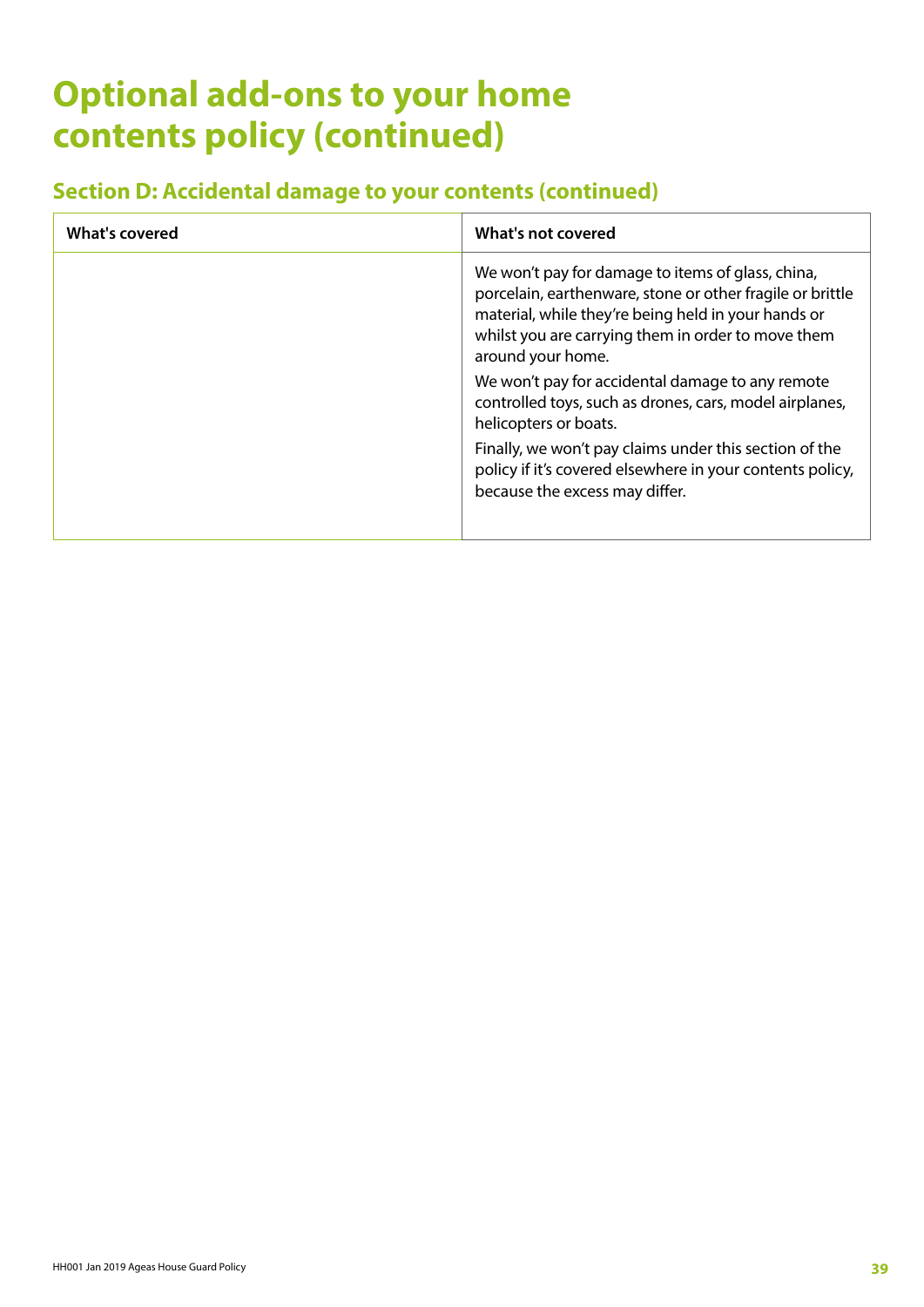# Optional add-ons to your home contents policy (continued)

## Section D: Accidental damage to your contents (continued)

| What's covered | What's not covered |
|---|---|
| | We won't pay for damage to items of glass, china, porcelain, earthenware, stone or other fragile or brittle material, while they're being held in your hands or whilst you are carrying them in order to move them around your home.<br><br>We won't pay for accidental damage to any remote controlled toys, such as drones, cars, model airplanes, helicopters or boats.<br><br>Finally, we won't pay claims under this section of the policy if it's covered elsewhere in your contents policy, because the excess may differ. |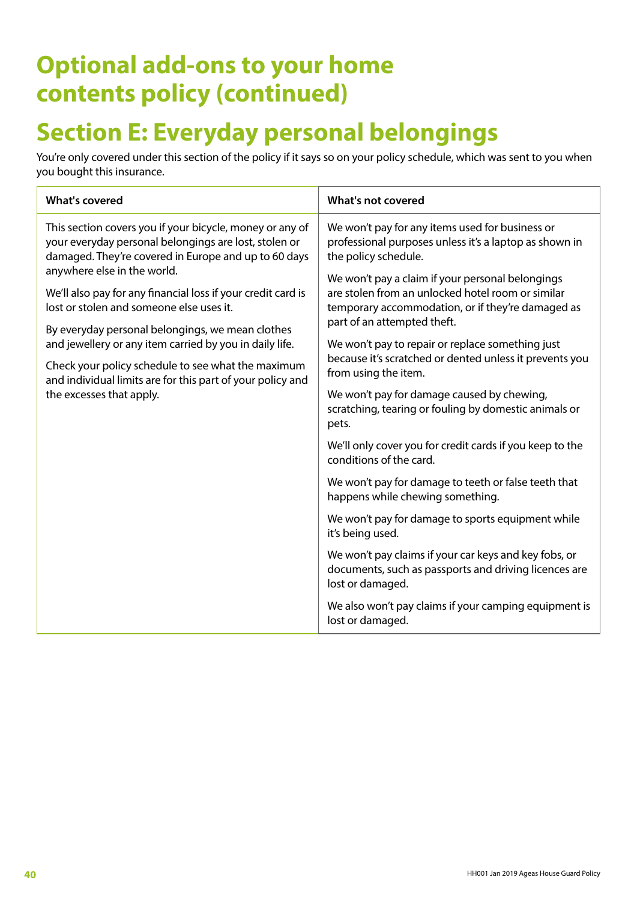# Optional add-ons to your home contents policy (continued)

## Section E: Everyday personal belongings

You're only covered under this section of the policy if it says so on your policy schedule, which was sent to you when you bought this insurance.

| What's covered | What's not covered |
|---|---|
| This section covers you if your bicycle, money or any of your everyday personal belongings are lost, stolen or damaged. They're covered in Europe and up to 60 days anywhere else in the world.<br><br>We'll also pay for any financial loss if your credit card is lost or stolen and someone else uses it.<br><br>By everyday personal belongings, we mean clothes and jewellery or any item carried by you in daily life.<br><br>Check your policy schedule to see what the maximum and individual limits are for this part of your policy and the excesses that apply. | We won't pay for any items used for business or professional purposes unless it's a laptop as shown in the policy schedule.<br><br>We won't pay a claim if your personal belongings are stolen from an unlocked hotel room or similar temporary accommodation, or if they're damaged as part of an attempted theft.<br><br>We won't pay to repair or replace something just because it's scratched or dented unless it prevents you from using the item.<br><br>We won't pay for damage caused by chewing, scratching, tearing or fouling by domestic animals or pets.<br><br>We'll only cover you for credit cards if you keep to the conditions of the card.<br><br>We won't pay for damage to teeth or false teeth that happens while chewing something.<br><br>We won't pay for damage to sports equipment while it's being used.<br><br>We won't pay claims if your car keys and key fobs, or documents, such as passports and driving licences are lost or damaged.<br><br>We also won't pay claims if your camping equipment is lost or damaged. |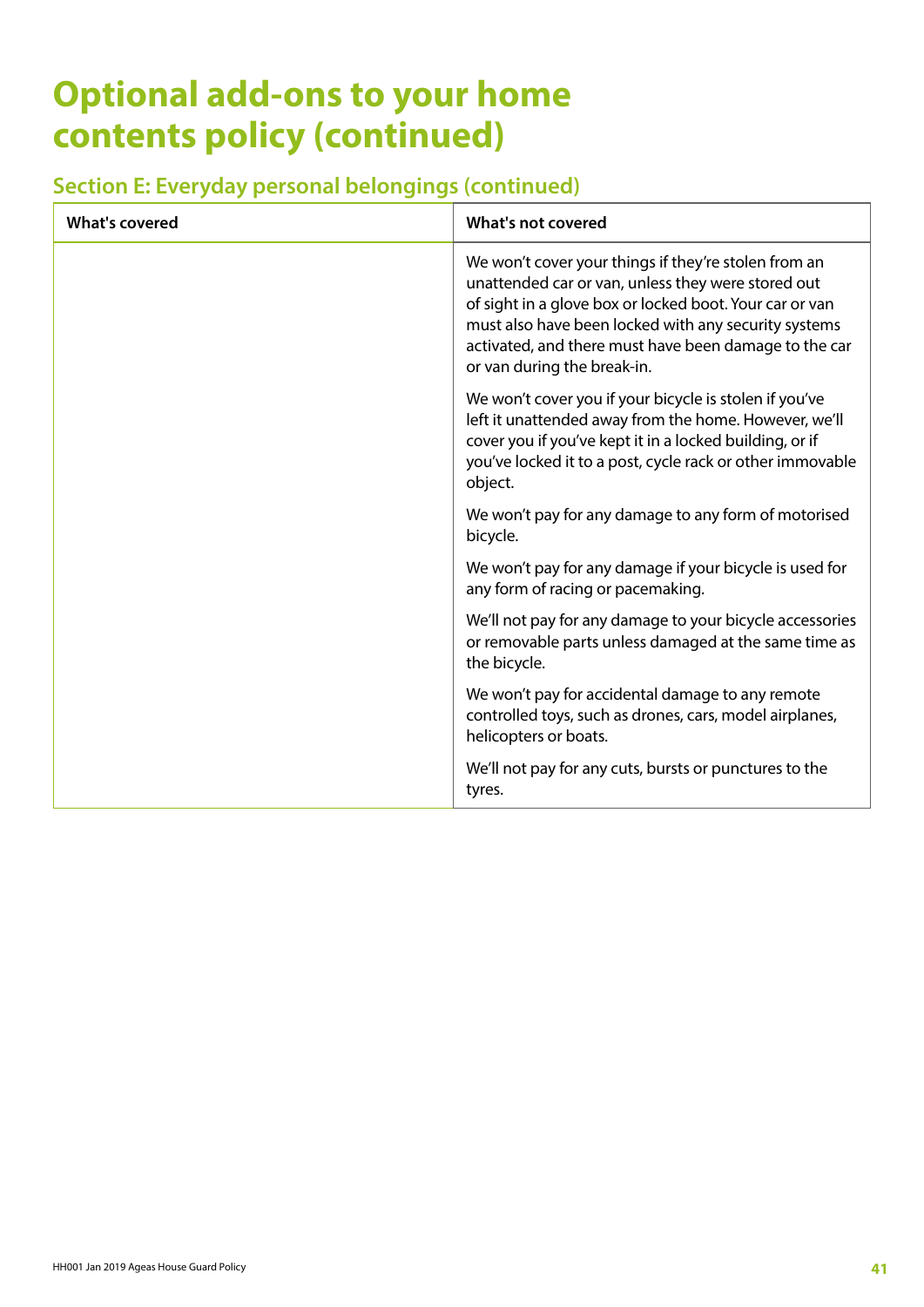# Optional add-ons to your home contents policy (continued)

## Section E: Everyday personal belongings (continued)

| What's covered | What's not covered |
| --- | --- |
| | We won't cover your things if they're stolen from an unattended car or van, unless they were stored out of sight in a glove box or locked boot. Your car or van must also have been locked with any security systems activated, and there must have been damage to the car or van during the break-in.<br><br>We won't cover you if your bicycle is stolen if you've left it unattended away from the home. However, we'll cover you if you've kept it in a locked building, or if you've locked it to a post, cycle rack or other immovable object.<br><br>We won't pay for any damage to any form of motorised bicycle.<br><br>We won't pay for any damage if your bicycle is used for any form of racing or pacemaking.<br><br>We'll not pay for any damage to your bicycle accessories or removable parts unless damaged at the same time as the bicycle.<br><br>We won't pay for accidental damage to any remote controlled toys, such as drones, cars, model airplanes, helicopters or boats.<br><br>We'll not pay for any cuts, bursts or punctures to the tyres. |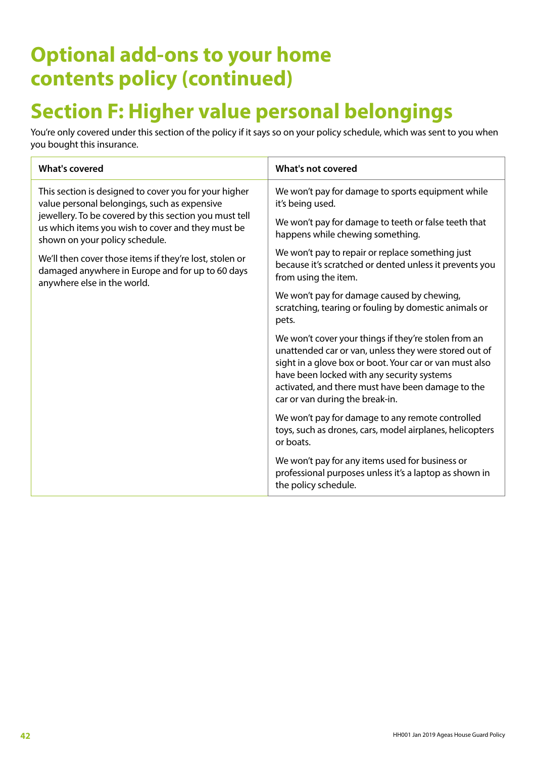# Optional add-ons to your home contents policy (continued)

## Section F: Higher value personal belongings

You're only covered under this section of the policy if it says so on your policy schedule, which was sent to you when you bought this insurance.

| What's covered | What's not covered |
| --- | --- |
| This section is designed to cover you for your higher value personal belongings, such as expensive jewellery. To be covered by this section you must tell us which items you wish to cover and they must be shown on your policy schedule.<br><br>We'll then cover those items if they're lost, stolen or damaged anywhere in Europe and for up to 60 days anywhere else in the world. | We won't pay for damage to sports equipment while it's being used.<br><br>We won't pay for damage to teeth or false teeth that happens while chewing something.<br><br>We won't pay to repair or replace something just because it's scratched or dented unless it prevents you from using the item.<br><br>We won't pay for damage caused by chewing, scratching, tearing or fouling by domestic animals or pets.<br><br>We won't cover your things if they're stolen from an unattended car or van, unless they were stored out of sight in a glove box or boot. Your car or van must also have been locked with any security systems activated, and there must have been damage to the car or van during the break-in.<br><br>We won't pay for damage to any remote controlled toys, such as drones, cars, model airplanes, helicopters or boats.<br><br>We won't pay for any items used for business or professional purposes unless it's a laptop as shown in the policy schedule. |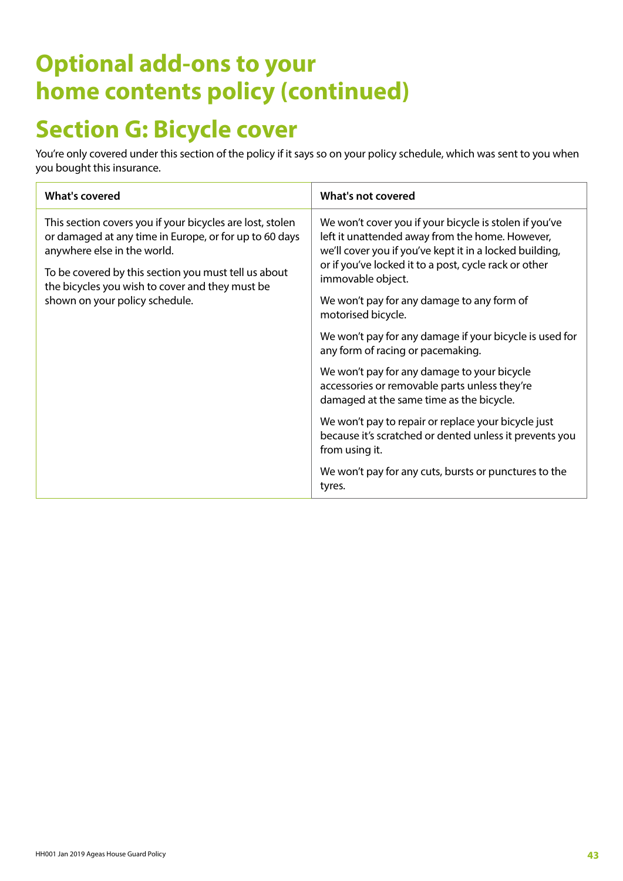# Optional add-ons to your home contents policy (continued)

## Section G: Bicycle cover

You're only covered under this section of the policy if it says so on your policy schedule, which was sent to you when you bought this insurance.

| What's covered | What's not covered |
|---|---|
| This section covers you if your bicycles are lost, stolen or damaged at any time in Europe, or for up to 60 days anywhere else in the world.<br><br>To be covered by this section you must tell us about the bicycles you wish to cover and they must be shown on your policy schedule. | We won't cover you if your bicycle is stolen if you've left it unattended away from the home. However, we'll cover you if you've kept it in a locked building, or if you've locked it to a post, cycle rack or other immovable object.<br><br>We won't pay for any damage to any form of motorised bicycle.<br><br>We won't pay for any damage if your bicycle is used for any form of racing or pacemaking.<br><br>We won't pay for any damage to your bicycle accessories or removable parts unless they're damaged at the same time as the bicycle.<br><br>We won't pay to repair or replace your bicycle just because it's scratched or dented unless it prevents you from using it.<br><br>We won't pay for any cuts, bursts or punctures to the tyres. |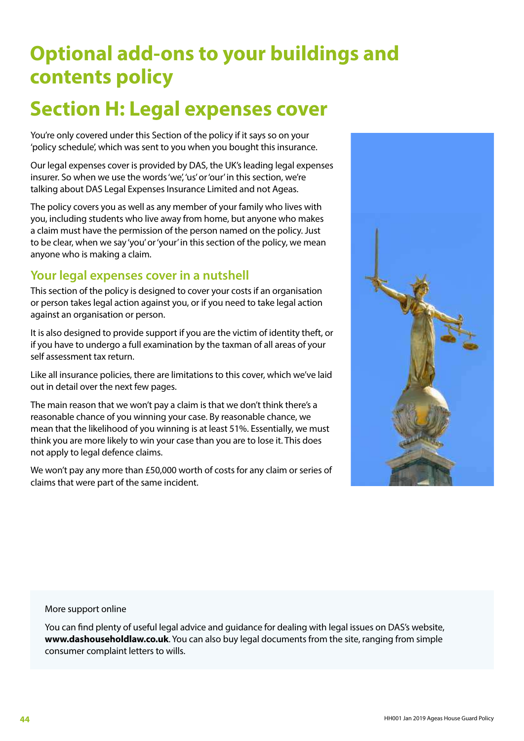# Optional add-ons to your buildings and contents policy

# Section H: Legal expenses cover

You're only covered under this Section of the policy if it says so on your 'policy schedule', which was sent to you when you bought this insurance.

Our legal expenses cover is provided by DAS, the UK's leading legal expenses insurer. So when we use the words 'we', 'us' or 'our' in this section, we're talking about DAS Legal Expenses Insurance Limited and not Ageas.

The policy covers you as well as any member of your family who lives with you, including students who live away from home, but anyone who makes a claim must have the permission of the person named on the policy. Just to be clear, when we say 'you' or 'your' in this section of the policy, we mean anyone who is making a claim.

## Your legal expenses cover in a nutshell

This section of the policy is designed to cover your costs if an organisation or person takes legal action against you, or if you need to take legal action against an organisation or person.

It is also designed to provide support if you are the victim of identity theft, or if you have to undergo a full examination by the taxman of all areas of your self assessment tax return.

Like all insurance policies, there are limitations to this cover, which we've laid out in detail over the next few pages.

The main reason that we won't pay a claim is that we don't think there's a reasonable chance of you winning your case. By reasonable chance, we mean that the likelihood of you winning is at least 51%. Essentially, we must think you are more likely to win your case than you are to lose it. This does not apply to legal defence claims.

We won't pay any more than £50,000 worth of costs for any claim or series of claims that were part of the same incident.

More support online

You can find plenty of useful legal advice and guidance for dealing with legal issues on DAS's website, **www.dashouseholdlaw.co.uk**. You can also buy legal documents from the site, ranging from simple consumer complaint letters to wills.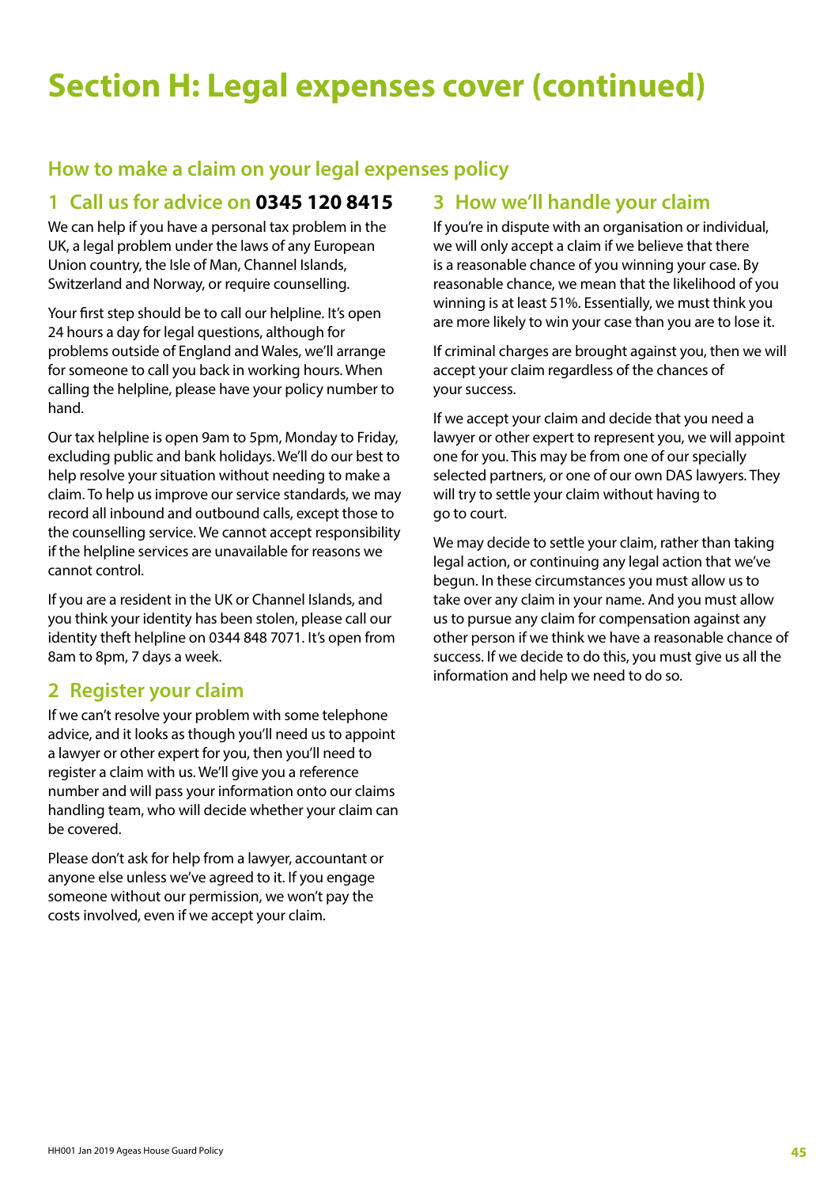# Section H: Legal expenses cover (continued)

## How to make a claim on your legal expenses policy

### 1 Call us for advice on **0345 120 8415**

We can help if you have a personal tax problem in the UK, a legal problem under the laws of any European Union country, the Isle of Man, Channel Islands, Switzerland and Norway, or require counselling.

Your first step should be to call our helpline. It's open 24 hours a day for legal questions, although for problems outside of England and Wales, we'll arrange for someone to call you back in working hours. When calling the helpline, please have your policy number to hand.

Our tax helpline is open 9am to 5pm, Monday to Friday, excluding public and bank holidays. We'll do our best to help resolve your situation without needing to make a claim. To help us improve our service standards, we may record all inbound and outbound calls, except those to the counselling service. We cannot accept responsibility if the helpline services are unavailable for reasons we cannot control.

If you are a resident in the UK or Channel Islands, and you think your identity has been stolen, please call our identity theft helpline on 0344 848 7071. It's open from 8am to 8pm, 7 days a week.

### 2 Register your claim

If we can't resolve your problem with some telephone advice, and it looks as though you'll need us to appoint a lawyer or other expert for you, then you'll need to register a claim with us. We'll give you a reference number and will pass your information onto our claims handling team, who will decide whether your claim can be covered.

Please don't ask for help from a lawyer, accountant or anyone else unless we've agreed to it. If you engage someone without our permission, we won't pay the costs involved, even if we accept your claim.

### 3 How we'll handle your claim

If you're in dispute with an organisation or individual, we will only accept a claim if we believe that there is a reasonable chance of you winning your case. By reasonable chance, we mean that the likelihood of you winning is at least 51%. Essentially, we must think you are more likely to win your case than you are to lose it.

If criminal charges are brought against you, then we will accept your claim regardless of the chances of your success.

If we accept your claim and decide that you need a lawyer or other expert to represent you, we will appoint one for you. This may be from one of our specially selected partners, or one of our own DAS lawyers. They will try to settle your claim without having to go to court.

We may decide to settle your claim, rather than taking legal action, or continuing any legal action that we've begun. In these circumstances you must allow us to take over any claim in your name. And you must allow us to pursue any claim for compensation against any other person if we think we have a reasonable chance of success. If we decide to do this, you must give us all the information and help we need to do so.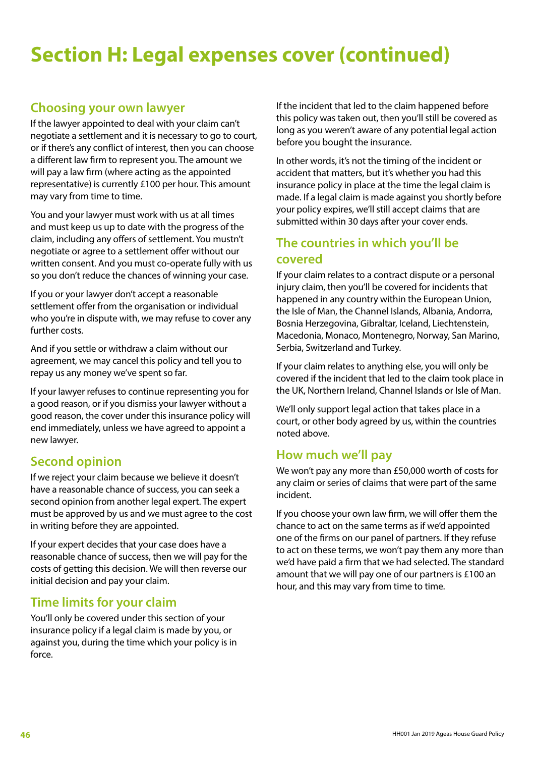# Section H: Legal expenses cover (continued)

## Choosing your own lawyer

If the lawyer appointed to deal with your claim can't negotiate a settlement and it is necessary to go to court, or if there's any conflict of interest, then you can choose a different law firm to represent you. The amount we will pay a law firm (where acting as the appointed representative) is currently £100 per hour. This amount may vary from time to time.

You and your lawyer must work with us at all times and must keep us up to date with the progress of the claim, including any offers of settlement. You mustn't negotiate or agree to a settlement offer without our written consent. And you must co-operate fully with us so you don't reduce the chances of winning your case.

If you or your lawyer don't accept a reasonable settlement offer from the organisation or individual who you're in dispute with, we may refuse to cover any further costs.

And if you settle or withdraw a claim without our agreement, we may cancel this policy and tell you to repay us any money we've spent so far.

If your lawyer refuses to continue representing you for a good reason, or if you dismiss your lawyer without a good reason, the cover under this insurance policy will end immediately, unless we have agreed to appoint a new lawyer.

## Second opinion

If we reject your claim because we believe it doesn't have a reasonable chance of success, you can seek a second opinion from another legal expert. The expert must be approved by us and we must agree to the cost in writing before they are appointed.

If your expert decides that your case does have a reasonable chance of success, then we will pay for the costs of getting this decision. We will then reverse our initial decision and pay your claim.

## Time limits for your claim

You'll only be covered under this section of your insurance policy if a legal claim is made by you, or against you, during the time which your policy is in force.

If the incident that led to the claim happened before this policy was taken out, then you'll still be covered as long as you weren't aware of any potential legal action before you bought the insurance.

In other words, it's not the timing of the incident or accident that matters, but it's whether you had this insurance policy in place at the time the legal claim is made. If a legal claim is made against you shortly before your policy expires, we'll still accept claims that are submitted within 30 days after your cover ends.

## The countries in which you'll be covered

If your claim relates to a contract dispute or a personal injury claim, then you'll be covered for incidents that happened in any country within the European Union, the Isle of Man, the Channel Islands, Albania, Andorra, Bosnia Herzegovina, Gibraltar, Iceland, Liechtenstein, Macedonia, Monaco, Montenegro, Norway, San Marino, Serbia, Switzerland and Turkey.

If your claim relates to anything else, you will only be covered if the incident that led to the claim took place in the UK, Northern Ireland, Channel Islands or Isle of Man.

We'll only support legal action that takes place in a court, or other body agreed by us, within the countries noted above.

## How much we'll pay

We won't pay any more than £50,000 worth of costs for any claim or series of claims that were part of the same incident.

If you choose your own law firm, we will offer them the chance to act on the same terms as if we'd appointed one of the firms on our panel of partners. If they refuse to act on these terms, we won't pay them any more than we'd have paid a firm that we had selected. The standard amount that we will pay one of our partners is £100 an hour, and this may vary from time to time.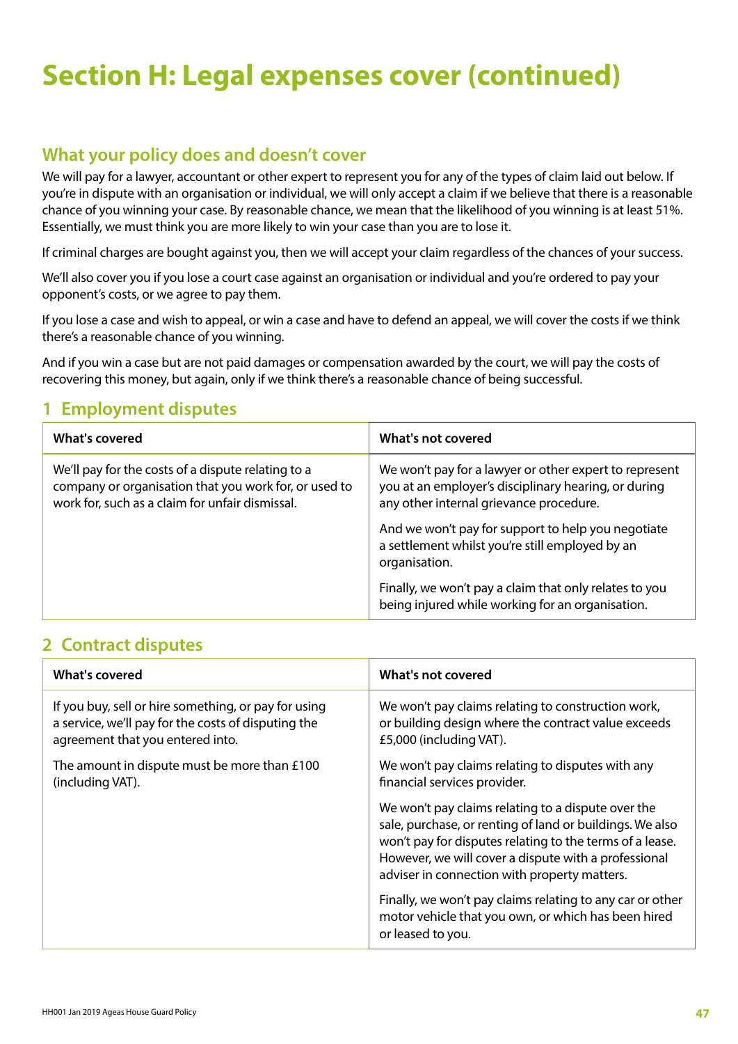# Section H: Legal expenses cover (continued)

## What your policy does and doesn't cover

We will pay for a lawyer, accountant or other expert to represent you for any of the types of claim laid out below. If you're in dispute with an organisation or individual, we will only accept a claim if we believe that there is a reasonable chance of you winning your case. By reasonable chance, we mean that the likelihood of you winning is at least 51%. Essentially, we must think you are more likely to win your case than you are to lose it.

If criminal charges are bought against you, then we will accept your claim regardless of the chances of your success.

We'll also cover you if you lose a court case against an organisation or individual and you're ordered to pay your opponent's costs, or we agree to pay them.

If you lose a case and wish to appeal, or win a case and have to defend an appeal, we will cover the costs if we think there's a reasonable chance of you winning.

And if you win a case but are not paid damages or compensation awarded by the court, we will pay the costs of recovering this money, but again, only if we think there's a reasonable chance of being successful.

## 1 Employment disputes

| What's covered | What's not covered |
|---|---|
| We'll pay for the costs of a dispute relating to a company or organisation that you work for, or used to work for, such as a claim for unfair dismissal. | We won't pay for a lawyer or other expert to represent you at an employer's disciplinary hearing, or during any other internal grievance procedure.<br><br>And we won't pay for support to help you negotiate a settlement whilst you're still employed by an organisation.<br><br>Finally, we won't pay a claim that only relates to you being injured while working for an organisation. |

## 2 Contract disputes

| What's covered | What's not covered |
|---|---|
| If you buy, sell or hire something, or pay for using a service, we'll pay for the costs of disputing the agreement that you entered into.<br><br>The amount in dispute must be more than £100 (including VAT). | We won't pay claims relating to construction work, or building design where the contract value exceeds £5,000 (including VAT).<br><br>We won't pay claims relating to disputes with any financial services provider.<br><br>We won't pay claims relating to a dispute over the sale, purchase, or renting of land or buildings. We also won't pay for disputes relating to the terms of a lease. However, we will cover a dispute with a professional adviser in connection with property matters.<br><br>Finally, we won't pay claims relating to any car or other motor vehicle that you own, or which has been hired or leased to you. |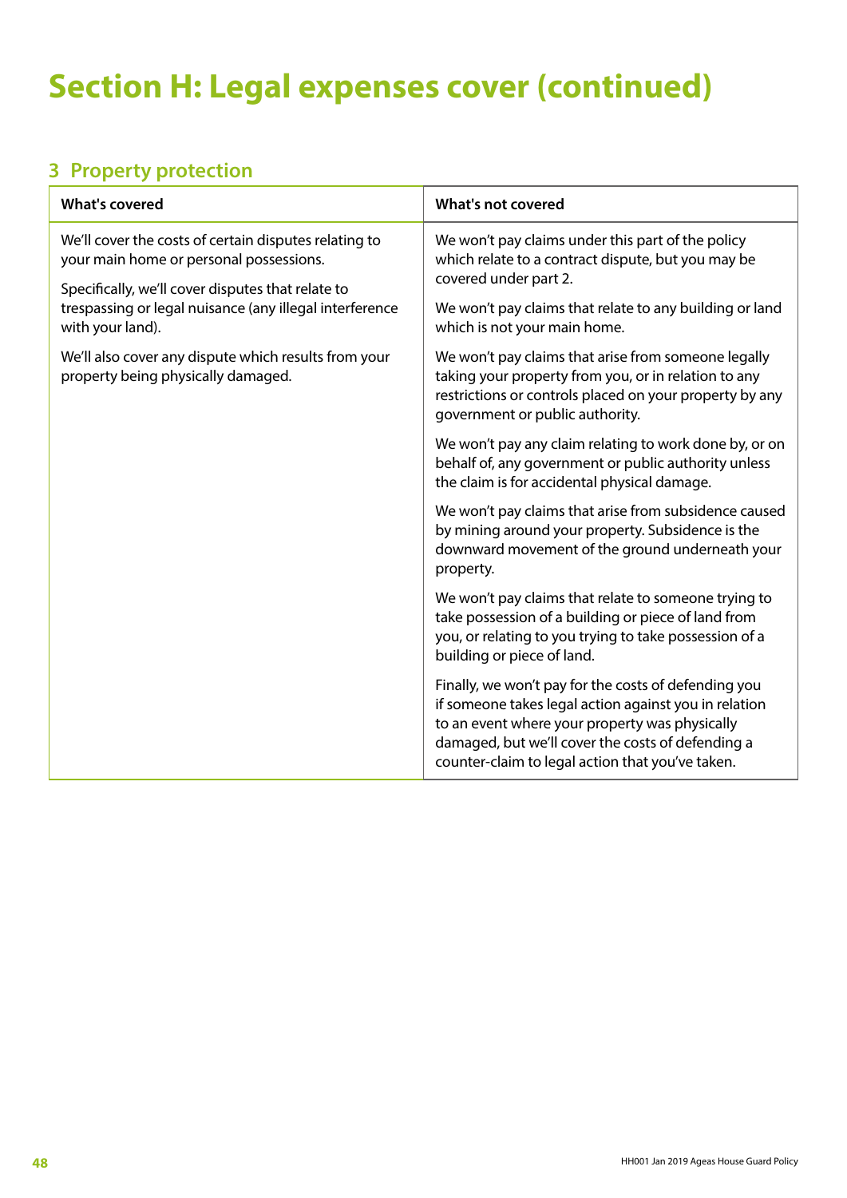# Section H: Legal expenses cover (continued)

## 3 Property protection

| What's covered | What's not covered |
|---|---|
| We'll cover the costs of certain disputes relating to your main home or personal possessions.<br><br>Specifically, we'll cover disputes that relate to trespassing or legal nuisance (any illegal interference with your land).<br><br>We'll also cover any dispute which results from your property being physically damaged. | We won't pay claims under this part of the policy which relate to a contract dispute, but you may be covered under part 2.<br><br>We won't pay claims that relate to any building or land which is not your main home.<br><br>We won't pay claims that arise from someone legally taking your property from you, or in relation to any restrictions or controls placed on your property by any government or public authority.<br><br>We won't pay any claim relating to work done by, or on behalf of, any government or public authority unless the claim is for accidental physical damage.<br><br>We won't pay claims that arise from subsidence caused by mining around your property. Subsidence is the downward movement of the ground underneath your property.<br><br>We won't pay claims that relate to someone trying to take possession of a building or piece of land from you, or relating to you trying to take possession of a building or piece of land.<br><br>Finally, we won't pay for the costs of defending you if someone takes legal action against you in relation to an event where your property was physically damaged, but we'll cover the costs of defending a counter-claim to legal action that you've taken. |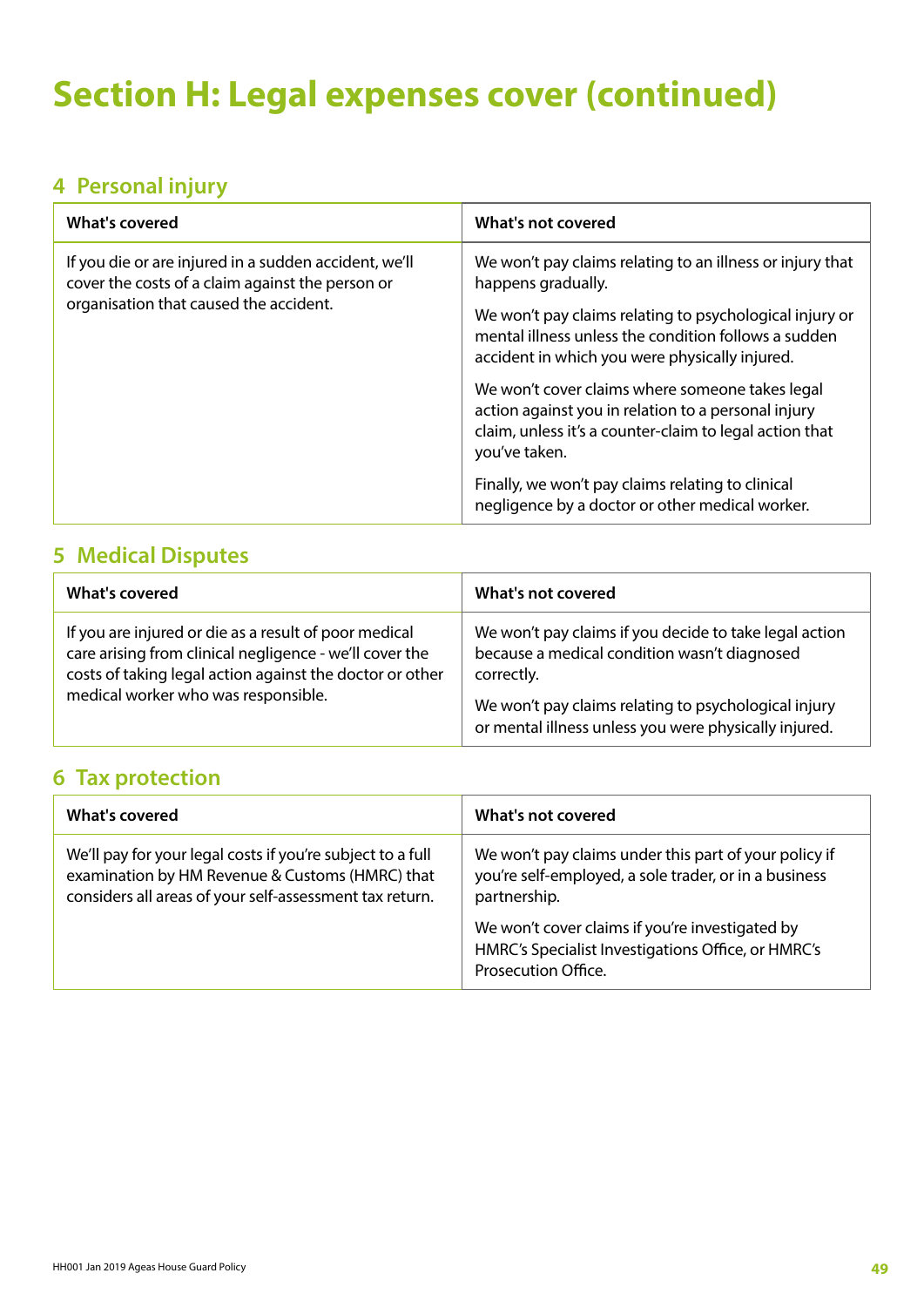# Section H: Legal expenses cover (continued)

## 4 Personal injury

| What's covered | What's not covered |
| --- | --- |
| If you die or are injured in a sudden accident, we'll cover the costs of a claim against the person or organisation that caused the accident. | We won't pay claims relating to an illness or injury that happens gradually.<br><br>We won't pay claims relating to psychological injury or mental illness unless the condition follows a sudden accident in which you were physically injured.<br><br>We won't cover claims where someone takes legal action against you in relation to a personal injury claim, unless it's a counter-claim to legal action that you've taken.<br><br>Finally, we won't pay claims relating to clinical negligence by a doctor or other medical worker. |

## 5 Medical Disputes

| What's covered | What's not covered |
| --- | --- |
| If you are injured or die as a result of poor medical care arising from clinical negligence - we'll cover the costs of taking legal action against the doctor or other medical worker who was responsible. | We won't pay claims if you decide to take legal action because a medical condition wasn't diagnosed correctly.<br><br>We won't pay claims relating to psychological injury or mental illness unless you were physically injured. |

## 6 Tax protection

| What's covered | What's not covered |
| --- | --- |
| We'll pay for your legal costs if you're subject to a full examination by HM Revenue & Customs (HMRC) that considers all areas of your self-assessment tax return. | We won't pay claims under this part of your policy if you're self-employed, a sole trader, or in a business partnership.<br><br>We won't cover claims if you're investigated by HMRC's Specialist Investigations Office, or HMRC's Prosecution Office. |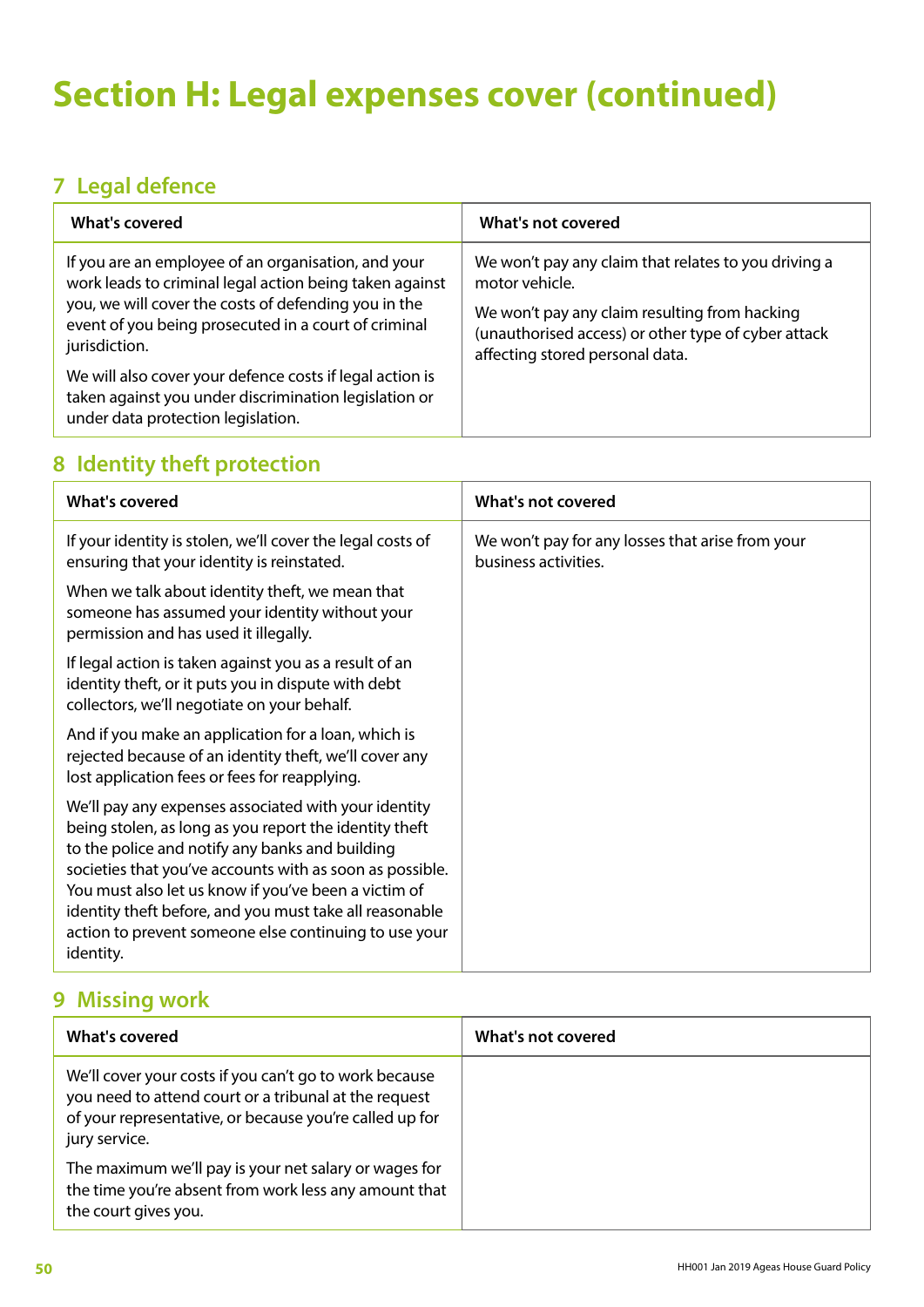# Section H: Legal expenses cover (continued)

## 7 Legal defence

| What's covered | What's not covered |
|---|---|
| If you are an employee of an organisation, and your work leads to criminal legal action being taken against you, we will cover the costs of defending you in the event of you being prosecuted in a court of criminal jurisdiction.<br><br>We will also cover your defence costs if legal action is taken against you under discrimination legislation or under data protection legislation. | We won't pay any claim that relates to you driving a motor vehicle.<br><br>We won't pay any claim resulting from hacking (unauthorised access) or other type of cyber attack affecting stored personal data. |

## 8 Identity theft protection

| What's covered | What's not covered |
|---|---|
| If your identity is stolen, we'll cover the legal costs of ensuring that your identity is reinstated.<br><br>When we talk about identity theft, we mean that someone has assumed your identity without your permission and has used it illegally.<br><br>If legal action is taken against you as a result of an identity theft, or it puts you in dispute with debt collectors, we'll negotiate on your behalf.<br><br>And if you make an application for a loan, which is rejected because of an identity theft, we'll cover any lost application fees or fees for reapplying.<br><br>We'll pay any expenses associated with your identity being stolen, as long as you report the identity theft to the police and notify any banks and building societies that you've accounts with as soon as possible. You must also let us know if you've been a victim of identity theft before, and you must take all reasonable action to prevent someone else continuing to use your identity. | We won't pay for any losses that arise from your business activities. |

## 9 Missing work

| What's covered | What's not covered |
|---|---|
| We'll cover your costs if you can't go to work because you need to attend court or a tribunal at the request of your representative, or because you're called up for jury service.<br><br>The maximum we'll pay is your net salary or wages for the time you're absent from work less any amount that the court gives you. | |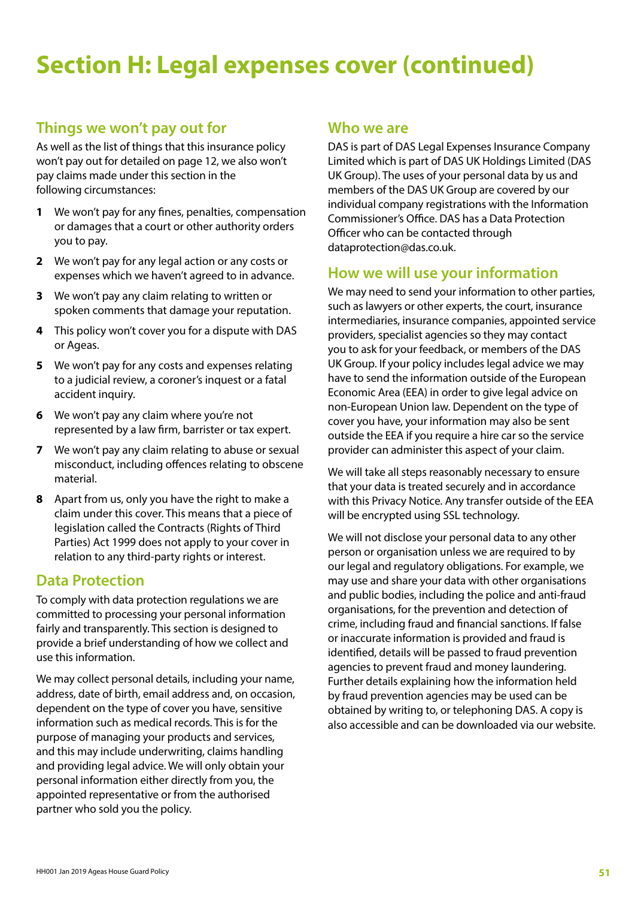# Section H: Legal expenses cover (continued)

## Things we won't pay out for

As well as the list of things that this insurance policy won't pay out for detailed on page 12, we also won't pay claims made under this section in the following circumstances:

1. We won't pay for any fines, penalties, compensation or damages that a court or other authority orders you to pay.
2. We won't pay for any legal action or any costs or expenses which we haven't agreed to in advance.
3. We won't pay any claim relating to written or spoken comments that damage your reputation.
4. This policy won't cover you for a dispute with DAS or Ageas.
5. We won't pay for any costs and expenses relating to a judicial review, a coroner's inquest or a fatal accident inquiry.
6. We won't pay any claim where you're not represented by a law firm, barrister or tax expert.
7. We won't pay any claim relating to abuse or sexual misconduct, including offences relating to obscene material.
8. Apart from us, only you have the right to make a claim under this cover. This means that a piece of legislation called the Contracts (Rights of Third Parties) Act 1999 does not apply to your cover in relation to any third-party rights or interest.

## Data Protection

To comply with data protection regulations we are committed to processing your personal information fairly and transparently. This section is designed to provide a brief understanding of how we collect and use this information.

We may collect personal details, including your name, address, date of birth, email address and, on occasion, dependent on the type of cover you have, sensitive information such as medical records. This is for the purpose of managing your products and services, and this may include underwriting, claims handling and providing legal advice. We will only obtain your personal information either directly from you, the appointed representative or from the authorised partner who sold you the policy.

## Who we are

DAS is part of DAS Legal Expenses Insurance Company Limited which is part of DAS UK Holdings Limited (DAS UK Group). The uses of your personal data by us and members of the DAS UK Group are covered by our individual company registrations with the Information Commissioner's Office. DAS has a Data Protection Officer who can be contacted through dataprotection@das.co.uk.

## How we will use your information

We may need to send your information to other parties, such as lawyers or other experts, the court, insurance intermediaries, insurance companies, appointed service providers, specialist agencies so they may contact you to ask for your feedback, or members of the DAS UK Group. If your policy includes legal advice we may have to send the information outside of the European Economic Area (EEA) in order to give legal advice on non-European Union law. Dependent on the type of cover you have, your information may also be sent outside the EEA if you require a hire car so the service provider can administer this aspect of your claim.

We will take all steps reasonably necessary to ensure that your data is treated securely and in accordance with this Privacy Notice. Any transfer outside of the EEA will be encrypted using SSL technology.

We will not disclose your personal data to any other person or organisation unless we are required to by our legal and regulatory obligations. For example, we may use and share your data with other organisations and public bodies, including the police and anti-fraud organisations, for the prevention and detection of crime, including fraud and financial sanctions. If false or inaccurate information is provided and fraud is identified, details will be passed to fraud prevention agencies to prevent fraud and money laundering. Further details explaining how the information held by fraud prevention agencies may be used can be obtained by writing to, or telephoning DAS. A copy is also accessible and can be downloaded via our website.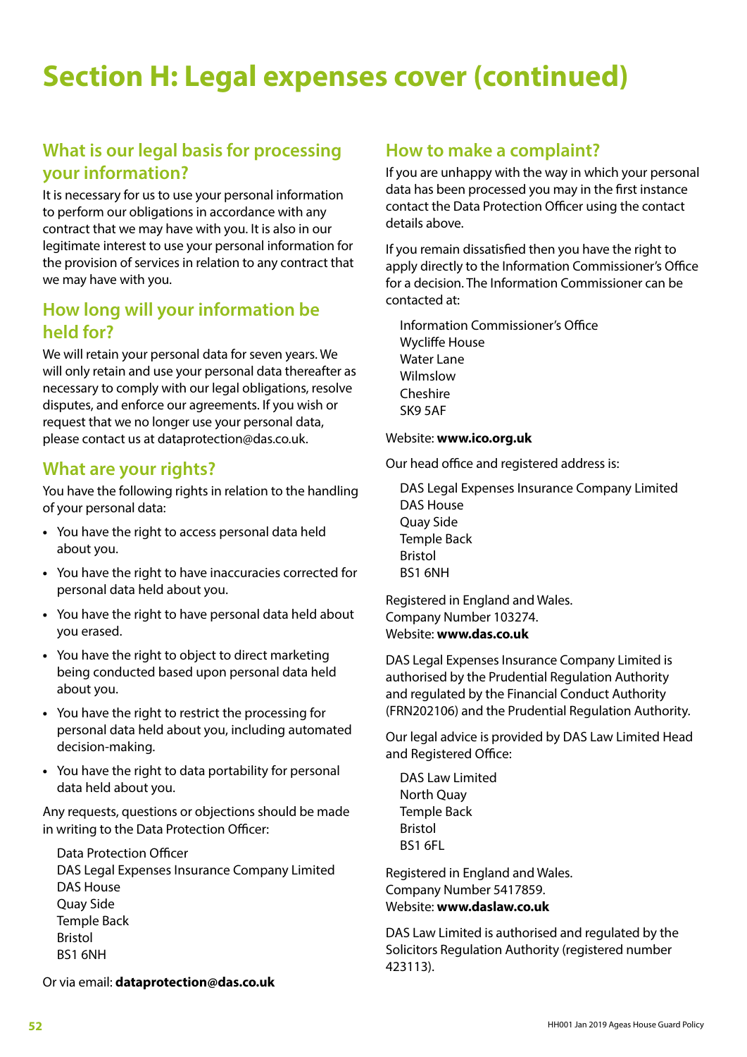# Section H: Legal expenses cover (continued)

## What is our legal basis for processing your information?

It is necessary for us to use your personal information to perform our obligations in accordance with any contract that we may have with you. It is also in our legitimate interest to use your personal information for the provision of services in relation to any contract that we may have with you.

## How long will your information be held for?

We will retain your personal data for seven years. We will only retain and use your personal data thereafter as necessary to comply with our legal obligations, resolve disputes, and enforce our agreements. If you wish or request that we no longer use your personal data, please contact us at dataprotection@das.co.uk.

## What are your rights?

You have the following rights in relation to the handling of your personal data:

- You have the right to access personal data held about you.
- You have the right to have inaccuracies corrected for personal data held about you.
- You have the right to have personal data held about you erased.
- You have the right to object to direct marketing being conducted based upon personal data held about you.
- You have the right to restrict the processing for personal data held about you, including automated decision-making.
- You have the right to data portability for personal data held about you.

Any requests, questions or objections should be made in writing to the Data Protection Officer:

Data Protection Officer
DAS Legal Expenses Insurance Company Limited
DAS House
Quay Side
Temple Back
Bristol
BS1 6NH

Or via email: **dataprotection@das.co.uk**

## How to make a complaint?

If you are unhappy with the way in which your personal data has been processed you may in the first instance contact the Data Protection Officer using the contact details above.

If you remain dissatisfied then you have the right to apply directly to the Information Commissioner's Office for a decision. The Information Commissioner can be contacted at:

Information Commissioner's Office
Wycliffe House
Water Lane
Wilmslow
Cheshire
SK9 5AF

Website: **www.ico.org.uk**

Our head office and registered address is:

DAS Legal Expenses Insurance Company Limited
DAS House
Quay Side
Temple Back
Bristol
BS1 6NH

Registered in England and Wales.
Company Number 103274.
Website: **www.das.co.uk**

DAS Legal Expenses Insurance Company Limited is authorised by the Prudential Regulation Authority and regulated by the Financial Conduct Authority (FRN202106) and the Prudential Regulation Authority.

Our legal advice is provided by DAS Law Limited Head and Registered Office:

DAS Law Limited
North Quay
Temple Back
Bristol
BS1 6FL

Registered in England and Wales.
Company Number 5417859.
Website: **www.daslaw.co.uk**

DAS Law Limited is authorised and regulated by the Solicitors Regulation Authority (registered number 423113).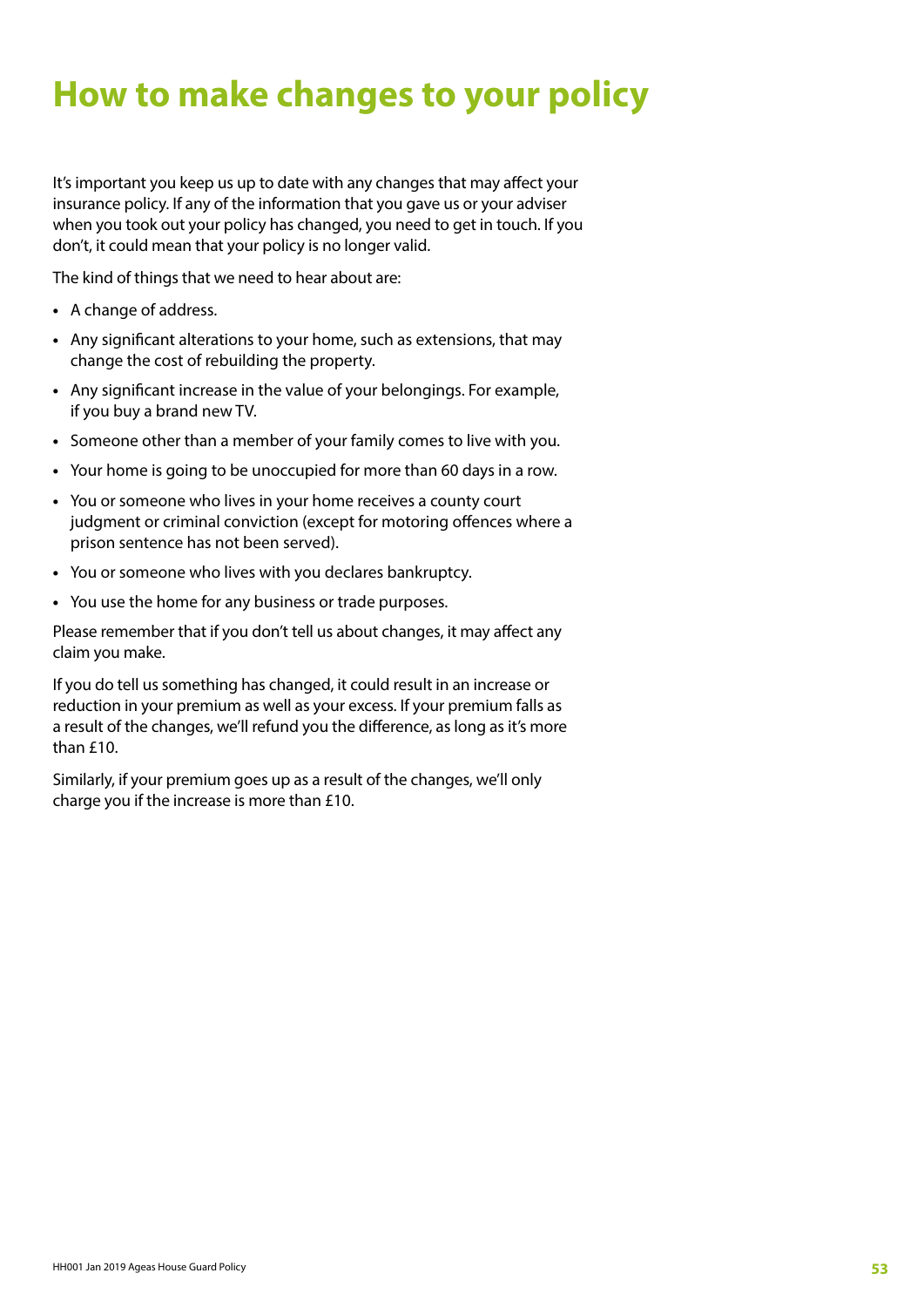# How to make changes to your policy

It's important you keep us up to date with any changes that may affect your insurance policy. If any of the information that you gave us or your adviser when you took out your policy has changed, you need to get in touch. If you don't, it could mean that your policy is no longer valid.

The kind of things that we need to hear about are:

- A change of address.
- Any significant alterations to your home, such as extensions, that may change the cost of rebuilding the property.
- Any significant increase in the value of your belongings. For example, if you buy a brand new TV.
- Someone other than a member of your family comes to live with you.
- Your home is going to be unoccupied for more than 60 days in a row.
- You or someone who lives in your home receives a county court judgment or criminal conviction (except for motoring offences where a prison sentence has not been served).
- You or someone who lives with you declares bankruptcy.
- You use the home for any business or trade purposes.

Please remember that if you don't tell us about changes, it may affect any claim you make.

If you do tell us something has changed, it could result in an increase or reduction in your premium as well as your excess. If your premium falls as a result of the changes, we'll refund you the difference, as long as it's more than £10.

Similarly, if your premium goes up as a result of the changes, we'll only charge you if the increase is more than £10.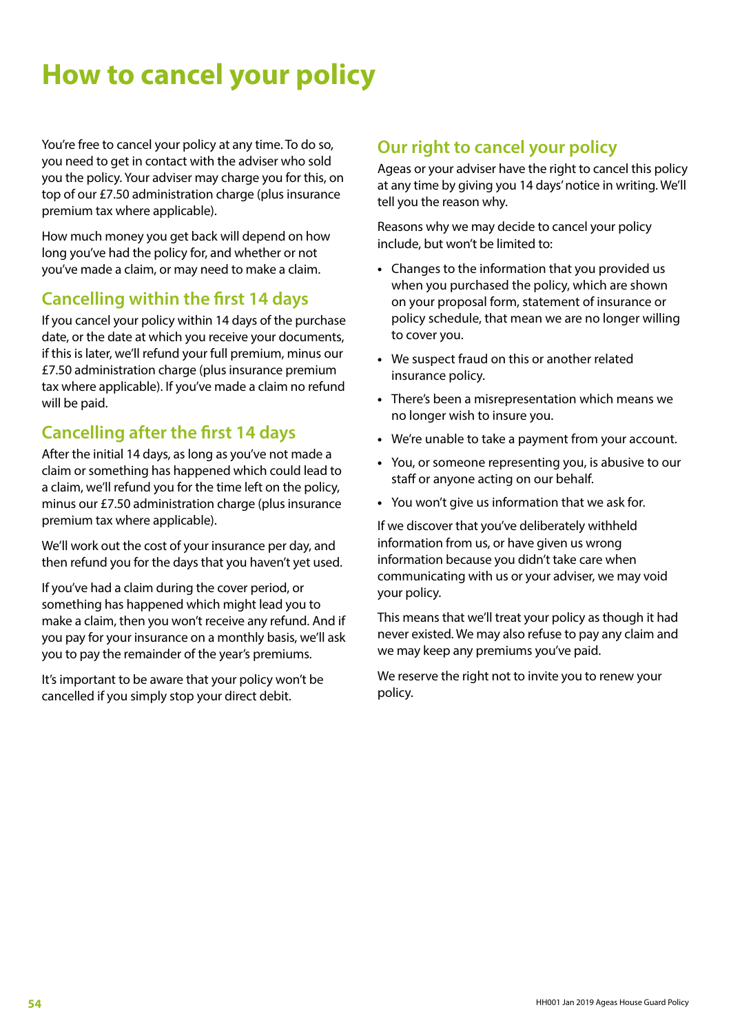# How to cancel your policy

You're free to cancel your policy at any time. To do so, you need to get in contact with the adviser who sold you the policy. Your adviser may charge you for this, on top of our £7.50 administration charge (plus insurance premium tax where applicable).

How much money you get back will depend on how long you've had the policy for, and whether or not you've made a claim, or may need to make a claim.

## Cancelling within the first 14 days

If you cancel your policy within 14 days of the purchase date, or the date at which you receive your documents, if this is later, we'll refund your full premium, minus our £7.50 administration charge (plus insurance premium tax where applicable). If you've made a claim no refund will be paid.

## Cancelling after the first 14 days

After the initial 14 days, as long as you've not made a claim or something has happened which could lead to a claim, we'll refund you for the time left on the policy, minus our £7.50 administration charge (plus insurance premium tax where applicable).

We'll work out the cost of your insurance per day, and then refund you for the days that you haven't yet used.

If you've had a claim during the cover period, or something has happened which might lead you to make a claim, then you won't receive any refund. And if you pay for your insurance on a monthly basis, we'll ask you to pay the remainder of the year's premiums.

It's important to be aware that your policy won't be cancelled if you simply stop your direct debit.

## Our right to cancel your policy

Ageas or your adviser have the right to cancel this policy at any time by giving you 14 days' notice in writing. We'll tell you the reason why.

Reasons why we may decide to cancel your policy include, but won't be limited to:

- Changes to the information that you provided us when you purchased the policy, which are shown on your proposal form, statement of insurance or policy schedule, that mean we are no longer willing to cover you.
- We suspect fraud on this or another related insurance policy.
- There's been a misrepresentation which means we no longer wish to insure you.
- We're unable to take a payment from your account.
- You, or someone representing you, is abusive to our staff or anyone acting on our behalf.
- You won't give us information that we ask for.

If we discover that you've deliberately withheld information from us, or have given us wrong information because you didn't take care when communicating with us or your adviser, we may void your policy.

This means that we'll treat your policy as though it had never existed. We may also refuse to pay any claim and we may keep any premiums you've paid.

We reserve the right not to invite you to renew your policy.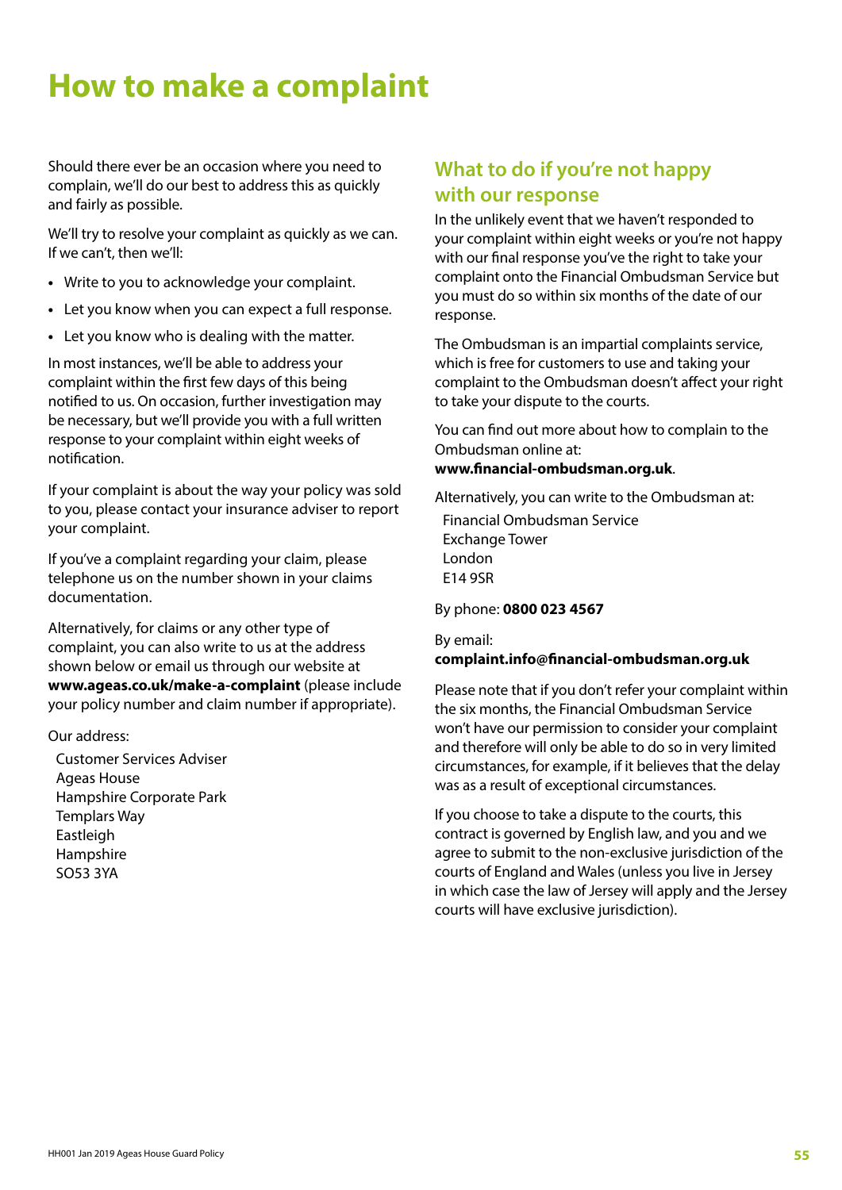# How to make a complaint

Should there ever be an occasion where you need to complain, we'll do our best to address this as quickly and fairly as possible.

We'll try to resolve your complaint as quickly as we can. If we can't, then we'll:

- Write to you to acknowledge your complaint.
- Let you know when you can expect a full response.
- Let you know who is dealing with the matter.

In most instances, we'll be able to address your complaint within the first few days of this being notified to us. On occasion, further investigation may be necessary, but we'll provide you with a full written response to your complaint within eight weeks of notification.

If your complaint is about the way your policy was sold to you, please contact your insurance adviser to report your complaint.

If you've a complaint regarding your claim, please telephone us on the number shown in your claims documentation.

Alternatively, for claims or any other type of complaint, you can also write to us at the address shown below or email us through our website at **www.ageas.co.uk/make-a-complaint** (please include your policy number and claim number if appropriate).

Our address:

Customer Services Adviser
Ageas House
Hampshire Corporate Park
Templars Way
Eastleigh
Hampshire
SO53 3YA

## What to do if you're not happy with our response

In the unlikely event that we haven't responded to your complaint within eight weeks or you're not happy with our final response you've the right to take your complaint onto the Financial Ombudsman Service but you must do so within six months of the date of our response.

The Ombudsman is an impartial complaints service, which is free for customers to use and taking your complaint to the Ombudsman doesn't affect your right to take your dispute to the courts.

You can find out more about how to complain to the Ombudsman online at:
**www.financial-ombudsman.org.uk**.

Alternatively, you can write to the Ombudsman at:

Financial Ombudsman Service
Exchange Tower
London
E14 9SR

By phone: **0800 023 4567**

By email:
**complaint.info@financial-ombudsman.org.uk**

Please note that if you don't refer your complaint within the six months, the Financial Ombudsman Service won't have our permission to consider your complaint and therefore will only be able to do so in very limited circumstances, for example, if it believes that the delay was as a result of exceptional circumstances.

If you choose to take a dispute to the courts, this contract is governed by English law, and you and we agree to submit to the non-exclusive jurisdiction of the courts of England and Wales (unless you live in Jersey in which case the law of Jersey will apply and the Jersey courts will have exclusive jurisdiction).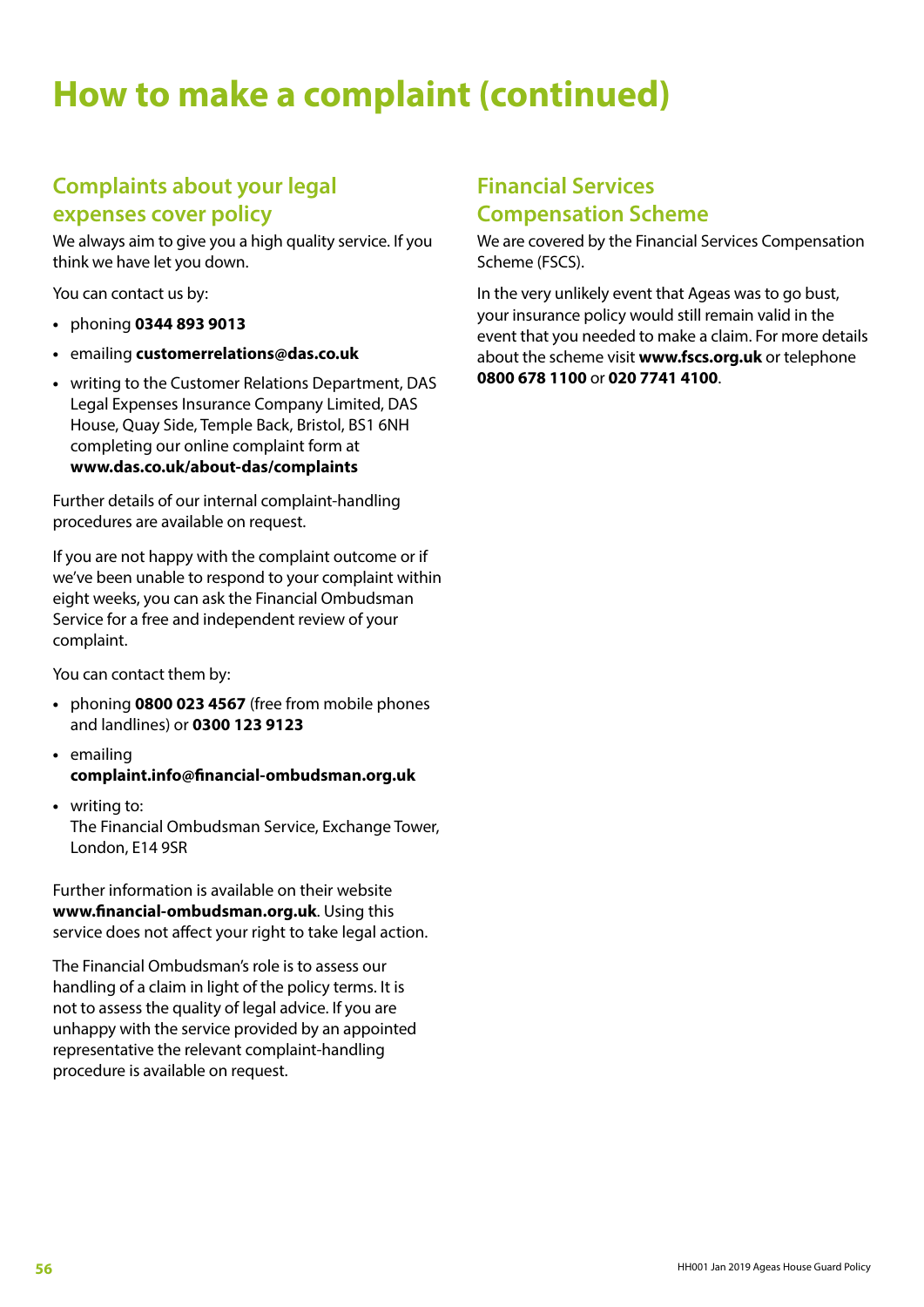# How to make a complaint (continued)

## Complaints about your legal expenses cover policy

We always aim to give you a high quality service. If you think we have let you down.

You can contact us by:

- phoning **0344 893 9013**
- emailing **customerrelations@das.co.uk**
- writing to the Customer Relations Department, DAS Legal Expenses Insurance Company Limited, DAS House, Quay Side, Temple Back, Bristol, BS1 6NH completing our online complaint form at **www.das.co.uk/about-das/complaints**

Further details of our internal complaint-handling procedures are available on request.

If you are not happy with the complaint outcome or if we've been unable to respond to your complaint within eight weeks, you can ask the Financial Ombudsman Service for a free and independent review of your complaint.

You can contact them by:

- phoning **0800 023 4567** (free from mobile phones and landlines) or **0300 123 9123**
- emailing **complaint.info@financial-ombudsman.org.uk**
- writing to:
  The Financial Ombudsman Service, Exchange Tower, London, E14 9SR

Further information is available on their website **www.financial-ombudsman.org.uk**. Using this service does not affect your right to take legal action.

The Financial Ombudsman's role is to assess our handling of a claim in light of the policy terms. It is not to assess the quality of legal advice. If you are unhappy with the service provided by an appointed representative the relevant complaint-handling procedure is available on request.

## Financial Services Compensation Scheme

We are covered by the Financial Services Compensation Scheme (FSCS).

In the very unlikely event that Ageas was to go bust, your insurance policy would still remain valid in the event that you needed to make a claim. For more details about the scheme visit **www.fscs.org.uk** or telephone **0800 678 1100** or **020 7741 4100**.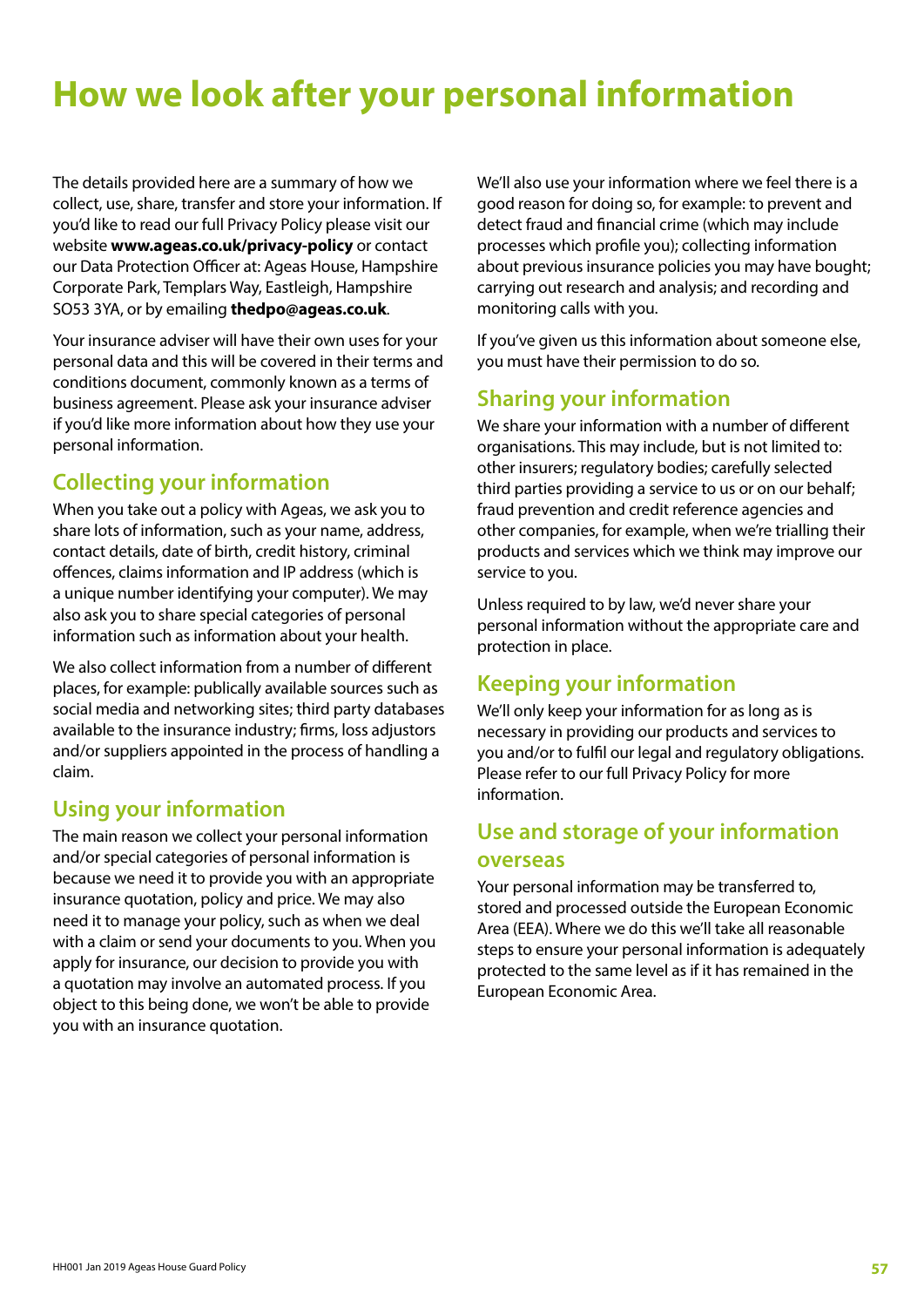# How we look after your personal information

The details provided here are a summary of how we collect, use, share, transfer and store your information. If you'd like to read our full Privacy Policy please visit our website **www.ageas.co.uk/privacy-policy** or contact our Data Protection Officer at: Ageas House, Hampshire Corporate Park, Templars Way, Eastleigh, Hampshire SO53 3YA, or by emailing **thedpo@ageas.co.uk**.

Your insurance adviser will have their own uses for your personal data and this will be covered in their terms and conditions document, commonly known as a terms of business agreement. Please ask your insurance adviser if you'd like more information about how they use your personal information.

## Collecting your information

When you take out a policy with Ageas, we ask you to share lots of information, such as your name, address, contact details, date of birth, credit history, criminal offences, claims information and IP address (which is a unique number identifying your computer). We may also ask you to share special categories of personal information such as information about your health.

We also collect information from a number of different places, for example: publically available sources such as social media and networking sites; third party databases available to the insurance industry; firms, loss adjustors and/or suppliers appointed in the process of handling a claim.

## Using your information

The main reason we collect your personal information and/or special categories of personal information is because we need it to provide you with an appropriate insurance quotation, policy and price. We may also need it to manage your policy, such as when we deal with a claim or send your documents to you. When you apply for insurance, our decision to provide you with a quotation may involve an automated process. If you object to this being done, we won't be able to provide you with an insurance quotation.

We'll also use your information where we feel there is a good reason for doing so, for example: to prevent and detect fraud and financial crime (which may include processes which profile you); collecting information about previous insurance policies you may have bought; carrying out research and analysis; and recording and monitoring calls with you.

If you've given us this information about someone else, you must have their permission to do so.

## Sharing your information

We share your information with a number of different organisations. This may include, but is not limited to: other insurers; regulatory bodies; carefully selected third parties providing a service to us or on our behalf; fraud prevention and credit reference agencies and other companies, for example, when we're trialling their products and services which we think may improve our service to you.

Unless required to by law, we'd never share your personal information without the appropriate care and protection in place.

## Keeping your information

We'll only keep your information for as long as is necessary in providing our products and services to you and/or to fulfil our legal and regulatory obligations. Please refer to our full Privacy Policy for more information.

## Use and storage of your information overseas

Your personal information may be transferred to, stored and processed outside the European Economic Area (EEA). Where we do this we'll take all reasonable steps to ensure your personal information is adequately protected to the same level as if it has remained in the European Economic Area.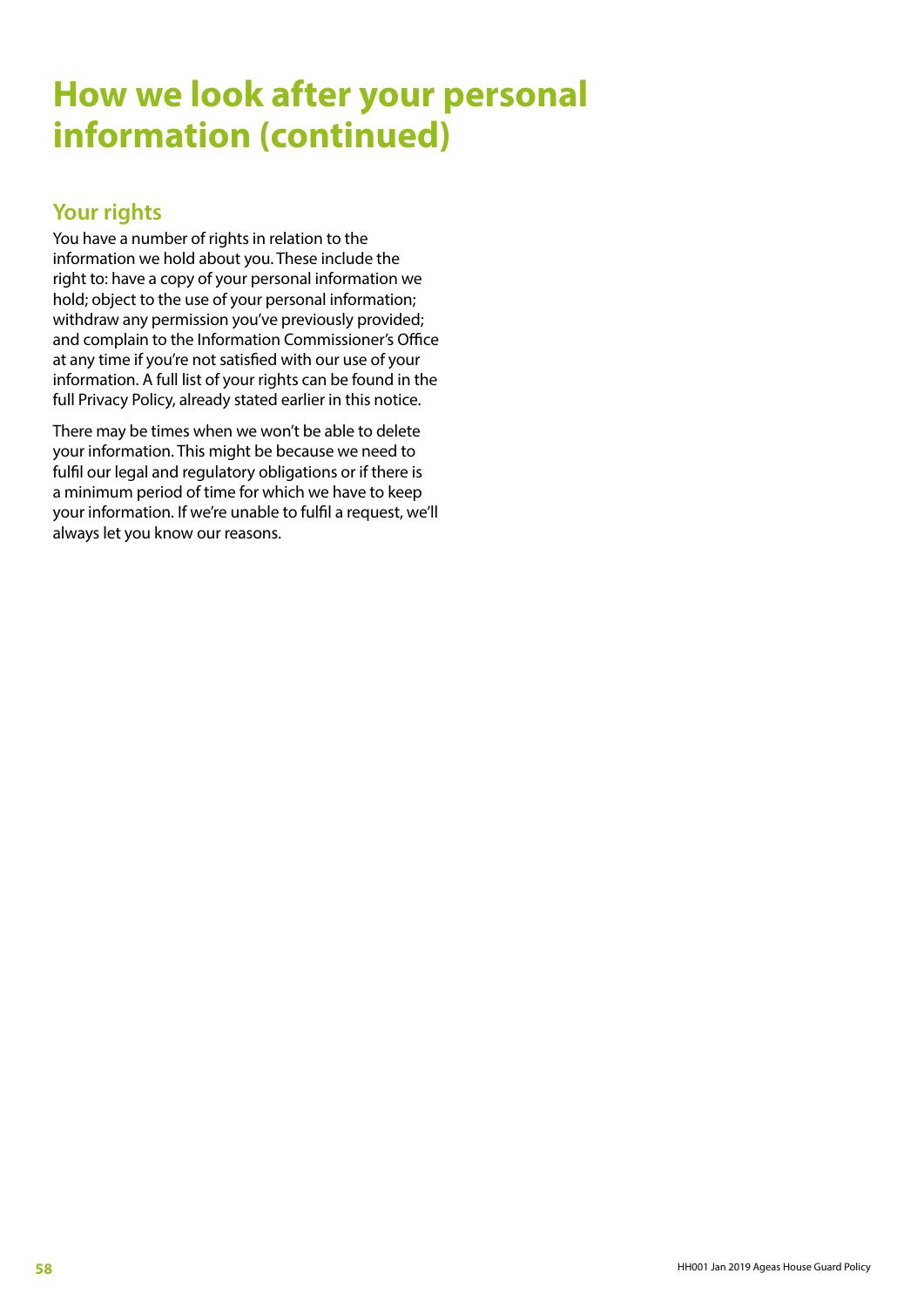# How we look after your personal information (continued)

## Your rights

You have a number of rights in relation to the information we hold about you. These include the right to: have a copy of your personal information we hold; object to the use of your personal information; withdraw any permission you've previously provided; and complain to the Information Commissioner's Office at any time if you're not satisfied with our use of your information. A full list of your rights can be found in the full Privacy Policy, already stated earlier in this notice.

There may be times when we won't be able to delete your information. This might be because we need to fulfil our legal and regulatory obligations or if there is a minimum period of time for which we have to keep your information. If we're unable to fulfil a request, we'll always let you know our reasons.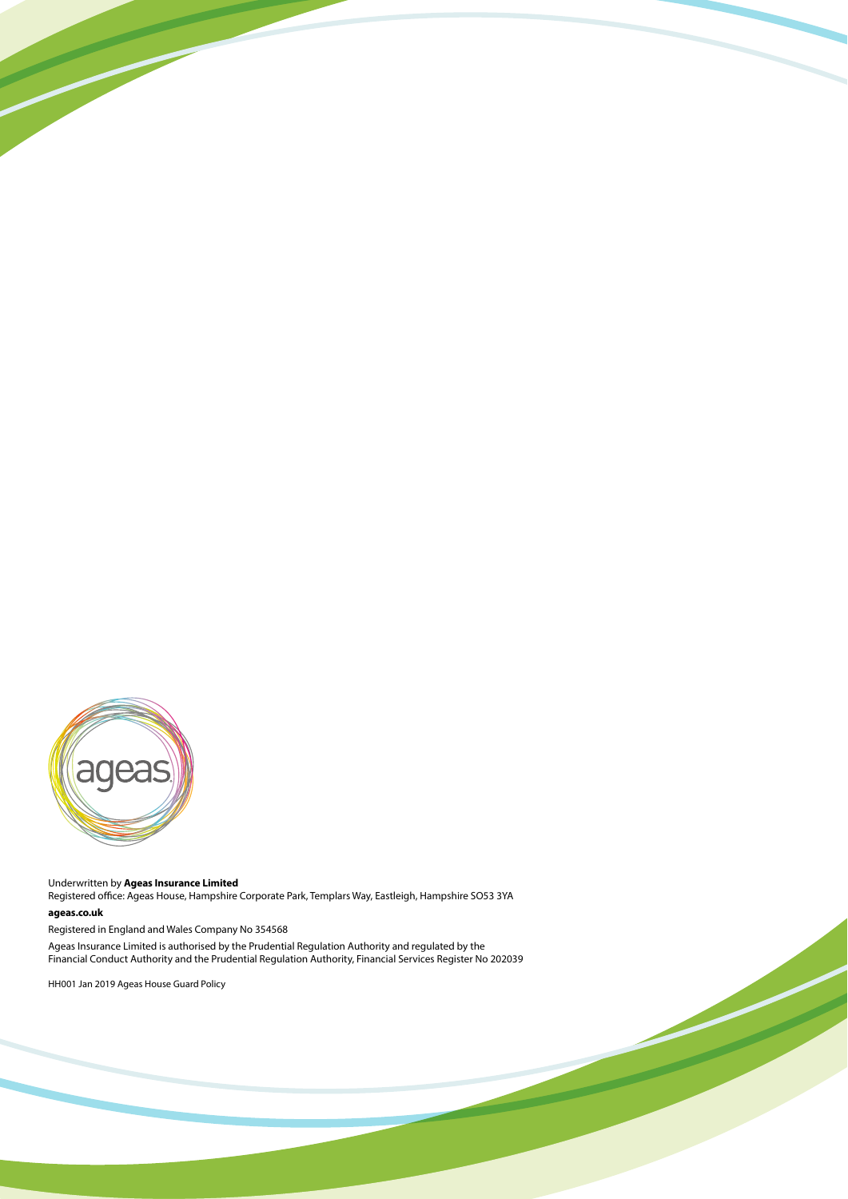Underwritten by **Ageas Insurance Limited**
Registered office: Ageas House, Hampshire Corporate Park, Templars Way, Eastleigh, Hampshire SO53 3YA

**ageas.co.uk**

Registered in England and Wales Company No 354568

Ageas Insurance Limited is authorised by the Prudential Regulation Authority and regulated by the Financial Conduct Authority and the Prudential Regulation Authority, Financial Services Register No 202039

HH001 Jan 2019 Ageas House Guard Policy